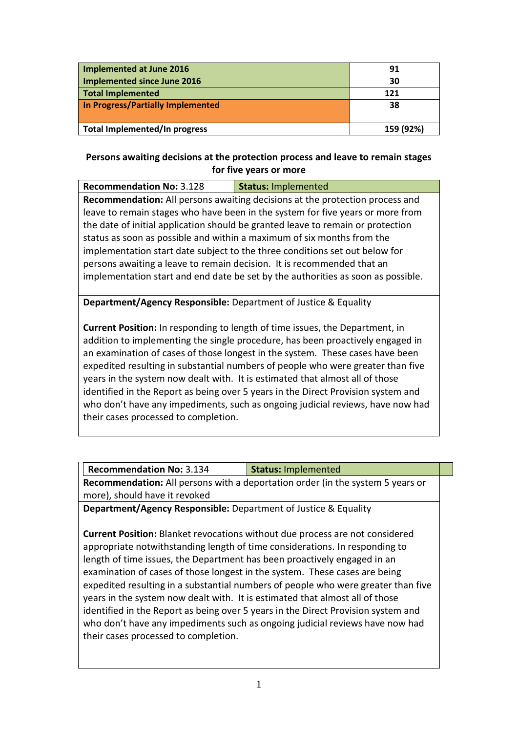| | |
|---|---|
| **Implemented at June 2016** | **91** |
| **Implemented since June 2016** | **30** |
| **Total Implemented** | **121** |
| **In Progress/Partially Implemented** | **38** |
| **Total Implemented/In progress** | **159 (92%)** |

**Persons awaiting decisions at the protection process and leave to remain stages for five years or more**

| **Recommendation No:** 3.128 | **Status:** Implemented |
|---|---|

**Recommendation:** All persons awaiting decisions at the protection process and leave to remain stages who have been in the system for five years or more from the date of initial application should be granted leave to remain or protection status as soon as possible and within a maximum of six months from the implementation start date subject to the three conditions set out below for persons awaiting a leave to remain decision. It is recommended that an implementation start and end date be set by the authorities as soon as possible.

**Department/Agency Responsible:** Department of Justice & Equality

**Current Position:** In responding to length of time issues, the Department, in addition to implementing the single procedure, has been proactively engaged in an examination of cases of those longest in the system. These cases have been expedited resulting in substantial numbers of people who were greater than five years in the system now dealt with. It is estimated that almost all of those identified in the Report as being over 5 years in the Direct Provision system and who don't have any impediments, such as ongoing judicial reviews, have now had their cases processed to completion.

| **Recommendation No:** 3.134 | **Status:** Implemented |
|---|---|

**Recommendation:** All persons with a deportation order (in the system 5 years or more), should have it revoked

**Department/Agency Responsible:** Department of Justice & Equality

**Current Position:** Blanket revocations without due process are not considered appropriate notwithstanding length of time considerations. In responding to length of time issues, the Department has been proactively engaged in an examination of cases of those longest in the system. These cases are being expedited resulting in a substantial numbers of people who were greater than five years in the system now dealt with. It is estimated that almost all of those identified in the Report as being over 5 years in the Direct Provision system and who don't have any impediments such as ongoing judicial reviews have now had their cases processed to completion.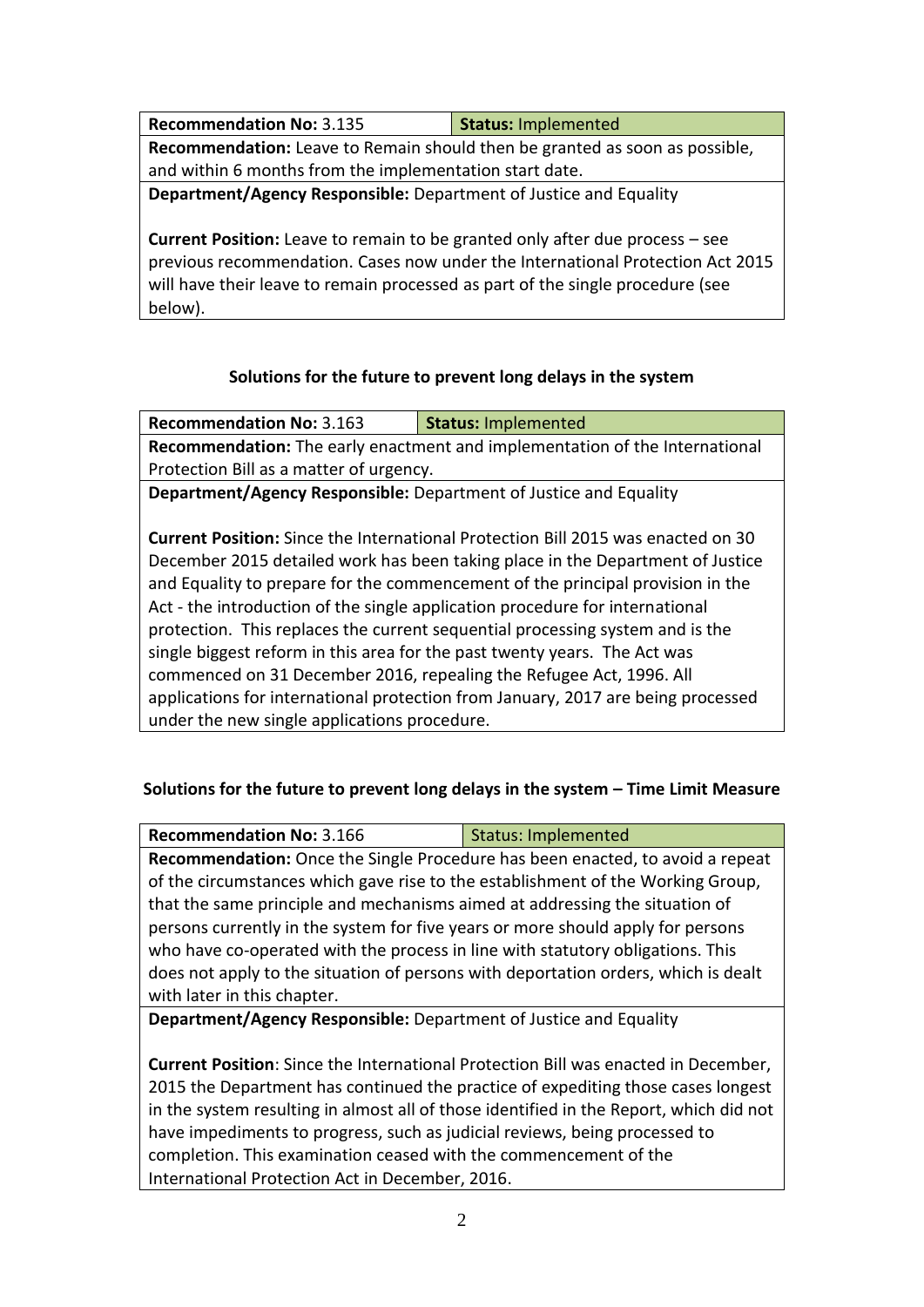| **Recommendation No:** 3.135 | **Status:** Implemented |
|---|---|
| **Recommendation:** Leave to Remain should then be granted as soon as possible, and within 6 months from the implementation start date. | |
| **Department/Agency Responsible:** Department of Justice and Equality<br><br>**Current Position:** Leave to remain to be granted only after due process – see previous recommendation. Cases now under the International Protection Act 2015 will have their leave to remain processed as part of the single procedure (see below). | |

### Solutions for the future to prevent long delays in the system

| **Recommendation No:** 3.163 | **Status:** Implemented |
|---|---|
| **Recommendation:** The early enactment and implementation of the International Protection Bill as a matter of urgency. | |
| **Department/Agency Responsible:** Department of Justice and Equality<br><br>**Current Position:** Since the International Protection Bill 2015 was enacted on 30 December 2015 detailed work has been taking place in the Department of Justice and Equality to prepare for the commencement of the principal provision in the Act - the introduction of the single application procedure for international protection. This replaces the current sequential processing system and is the single biggest reform in this area for the past twenty years. The Act was commenced on 31 December 2016, repealing the Refugee Act, 1996. All applications for international protection from January, 2017 are being processed under the new single applications procedure. | |

### Solutions for the future to prevent long delays in the system – Time Limit Measure

| **Recommendation No:** 3.166 | Status: Implemented |
|---|---|
| **Recommendation:** Once the Single Procedure has been enacted, to avoid a repeat of the circumstances which gave rise to the establishment of the Working Group, that the same principle and mechanisms aimed at addressing the situation of persons currently in the system for five years or more should apply for persons who have co-operated with the process in line with statutory obligations. This does not apply to the situation of persons with deportation orders, which is dealt with later in this chapter. | |
| **Department/Agency Responsible:** Department of Justice and Equality<br><br>**Current Position**: Since the International Protection Bill was enacted in December, 2015 the Department has continued the practice of expediting those cases longest in the system resulting in almost all of those identified in the Report, which did not have impediments to progress, such as judicial reviews, being processed to completion. This examination ceased with the commencement of the International Protection Act in December, 2016. | |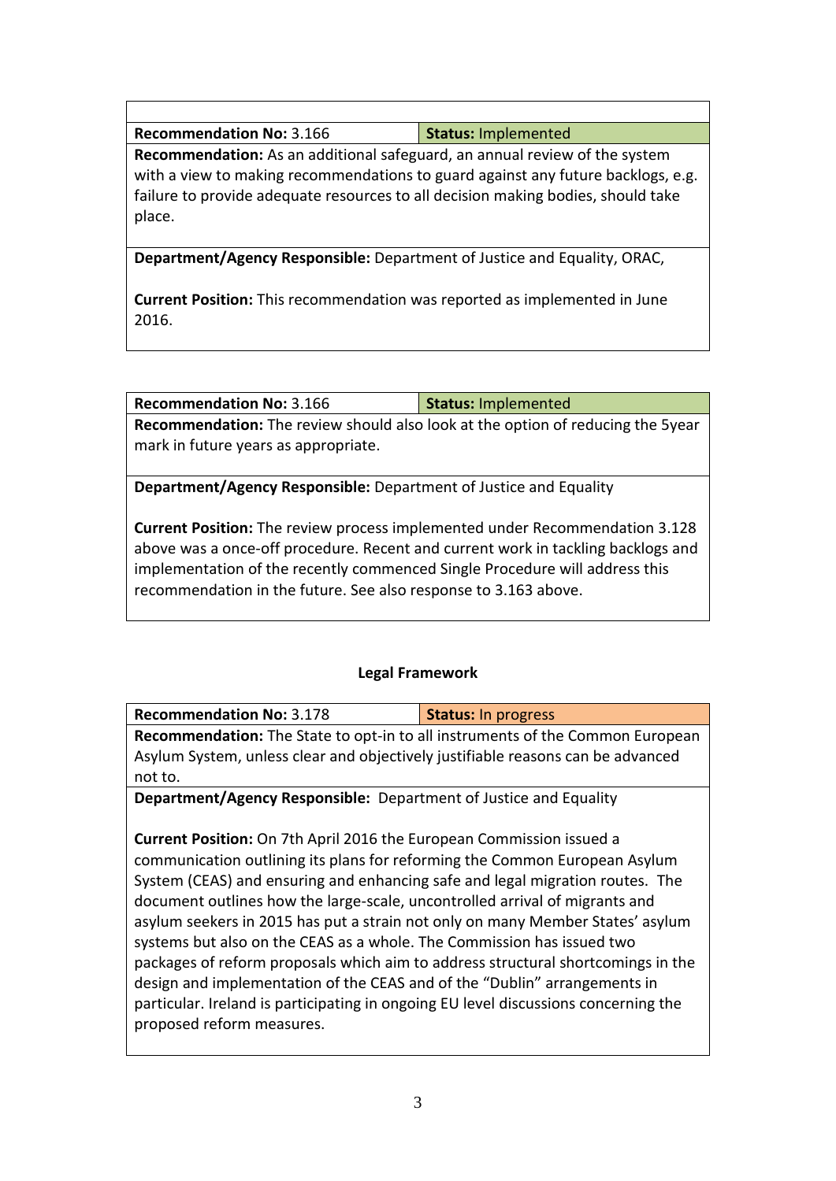| Recommendation No: 3.166 | Status: Implemented |
|---|---|
| **Recommendation:** As an additional safeguard, an annual review of the system with a view to making recommendations to guard against any future backlogs, e.g. failure to provide adequate resources to all decision making bodies, should take place. | |
| **Department/Agency Responsible:** Department of Justice and Equality, ORAC,<br><br>**Current Position:** This recommendation was reported as implemented in June 2016. | |

| Recommendation No: 3.166 | Status: Implemented |
|---|---|
| **Recommendation:** The review should also look at the option of reducing the 5year mark in future years as appropriate. | |
| **Department/Agency Responsible:** Department of Justice and Equality<br><br>**Current Position:** The review process implemented under Recommendation 3.128 above was a once-off procedure. Recent and current work in tackling backlogs and implementation of the recently commenced Single Procedure will address this recommendation in the future. See also response to 3.163 above. | |

### Legal Framework

| Recommendation No: 3.178 | Status: In progress |
|---|---|
| **Recommendation:** The State to opt-in to all instruments of the Common European Asylum System, unless clear and objectively justifiable reasons can be advanced not to. | |
| **Department/Agency Responsible:** Department of Justice and Equality<br><br>**Current Position:** On 7th April 2016 the European Commission issued a communication outlining its plans for reforming the Common European Asylum System (CEAS) and ensuring and enhancing safe and legal migration routes. The document outlines how the large-scale, uncontrolled arrival of migrants and asylum seekers in 2015 has put a strain not only on many Member States' asylum systems but also on the CEAS as a whole. The Commission has issued two packages of reform proposals which aim to address structural shortcomings in the design and implementation of the CEAS and of the "Dublin" arrangements in particular. Ireland is participating in ongoing EU level discussions concerning the proposed reform measures. | |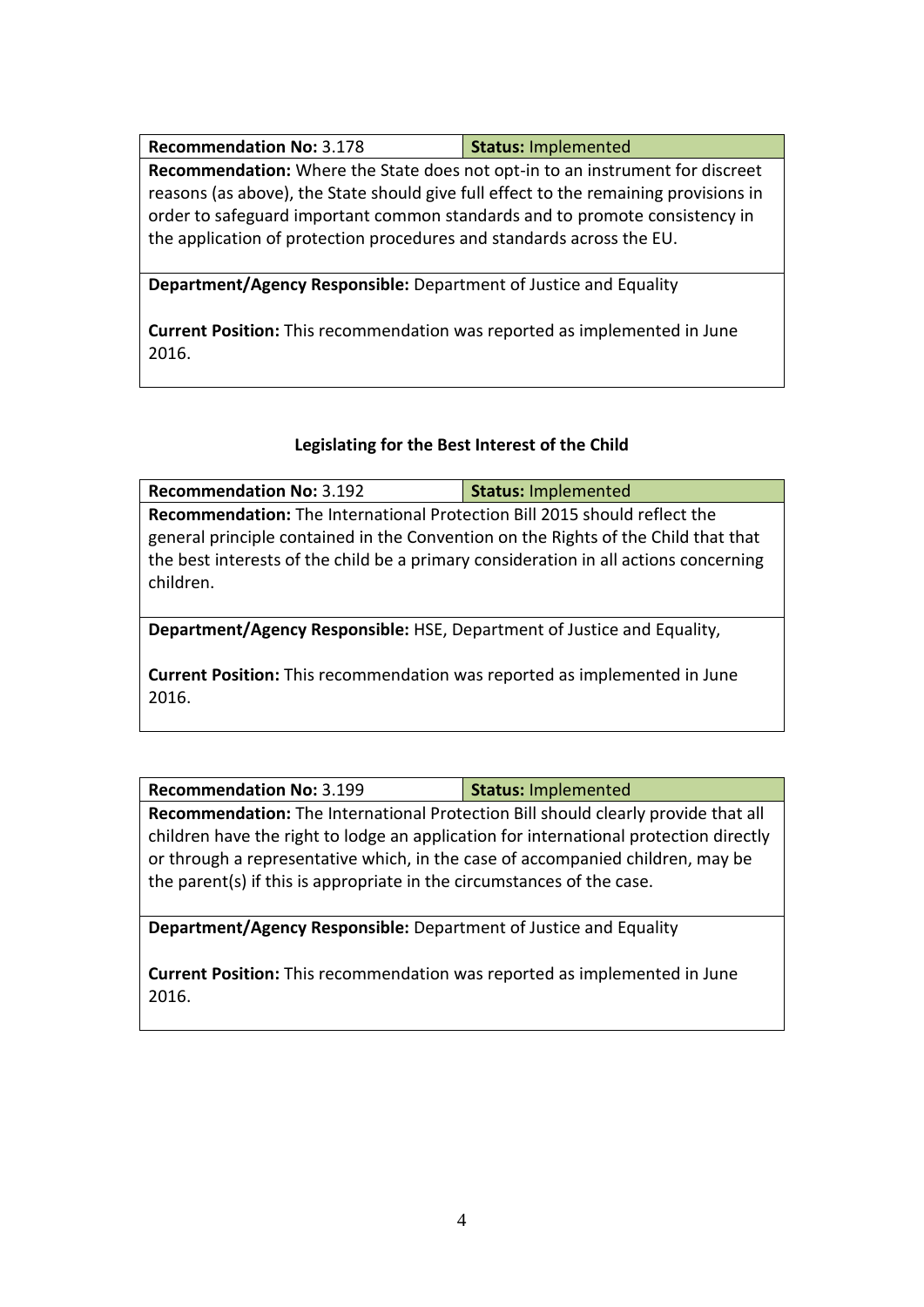| **Recommendation No:** 3.178 | **Status:** Implemented |
|---|---|

**Recommendation:** Where the State does not opt-in to an instrument for discreet reasons (as above), the State should give full effect to the remaining provisions in order to safeguard important common standards and to promote consistency in the application of protection procedures and standards across the EU.

**Department/Agency Responsible:** Department of Justice and Equality

**Current Position:** This recommendation was reported as implemented in June 2016.

### Legislating for the Best Interest of the Child

| **Recommendation No:** 3.192 | **Status:** Implemented |
|---|---|

**Recommendation:** The International Protection Bill 2015 should reflect the general principle contained in the Convention on the Rights of the Child that that the best interests of the child be a primary consideration in all actions concerning children.

**Department/Agency Responsible:** HSE, Department of Justice and Equality,

**Current Position:** This recommendation was reported as implemented in June 2016.

| **Recommendation No:** 3.199 | **Status:** Implemented |
|---|---|

**Recommendation:** The International Protection Bill should clearly provide that all children have the right to lodge an application for international protection directly or through a representative which, in the case of accompanied children, may be the parent(s) if this is appropriate in the circumstances of the case.

**Department/Agency Responsible:** Department of Justice and Equality

**Current Position:** This recommendation was reported as implemented in June 2016.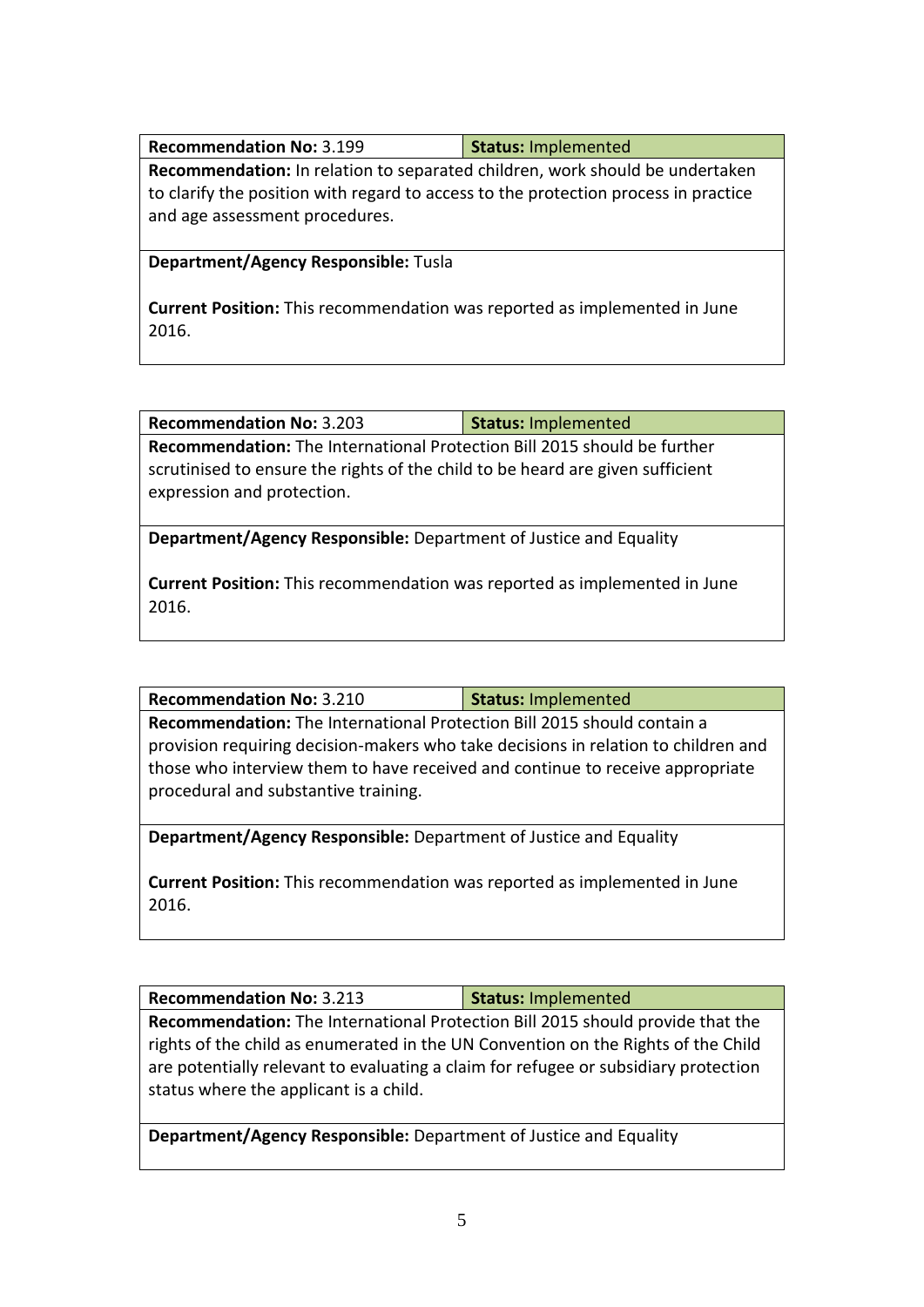| **Recommendation No:** 3.199 | **Status:** Implemented |
|---|---|
| **Recommendation:** In relation to separated children, work should be undertaken to clarify the position with regard to access to the protection process in practice and age assessment procedures. | |
| **Department/Agency Responsible:** Tusla<br><br>**Current Position:** This recommendation was reported as implemented in June 2016. | |

| **Recommendation No:** 3.203 | **Status:** Implemented |
|---|---|
| **Recommendation:** The International Protection Bill 2015 should be further scrutinised to ensure the rights of the child to be heard are given sufficient expression and protection. | |
| **Department/Agency Responsible:** Department of Justice and Equality<br><br>**Current Position:** This recommendation was reported as implemented in June 2016. | |

| **Recommendation No:** 3.210 | **Status:** Implemented |
|---|---|
| **Recommendation:** The International Protection Bill 2015 should contain a provision requiring decision-makers who take decisions in relation to children and those who interview them to have received and continue to receive appropriate procedural and substantive training. | |
| **Department/Agency Responsible:** Department of Justice and Equality<br><br>**Current Position:** This recommendation was reported as implemented in June 2016. | |

| **Recommendation No:** 3.213 | **Status:** Implemented |
|---|---|
| **Recommendation:** The International Protection Bill 2015 should provide that the rights of the child as enumerated in the UN Convention on the Rights of the Child are potentially relevant to evaluating a claim for refugee or subsidiary protection status where the applicant is a child. | |
| **Department/Agency Responsible:** Department of Justice and Equality | |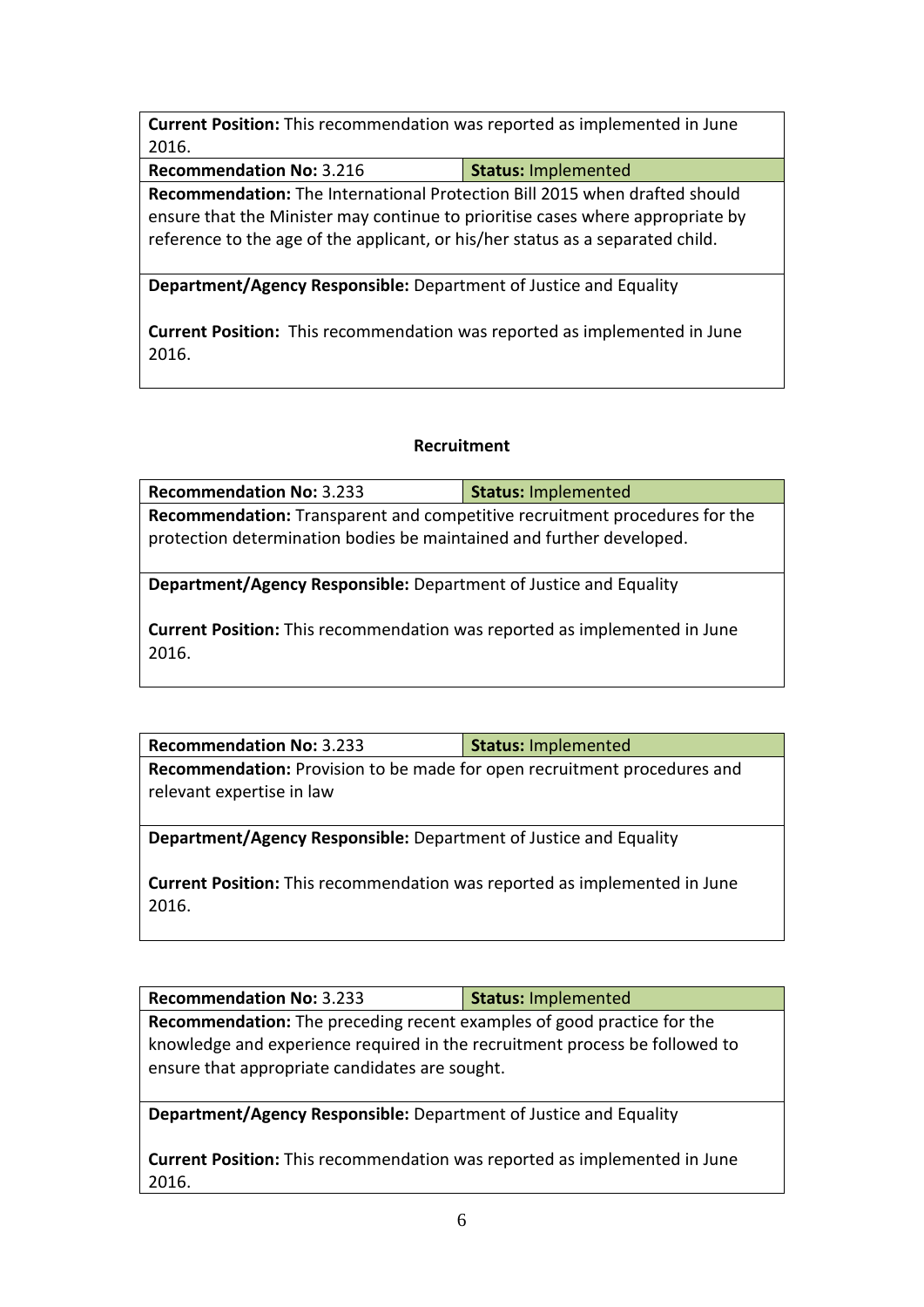| **Current Position:** This recommendation was reported as implemented in June 2016. | |
|---|---|
| **Recommendation No:** 3.216 | **Status:** Implemented |
| **Recommendation:** The International Protection Bill 2015 when drafted should ensure that the Minister may continue to prioritise cases where appropriate by reference to the age of the applicant, or his/her status as a separated child. | |
| **Department/Agency Responsible:** Department of Justice and Equality<br><br>**Current Position:** This recommendation was reported as implemented in June 2016. | |

### Recruitment

| **Recommendation No:** 3.233 | **Status:** Implemented |
|---|---|
| **Recommendation:** Transparent and competitive recruitment procedures for the protection determination bodies be maintained and further developed. | |
| **Department/Agency Responsible:** Department of Justice and Equality<br><br>**Current Position:** This recommendation was reported as implemented in June 2016. | |

| **Recommendation No:** 3.233 | **Status:** Implemented |
|---|---|
| **Recommendation:** Provision to be made for open recruitment procedures and relevant expertise in law | |
| **Department/Agency Responsible:** Department of Justice and Equality<br><br>**Current Position:** This recommendation was reported as implemented in June 2016. | |

| **Recommendation No:** 3.233 | **Status:** Implemented |
|---|---|
| **Recommendation:** The preceding recent examples of good practice for the knowledge and experience required in the recruitment process be followed to ensure that appropriate candidates are sought. | |
| **Department/Agency Responsible:** Department of Justice and Equality<br><br>**Current Position:** This recommendation was reported as implemented in June 2016. | |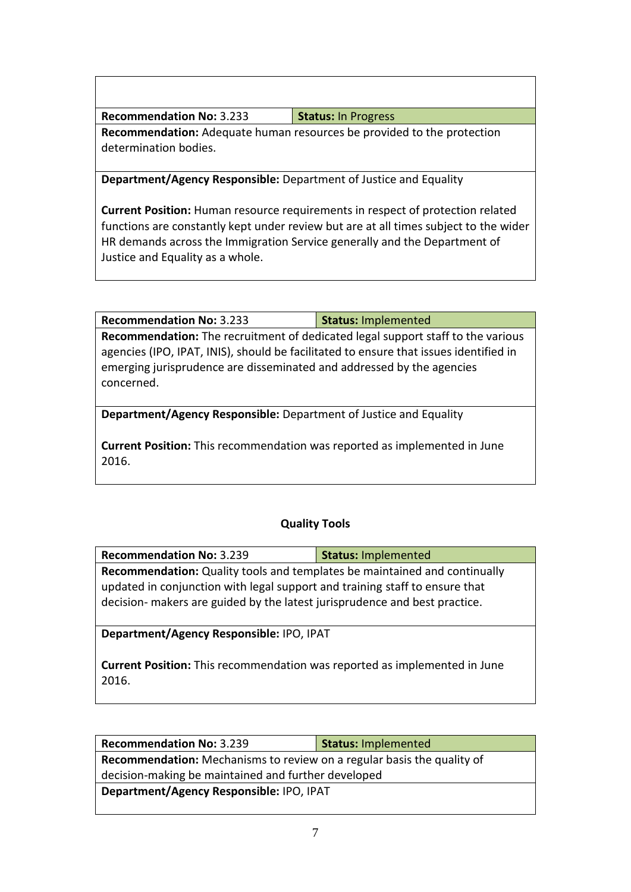| **Recommendation No:** 3.233 | **Status:** In Progress |
|---|---|
| **Recommendation:** Adequate human resources be provided to the protection determination bodies. | |
| **Department/Agency Responsible:** Department of Justice and Equality<br><br>**Current Position:** Human resource requirements in respect of protection related functions are constantly kept under review but are at all times subject to the wider HR demands across the Immigration Service generally and the Department of Justice and Equality as a whole. | |

| **Recommendation No:** 3.233 | **Status:** Implemented |
|---|---|
| **Recommendation:** The recruitment of dedicated legal support staff to the various agencies (IPO, IPAT, INIS), should be facilitated to ensure that issues identified in emerging jurisprudence are disseminated and addressed by the agencies concerned. | |
| **Department/Agency Responsible:** Department of Justice and Equality<br><br>**Current Position:** This recommendation was reported as implemented in June 2016. | |

### Quality Tools

| **Recommendation No:** 3.239 | **Status:** Implemented |
|---|---|
| **Recommendation:** Quality tools and templates be maintained and continually updated in conjunction with legal support and training staff to ensure that decision- makers are guided by the latest jurisprudence and best practice. | |
| **Department/Agency Responsible:** IPO, IPAT<br><br>**Current Position:** This recommendation was reported as implemented in June 2016. | |

| **Recommendation No:** 3.239 | **Status:** Implemented |
|---|---|
| **Recommendation:** Mechanisms to review on a regular basis the quality of decision-making be maintained and further developed | |
| **Department/Agency Responsible:** IPO, IPAT | |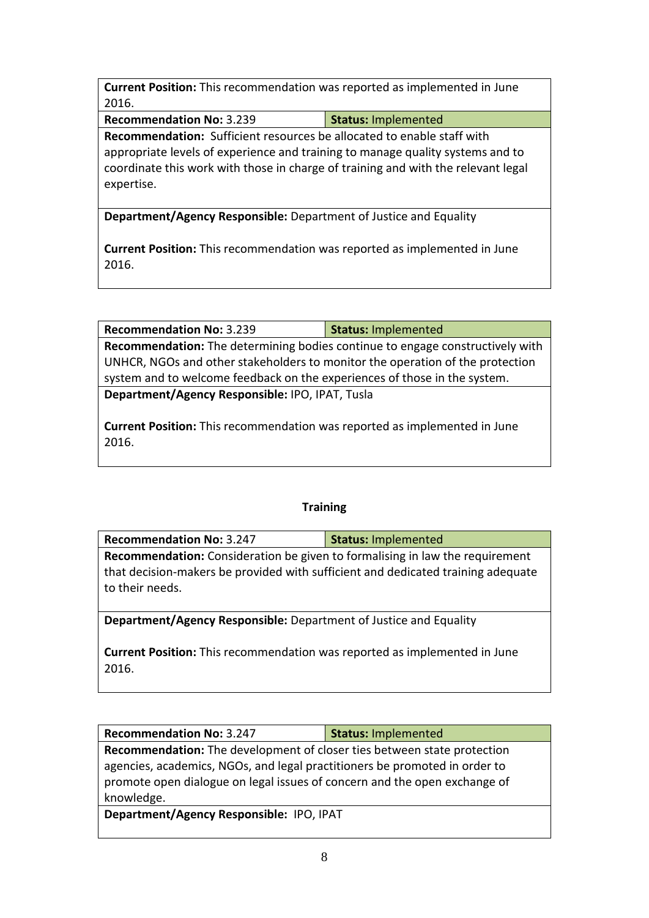**Current Position:** This recommendation was reported as implemented in June 2016.

| **Recommendation No:** 3.239 | **Status:** Implemented |
|---|---|
| **Recommendation:** Sufficient resources be allocated to enable staff with appropriate levels of experience and training to manage quality systems and to coordinate this work with those in charge of training and with the relevant legal expertise. | |
| **Department/Agency Responsible:** Department of Justice and Equality<br><br>**Current Position:** This recommendation was reported as implemented in June 2016. | |

| **Recommendation No:** 3.239 | **Status:** Implemented |
|---|---|
| **Recommendation:** The determining bodies continue to engage constructively with UNHCR, NGOs and other stakeholders to monitor the operation of the protection system and to welcome feedback on the experiences of those in the system. | |
| **Department/Agency Responsible:** IPO, IPAT, Tusla<br><br>**Current Position:** This recommendation was reported as implemented in June 2016. | |

### Training

| **Recommendation No:** 3.247 | **Status:** Implemented |
|---|---|
| **Recommendation:** Consideration be given to formalising in law the requirement that decision-makers be provided with sufficient and dedicated training adequate to their needs. | |
| **Department/Agency Responsible:** Department of Justice and Equality<br><br>**Current Position:** This recommendation was reported as implemented in June 2016. | |

| **Recommendation No:** 3.247 | **Status:** Implemented |
|---|---|
| **Recommendation:** The development of closer ties between state protection agencies, academics, NGOs, and legal practitioners be promoted in order to promote open dialogue on legal issues of concern and the open exchange of knowledge. | |
| **Department/Agency Responsible:** IPO, IPAT | |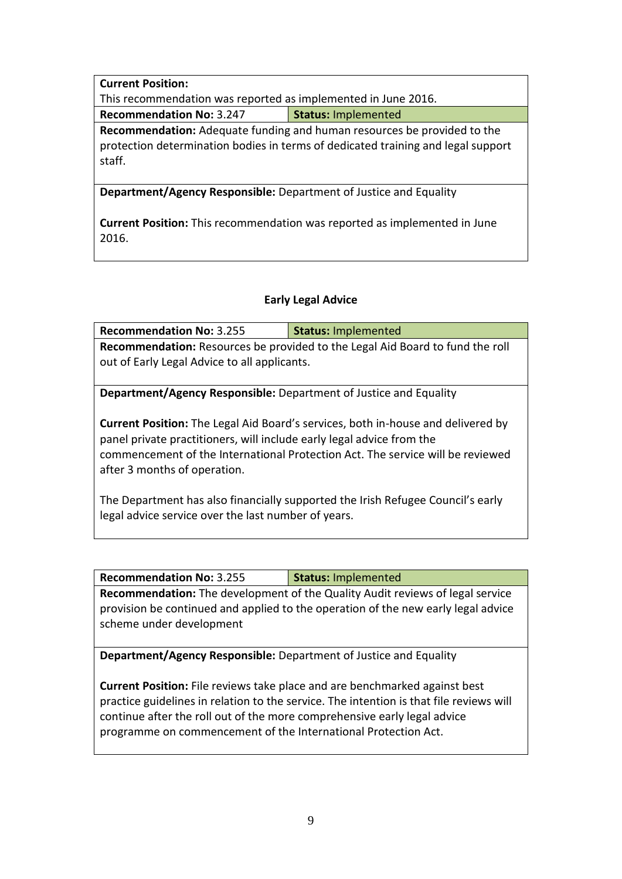**Current Position:**
This recommendation was reported as implemented in June 2016.

| **Recommendation No:** 3.247 | **Status:** Implemented |
|---|---|

**Recommendation:** Adequate funding and human resources be provided to the protection determination bodies in terms of dedicated training and legal support staff.

**Department/Agency Responsible:** Department of Justice and Equality

**Current Position:** This recommendation was reported as implemented in June 2016.

## Early Legal Advice

| **Recommendation No:** 3.255 | **Status:** Implemented |
|---|---|

**Recommendation:** Resources be provided to the Legal Aid Board to fund the roll out of Early Legal Advice to all applicants.

**Department/Agency Responsible:** Department of Justice and Equality

**Current Position:** The Legal Aid Board's services, both in-house and delivered by panel private practitioners, will include early legal advice from the commencement of the International Protection Act. The service will be reviewed after 3 months of operation.

The Department has also financially supported the Irish Refugee Council's early legal advice service over the last number of years.

| **Recommendation No:** 3.255 | **Status:** Implemented |
|---|---|

**Recommendation:** The development of the Quality Audit reviews of legal service provision be continued and applied to the operation of the new early legal advice scheme under development

**Department/Agency Responsible:** Department of Justice and Equality

**Current Position:** File reviews take place and are benchmarked against best practice guidelines in relation to the service. The intention is that file reviews will continue after the roll out of the more comprehensive early legal advice programme on commencement of the International Protection Act.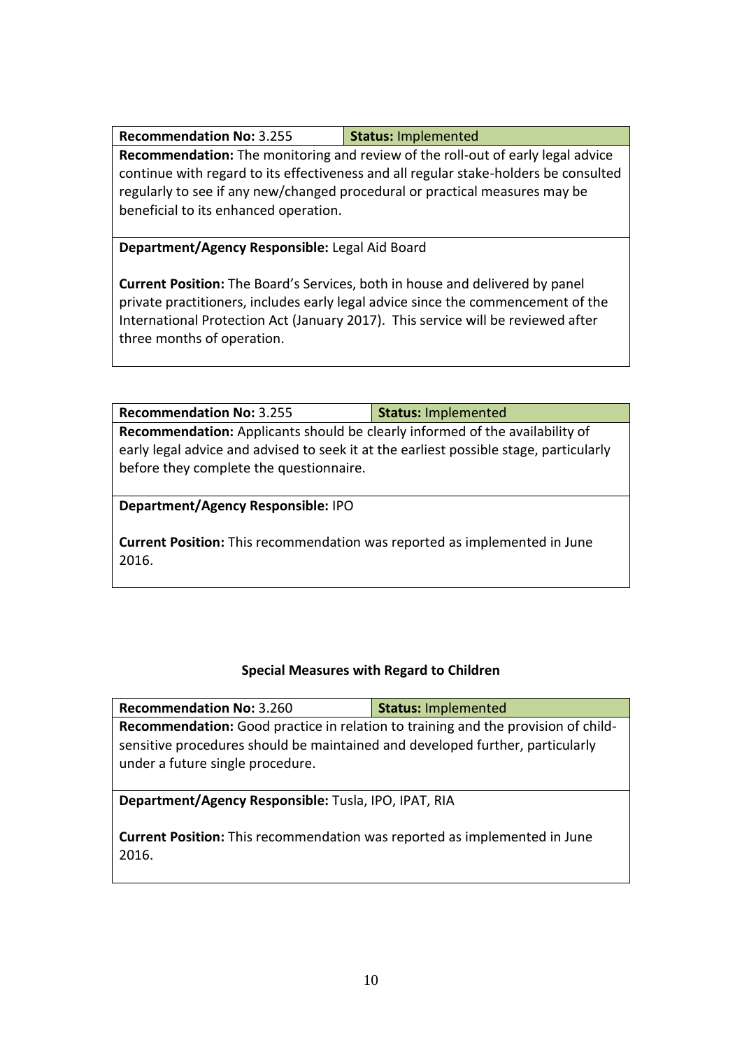| **Recommendation No:** 3.255 | **Status:** Implemented |
|---|---|
| **Recommendation:** The monitoring and review of the roll-out of early legal advice continue with regard to its effectiveness and all regular stake-holders be consulted regularly to see if any new/changed procedural or practical measures may be beneficial to its enhanced operation. | |
| **Department/Agency Responsible:** Legal Aid Board<br><br>**Current Position:** The Board's Services, both in house and delivered by panel private practitioners, includes early legal advice since the commencement of the International Protection Act (January 2017). This service will be reviewed after three months of operation. | |

| **Recommendation No:** 3.255 | **Status:** Implemented |
|---|---|
| **Recommendation:** Applicants should be clearly informed of the availability of early legal advice and advised to seek it at the earliest possible stage, particularly before they complete the questionnaire. | |
| **Department/Agency Responsible:** IPO<br><br>**Current Position:** This recommendation was reported as implemented in June 2016. | |

### Special Measures with Regard to Children

| **Recommendation No:** 3.260 | **Status:** Implemented |
|---|---|
| **Recommendation:** Good practice in relation to training and the provision of child-sensitive procedures should be maintained and developed further, particularly under a future single procedure. | |
| **Department/Agency Responsible:** Tusla, IPO, IPAT, RIA<br><br>**Current Position:** This recommendation was reported as implemented in June 2016. | |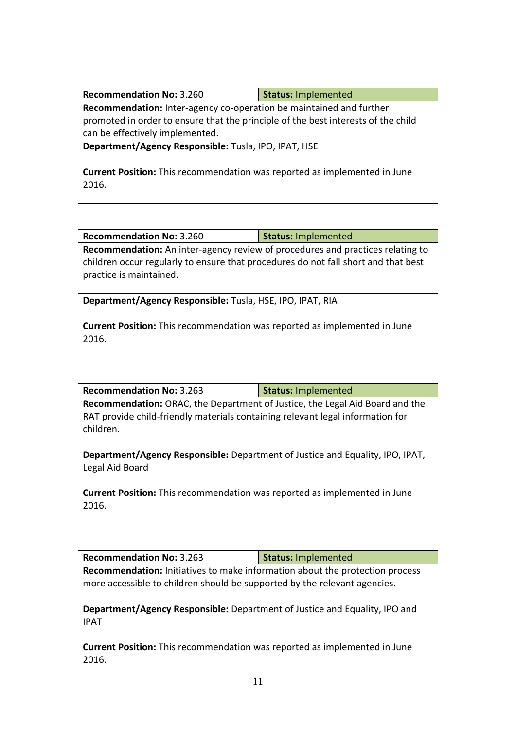| **Recommendation No:** 3.260 | **Status:** Implemented |
| --- | --- |
| **Recommendation:** Inter-agency co-operation be maintained and further promoted in order to ensure that the principle of the best interests of the child can be effectively implemented. | |
| **Department/Agency Responsible:** Tusla, IPO, IPAT, HSE<br><br>**Current Position:** This recommendation was reported as implemented in June 2016. | |

| **Recommendation No:** 3.260 | **Status:** Implemented |
| --- | --- |
| **Recommendation:** An inter-agency review of procedures and practices relating to children occur regularly to ensure that procedures do not fall short and that best practice is maintained. | |
| **Department/Agency Responsible:** Tusla, HSE, IPO, IPAT, RIA<br><br>**Current Position:** This recommendation was reported as implemented in June 2016. | |

| **Recommendation No:** 3.263 | **Status:** Implemented |
| --- | --- |
| **Recommendation:** ORAC, the Department of Justice, the Legal Aid Board and the RAT provide child-friendly materials containing relevant legal information for children. | |
| **Department/Agency Responsible:** Department of Justice and Equality, IPO, IPAT, Legal Aid Board<br><br>**Current Position:** This recommendation was reported as implemented in June 2016. | |

| **Recommendation No:** 3.263 | **Status:** Implemented |
| --- | --- |
| **Recommendation:** Initiatives to make information about the protection process more accessible to children should be supported by the relevant agencies. | |
| **Department/Agency Responsible:** Department of Justice and Equality, IPO and IPAT<br><br>**Current Position:** This recommendation was reported as implemented in June 2016. | |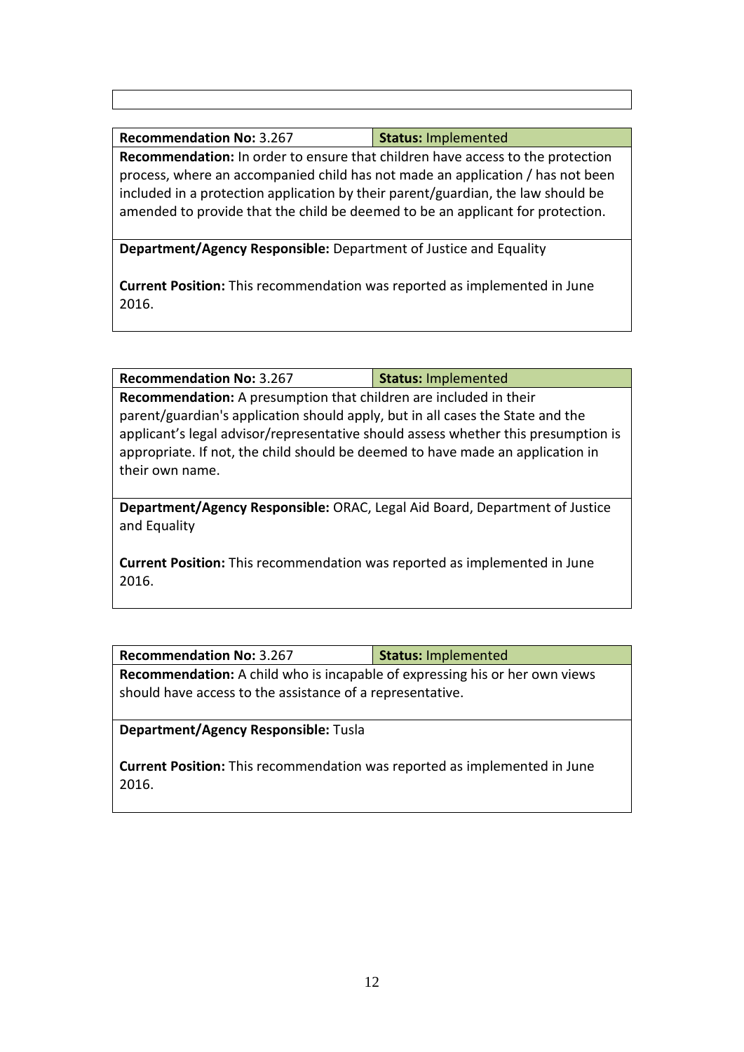| **Recommendation No:** 3.267 | **Status:** Implemented |
| --- | --- |
| **Recommendation:** In order to ensure that children have access to the protection process, where an accompanied child has not made an application / has not been included in a protection application by their parent/guardian, the law should be amended to provide that the child be deemed to be an applicant for protection. | |
| **Department/Agency Responsible:** Department of Justice and Equality<br><br>**Current Position:** This recommendation was reported as implemented in June 2016. | |

| **Recommendation No:** 3.267 | **Status:** Implemented |
| --- | --- |
| **Recommendation:** A presumption that children are included in their parent/guardian's application should apply, but in all cases the State and the applicant's legal advisor/representative should assess whether this presumption is appropriate. If not, the child should be deemed to have made an application in their own name. | |
| **Department/Agency Responsible:** ORAC, Legal Aid Board, Department of Justice and Equality<br><br>**Current Position:** This recommendation was reported as implemented in June 2016. | |

| **Recommendation No:** 3.267 | **Status:** Implemented |
| --- | --- |
| **Recommendation:** A child who is incapable of expressing his or her own views should have access to the assistance of a representative. | |
| **Department/Agency Responsible:** Tusla<br><br>**Current Position:** This recommendation was reported as implemented in June 2016. | |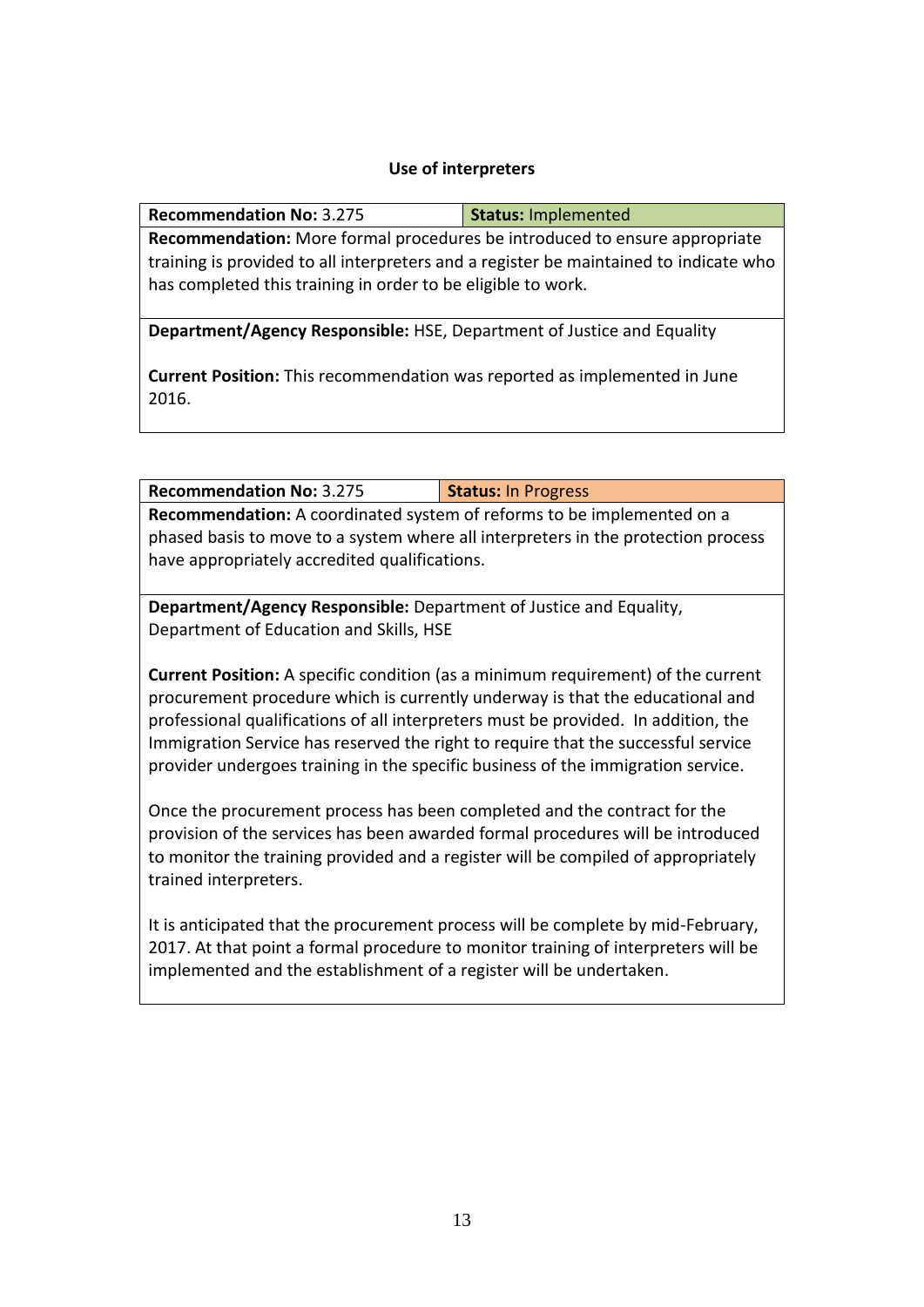### Use of interpreters

| **Recommendation No:** 3.275 | **Status:** Implemented |
|---|---|
| **Recommendation:** More formal procedures be introduced to ensure appropriate training is provided to all interpreters and a register be maintained to indicate who has completed this training in order to be eligible to work. | |
| **Department/Agency Responsible:** HSE, Department of Justice and Equality<br><br>**Current Position:** This recommendation was reported as implemented in June 2016. | |

| **Recommendation No:** 3.275 | **Status:** In Progress |
|---|---|
| **Recommendation:** A coordinated system of reforms to be implemented on a phased basis to move to a system where all interpreters in the protection process have appropriately accredited qualifications. | |
| **Department/Agency Responsible:** Department of Justice and Equality, Department of Education and Skills, HSE<br><br>**Current Position:** A specific condition (as a minimum requirement) of the current procurement procedure which is currently underway is that the educational and professional qualifications of all interpreters must be provided. In addition, the Immigration Service has reserved the right to require that the successful service provider undergoes training in the specific business of the immigration service.<br><br>Once the procurement process has been completed and the contract for the provision of the services has been awarded formal procedures will be introduced to monitor the training provided and a register will be compiled of appropriately trained interpreters.<br><br>It is anticipated that the procurement process will be complete by mid-February, 2017. At that point a formal procedure to monitor training of interpreters will be implemented and the establishment of a register will be undertaken. | |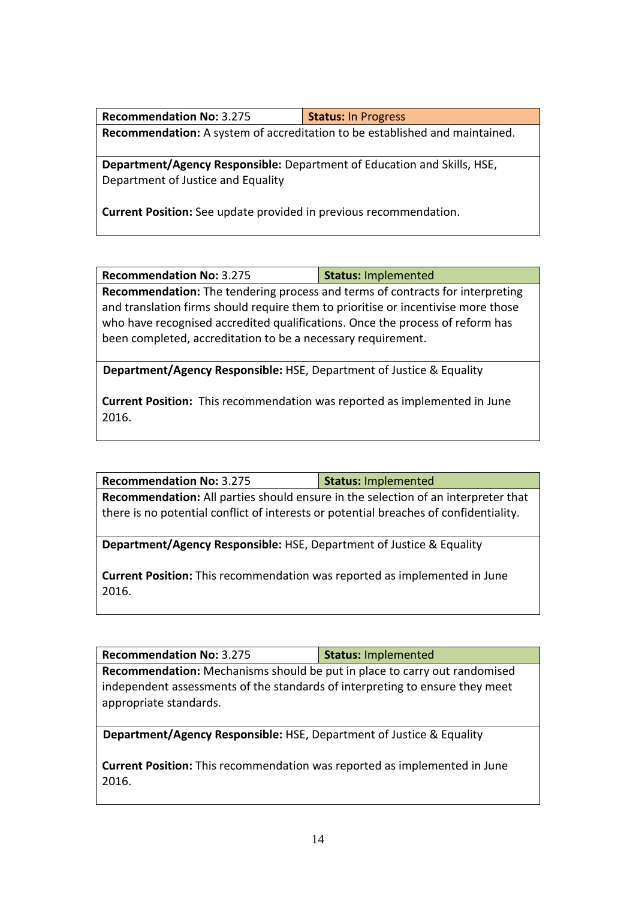| **Recommendation No:** 3.275 | **Status:** In Progress |
|---|---|
| **Recommendation:** A system of accreditation to be established and maintained. | |
| **Department/Agency Responsible:** Department of Education and Skills, HSE, Department of Justice and Equality<br><br>**Current Position:** See update provided in previous recommendation. | |

| **Recommendation No:** 3.275 | **Status:** Implemented |
|---|---|
| **Recommendation:** The tendering process and terms of contracts for interpreting and translation firms should require them to prioritise or incentivise more those who have recognised accredited qualifications. Once the process of reform has been completed, accreditation to be a necessary requirement. | |
| **Department/Agency Responsible:** HSE, Department of Justice & Equality<br><br>**Current Position:** This recommendation was reported as implemented in June 2016. | |

| **Recommendation No:** 3.275 | **Status:** Implemented |
|---|---|
| **Recommendation:** All parties should ensure in the selection of an interpreter that there is no potential conflict of interests or potential breaches of confidentiality. | |
| **Department/Agency Responsible:** HSE, Department of Justice & Equality<br><br>**Current Position:** This recommendation was reported as implemented in June 2016. | |

| **Recommendation No:** 3.275 | **Status:** Implemented |
|---|---|
| **Recommendation:** Mechanisms should be put in place to carry out randomised independent assessments of the standards of interpreting to ensure they meet appropriate standards. | |
| **Department/Agency Responsible:** HSE, Department of Justice & Equality<br><br>**Current Position:** This recommendation was reported as implemented in June 2016. | |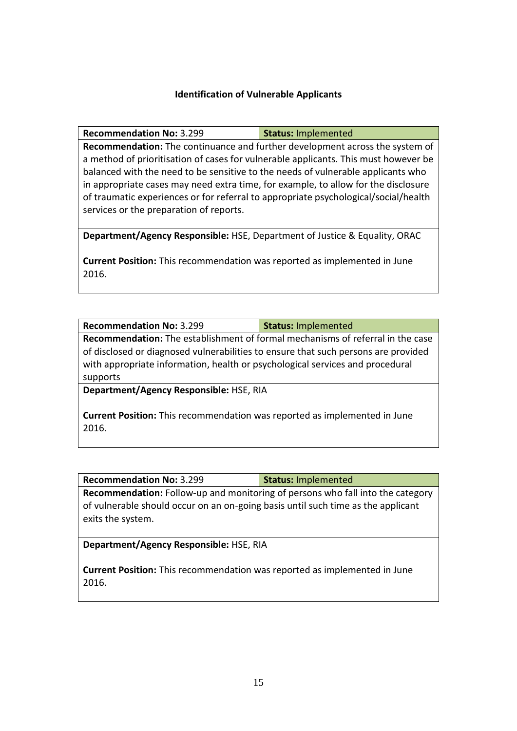### Identification of Vulnerable Applicants

| **Recommendation No:** 3.299 | **Status:** Implemented |
|---|---|
| **Recommendation:** The continuance and further development across the system of a method of prioritisation of cases for vulnerable applicants. This must however be balanced with the need to be sensitive to the needs of vulnerable applicants who in appropriate cases may need extra time, for example, to allow for the disclosure of traumatic experiences or for referral to appropriate psychological/social/health services or the preparation of reports. | |
| **Department/Agency Responsible:** HSE, Department of Justice & Equality, ORAC<br><br>**Current Position:** This recommendation was reported as implemented in June 2016. | |

| **Recommendation No:** 3.299 | **Status:** Implemented |
|---|---|
| **Recommendation:** The establishment of formal mechanisms of referral in the case of disclosed or diagnosed vulnerabilities to ensure that such persons are provided with appropriate information, health or psychological services and procedural supports | |
| **Department/Agency Responsible:** HSE, RIA<br><br>**Current Position:** This recommendation was reported as implemented in June 2016. | |

| **Recommendation No:** 3.299 | **Status:** Implemented |
|---|---|
| **Recommendation:** Follow-up and monitoring of persons who fall into the category of vulnerable should occur on an on-going basis until such time as the applicant exits the system. | |
| **Department/Agency Responsible:** HSE, RIA<br><br>**Current Position:** This recommendation was reported as implemented in June 2016. | |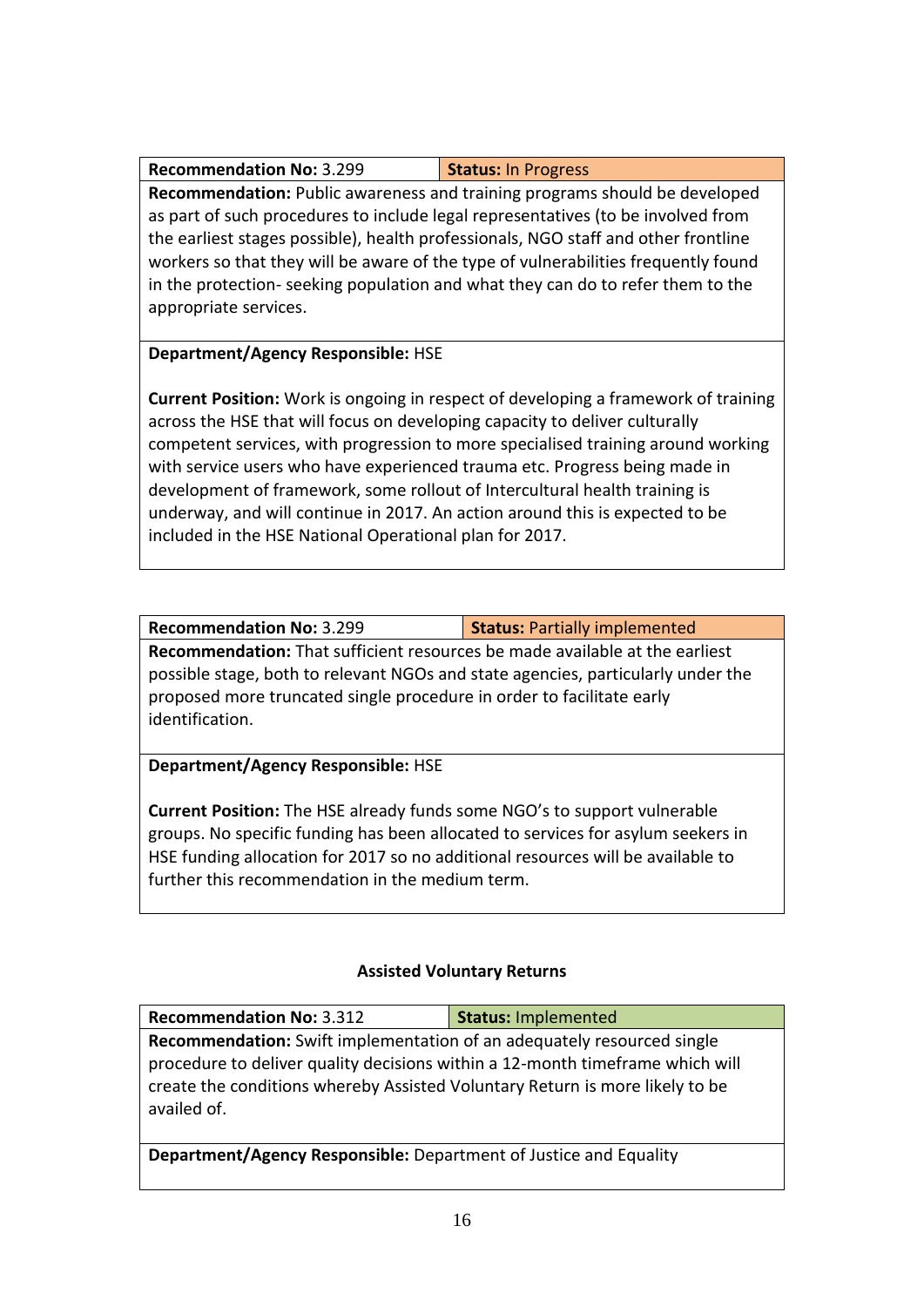| **Recommendation No:** 3.299 | **Status:** In Progress |
|---|---|
| **Recommendation:** Public awareness and training programs should be developed as part of such procedures to include legal representatives (to be involved from the earliest stages possible), health professionals, NGO staff and other frontline workers so that they will be aware of the type of vulnerabilities frequently found in the protection- seeking population and what they can do to refer them to the appropriate services. | |
| **Department/Agency Responsible:** HSE<br><br>**Current Position:** Work is ongoing in respect of developing a framework of training across the HSE that will focus on developing capacity to deliver culturally competent services, with progression to more specialised training around working with service users who have experienced trauma etc. Progress being made in development of framework, some rollout of Intercultural health training is underway, and will continue in 2017. An action around this is expected to be included in the HSE National Operational plan for 2017. | |

| **Recommendation No:** 3.299 | **Status:** Partially implemented |
|---|---|
| **Recommendation:** That sufficient resources be made available at the earliest possible stage, both to relevant NGOs and state agencies, particularly under the proposed more truncated single procedure in order to facilitate early identification. | |
| **Department/Agency Responsible:** HSE<br><br>**Current Position:** The HSE already funds some NGO's to support vulnerable groups. No specific funding has been allocated to services for asylum seekers in HSE funding allocation for 2017 so no additional resources will be available to further this recommendation in the medium term. | |

**Assisted Voluntary Returns**

| **Recommendation No:** 3.312 | **Status:** Implemented |
|---|---|
| **Recommendation:** Swift implementation of an adequately resourced single procedure to deliver quality decisions within a 12-month timeframe which will create the conditions whereby Assisted Voluntary Return is more likely to be availed of. | |
| **Department/Agency Responsible:** Department of Justice and Equality | |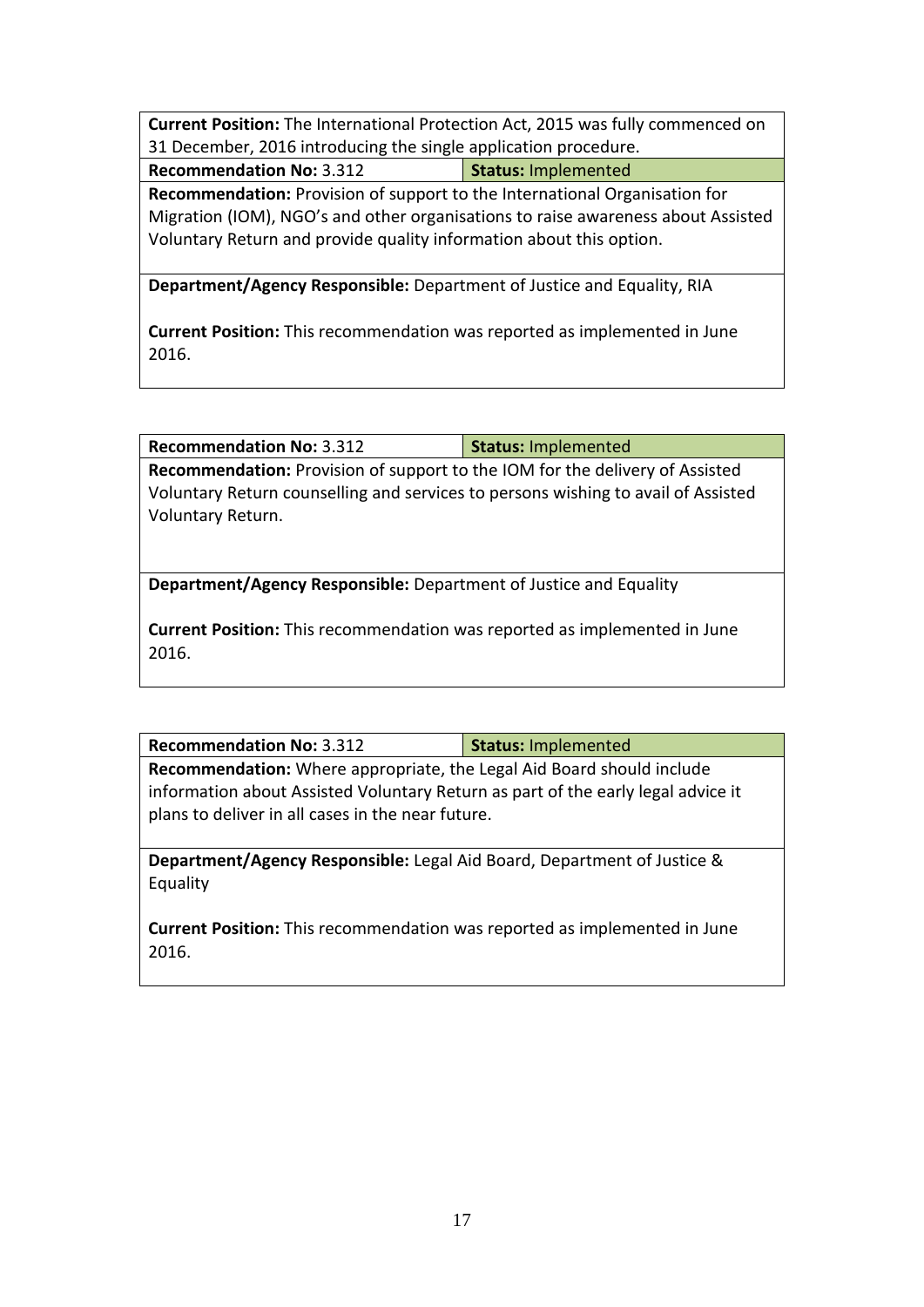| **Current Position:** The International Protection Act, 2015 was fully commenced on 31 December, 2016 introducing the single application procedure. | |
|---|---|
| **Recommendation No:** 3.312 | **Status:** Implemented |
| **Recommendation:** Provision of support to the International Organisation for Migration (IOM), NGO's and other organisations to raise awareness about Assisted Voluntary Return and provide quality information about this option. | |
| **Department/Agency Responsible:** Department of Justice and Equality, RIA<br><br>**Current Position:** This recommendation was reported as implemented in June 2016. | |

| **Recommendation No:** 3.312 | **Status:** Implemented |
|---|---|
| **Recommendation:** Provision of support to the IOM for the delivery of Assisted Voluntary Return counselling and services to persons wishing to avail of Assisted Voluntary Return. | |
| **Department/Agency Responsible:** Department of Justice and Equality<br><br>**Current Position:** This recommendation was reported as implemented in June 2016. | |

| **Recommendation No:** 3.312 | **Status:** Implemented |
|---|---|
| **Recommendation:** Where appropriate, the Legal Aid Board should include information about Assisted Voluntary Return as part of the early legal advice it plans to deliver in all cases in the near future. | |
| **Department/Agency Responsible:** Legal Aid Board, Department of Justice & Equality<br><br>**Current Position:** This recommendation was reported as implemented in June 2016. | |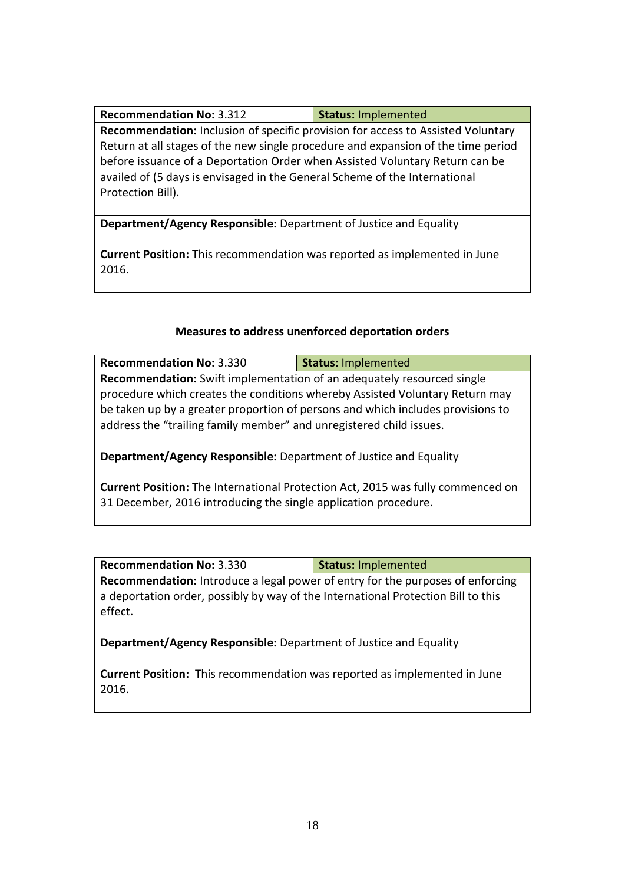| **Recommendation No:** 3.312 | **Status:** Implemented |
|---|---|
| **Recommendation:** Inclusion of specific provision for access to Assisted Voluntary Return at all stages of the new single procedure and expansion of the time period before issuance of a Deportation Order when Assisted Voluntary Return can be availed of (5 days is envisaged in the General Scheme of the International Protection Bill). | |
| **Department/Agency Responsible:** Department of Justice and Equality<br><br>**Current Position:** This recommendation was reported as implemented in June 2016. | |

**Measures to address unenforced deportation orders**

| **Recommendation No:** 3.330 | **Status:** Implemented |
|---|---|
| **Recommendation:** Swift implementation of an adequately resourced single procedure which creates the conditions whereby Assisted Voluntary Return may be taken up by a greater proportion of persons and which includes provisions to address the "trailing family member" and unregistered child issues. | |
| **Department/Agency Responsible:** Department of Justice and Equality<br><br>**Current Position:** The International Protection Act, 2015 was fully commenced on 31 December, 2016 introducing the single application procedure. | |

| **Recommendation No:** 3.330 | **Status:** Implemented |
|---|---|
| **Recommendation:** Introduce a legal power of entry for the purposes of enforcing a deportation order, possibly by way of the International Protection Bill to this effect. | |
| **Department/Agency Responsible:** Department of Justice and Equality<br><br>**Current Position:** This recommendation was reported as implemented in June 2016. | |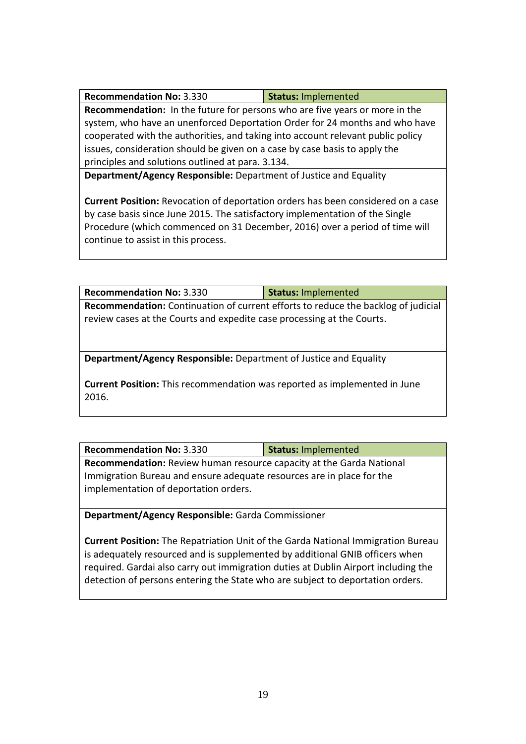| **Recommendation No:** 3.330 | **Status:** Implemented |
| --- | --- |
| **Recommendation:** In the future for persons who are five years or more in the system, who have an unenforced Deportation Order for 24 months and who have cooperated with the authorities, and taking into account relevant public policy issues, consideration should be given on a case by case basis to apply the principles and solutions outlined at para. 3.134. | |
| **Department/Agency Responsible:** Department of Justice and Equality<br><br>**Current Position:** Revocation of deportation orders has been considered on a case by case basis since June 2015. The satisfactory implementation of the Single Procedure (which commenced on 31 December, 2016) over a period of time will continue to assist in this process. | |

| **Recommendation No:** 3.330 | **Status:** Implemented |
| --- | --- |
| **Recommendation:** Continuation of current efforts to reduce the backlog of judicial review cases at the Courts and expedite case processing at the Courts. | |
| **Department/Agency Responsible:** Department of Justice and Equality<br><br>**Current Position:** This recommendation was reported as implemented in June 2016. | |

| **Recommendation No:** 3.330 | **Status:** Implemented |
| --- | --- |
| **Recommendation:** Review human resource capacity at the Garda National Immigration Bureau and ensure adequate resources are in place for the implementation of deportation orders. | |
| **Department/Agency Responsible:** Garda Commissioner<br><br>**Current Position:** The Repatriation Unit of the Garda National Immigration Bureau is adequately resourced and is supplemented by additional GNIB officers when required. Gardai also carry out immigration duties at Dublin Airport including the detection of persons entering the State who are subject to deportation orders. | |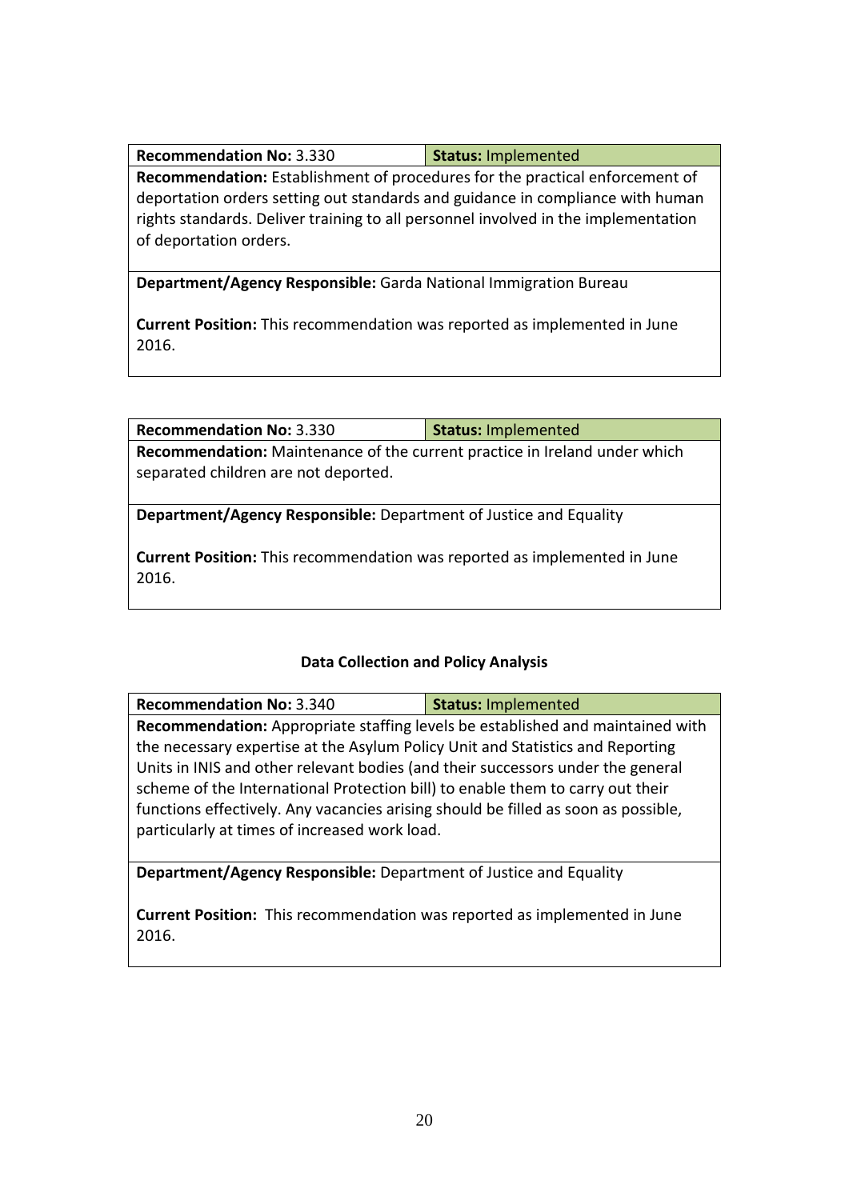| **Recommendation No:** 3.330 | **Status:** Implemented |
|---|---|
| **Recommendation:** Establishment of procedures for the practical enforcement of deportation orders setting out standards and guidance in compliance with human rights standards. Deliver training to all personnel involved in the implementation of deportation orders. | |
| **Department/Agency Responsible:** Garda National Immigration Bureau<br><br>**Current Position:** This recommendation was reported as implemented in June 2016. | |

| **Recommendation No:** 3.330 | **Status:** Implemented |
|---|---|
| **Recommendation:** Maintenance of the current practice in Ireland under which separated children are not deported. | |
| **Department/Agency Responsible:** Department of Justice and Equality<br><br>**Current Position:** This recommendation was reported as implemented in June 2016. | |

**Data Collection and Policy Analysis**

| **Recommendation No:** 3.340 | **Status:** Implemented |
|---|---|
| **Recommendation:** Appropriate staffing levels be established and maintained with the necessary expertise at the Asylum Policy Unit and Statistics and Reporting Units in INIS and other relevant bodies (and their successors under the general scheme of the International Protection bill) to enable them to carry out their functions effectively. Any vacancies arising should be filled as soon as possible, particularly at times of increased work load. | |
| **Department/Agency Responsible:** Department of Justice and Equality<br><br>**Current Position:** This recommendation was reported as implemented in June 2016. | |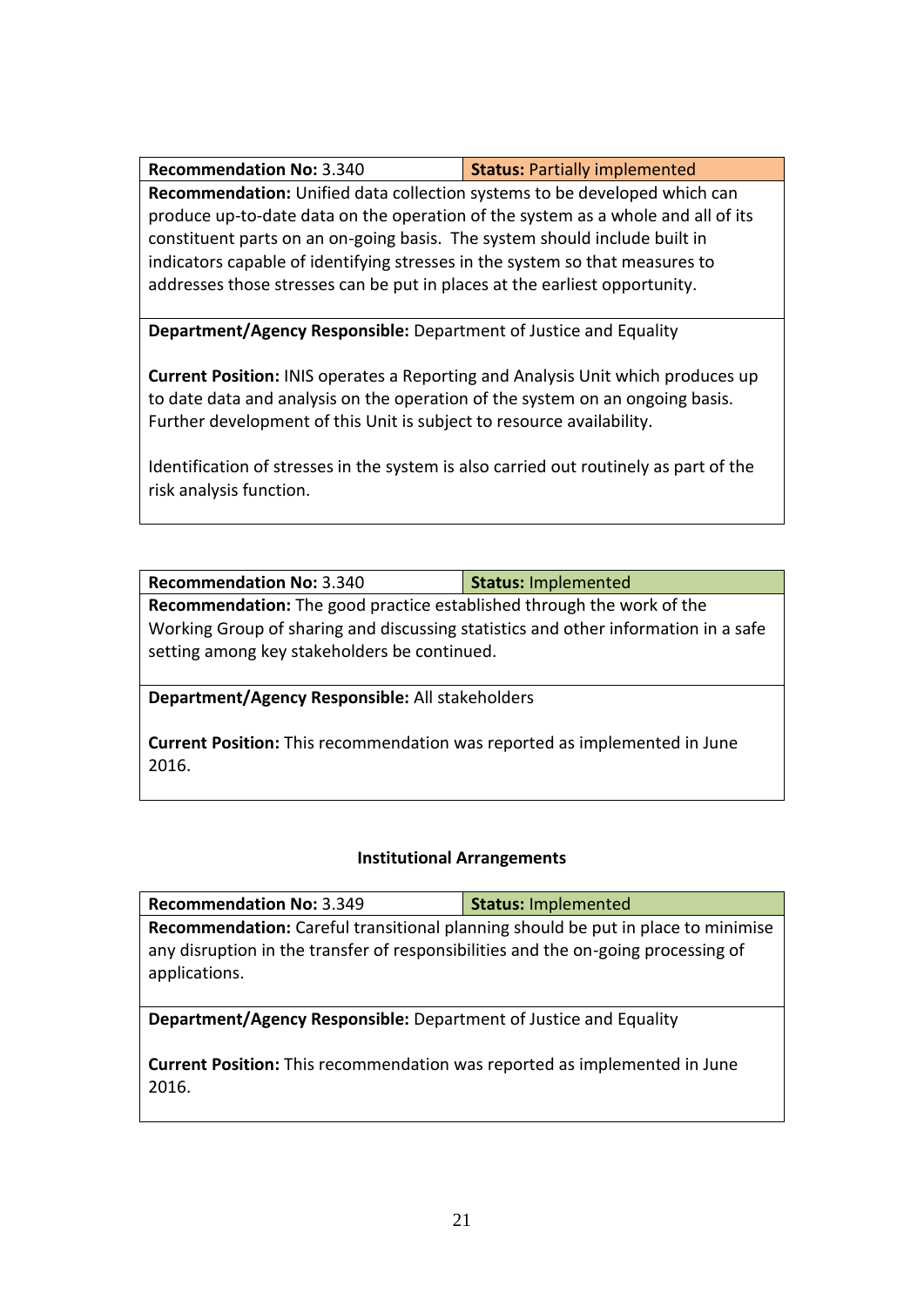| **Recommendation No:** 3.340 | **Status:** Partially implemented |
| --- | --- |
| **Recommendation:** Unified data collection systems to be developed which can produce up-to-date data on the operation of the system as a whole and all of its constituent parts on an on-going basis. The system should include built in indicators capable of identifying stresses in the system so that measures to addresses those stresses can be put in places at the earliest opportunity. | |
| **Department/Agency Responsible:** Department of Justice and Equality<br><br>**Current Position:** INIS operates a Reporting and Analysis Unit which produces up to date data and analysis on the operation of the system on an ongoing basis. Further development of this Unit is subject to resource availability.<br><br>Identification of stresses in the system is also carried out routinely as part of the risk analysis function. | |

| **Recommendation No:** 3.340 | **Status:** Implemented |
| --- | --- |
| **Recommendation:** The good practice established through the work of the Working Group of sharing and discussing statistics and other information in a safe setting among key stakeholders be continued. | |
| **Department/Agency Responsible:** All stakeholders<br><br>**Current Position:** This recommendation was reported as implemented in June 2016. | |

**Institutional Arrangements**

| **Recommendation No:** 3.349 | **Status:** Implemented |
| --- | --- |
| **Recommendation:** Careful transitional planning should be put in place to minimise any disruption in the transfer of responsibilities and the on-going processing of applications. | |
| **Department/Agency Responsible:** Department of Justice and Equality<br><br>**Current Position:** This recommendation was reported as implemented in June 2016. | |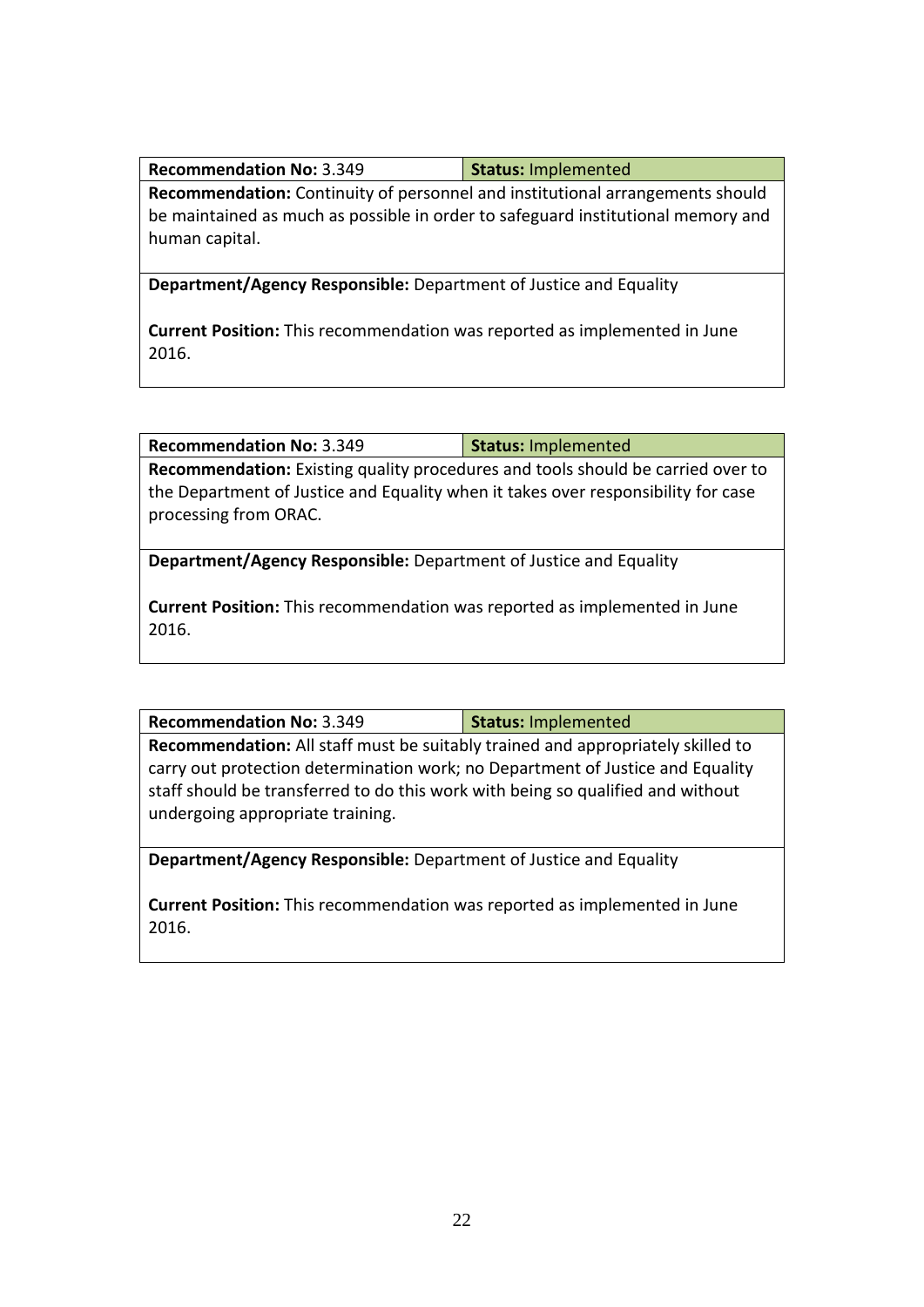| **Recommendation No:** 3.349 | **Status:** Implemented |
|---|---|
| **Recommendation:** Continuity of personnel and institutional arrangements should be maintained as much as possible in order to safeguard institutional memory and human capital. | |
| **Department/Agency Responsible:** Department of Justice and Equality<br><br>**Current Position:** This recommendation was reported as implemented in June 2016. | |

| **Recommendation No:** 3.349 | **Status:** Implemented |
|---|---|
| **Recommendation:** Existing quality procedures and tools should be carried over to the Department of Justice and Equality when it takes over responsibility for case processing from ORAC. | |
| **Department/Agency Responsible:** Department of Justice and Equality<br><br>**Current Position:** This recommendation was reported as implemented in June 2016. | |

| **Recommendation No:** 3.349 | **Status:** Implemented |
|---|---|
| **Recommendation:** All staff must be suitably trained and appropriately skilled to carry out protection determination work; no Department of Justice and Equality staff should be transferred to do this work with being so qualified and without undergoing appropriate training. | |
| **Department/Agency Responsible:** Department of Justice and Equality<br><br>**Current Position:** This recommendation was reported as implemented in June 2016. | |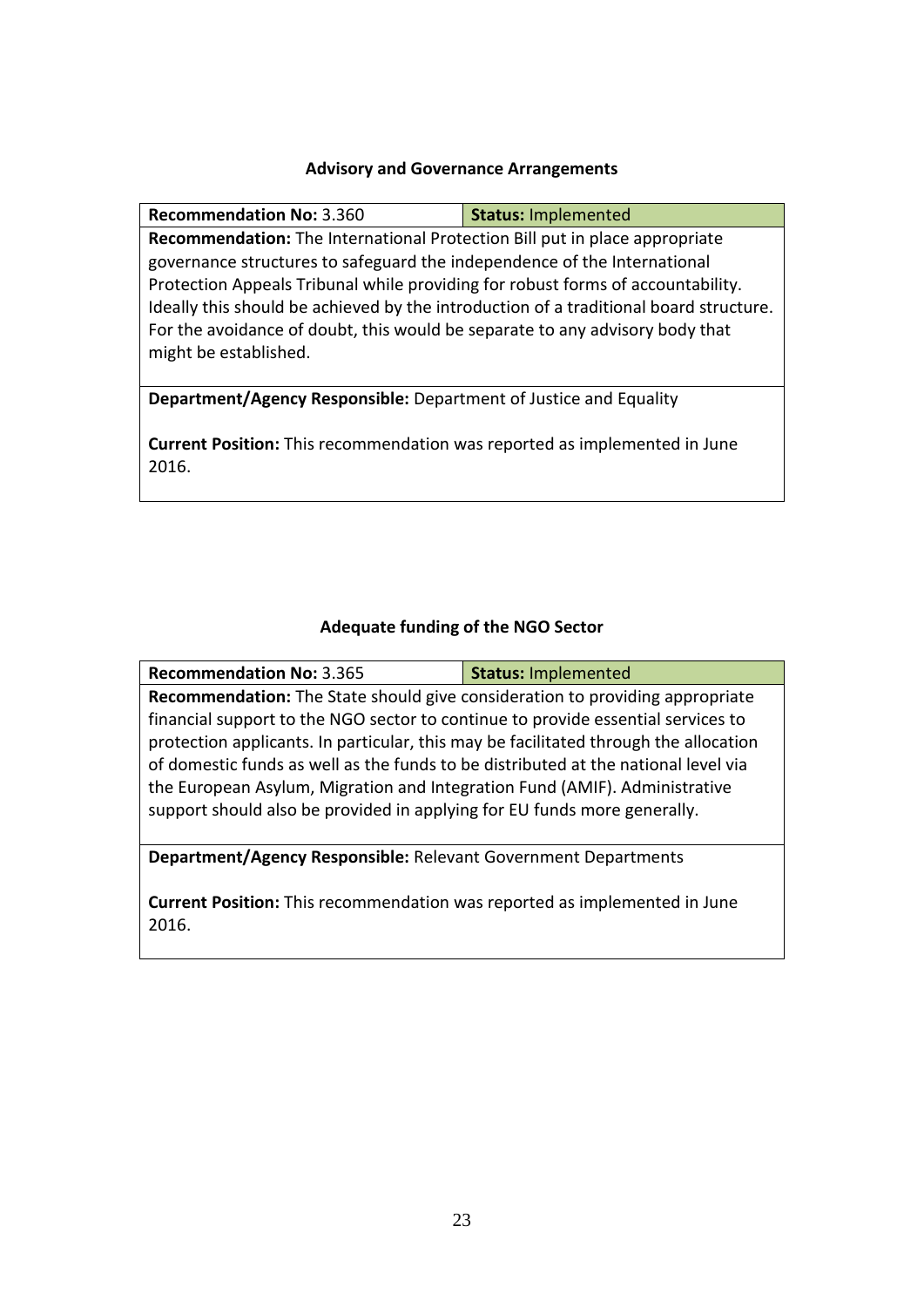### Advisory and Governance Arrangements

| **Recommendation No:** 3.360 | **Status:** Implemented |
|---|---|
| **Recommendation:** The International Protection Bill put in place appropriate governance structures to safeguard the independence of the International Protection Appeals Tribunal while providing for robust forms of accountability. Ideally this should be achieved by the introduction of a traditional board structure. For the avoidance of doubt, this would be separate to any advisory body that might be established. | |
| **Department/Agency Responsible:** Department of Justice and Equality<br><br>**Current Position:** This recommendation was reported as implemented in June 2016. | |

### Adequate funding of the NGO Sector

| **Recommendation No:** 3.365 | **Status:** Implemented |
|---|---|
| **Recommendation:** The State should give consideration to providing appropriate financial support to the NGO sector to continue to provide essential services to protection applicants. In particular, this may be facilitated through the allocation of domestic funds as well as the funds to be distributed at the national level via the European Asylum, Migration and Integration Fund (AMIF). Administrative support should also be provided in applying for EU funds more generally. | |
| **Department/Agency Responsible:** Relevant Government Departments<br><br>**Current Position:** This recommendation was reported as implemented in June 2016. | |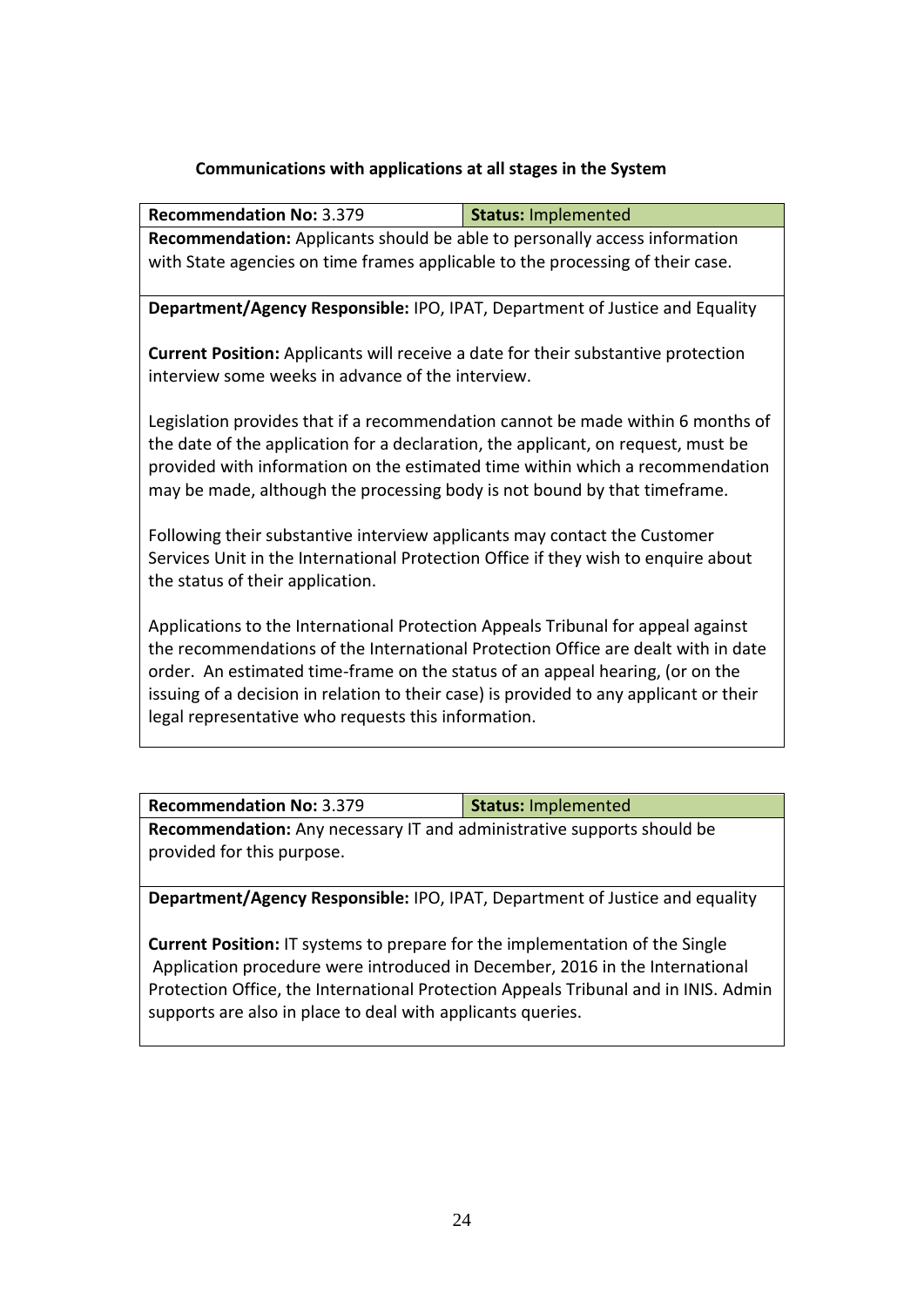**Communications with applications at all stages in the System**

| **Recommendation No:** 3.379 | **Status:** Implemented |
|---|---|
| **Recommendation:** Applicants should be able to personally access information with State agencies on time frames applicable to the processing of their case. | |
| **Department/Agency Responsible:** IPO, IPAT, Department of Justice and Equality<br><br>**Current Position:** Applicants will receive a date for their substantive protection interview some weeks in advance of the interview.<br><br>Legislation provides that if a recommendation cannot be made within 6 months of the date of the application for a declaration, the applicant, on request, must be provided with information on the estimated time within which a recommendation may be made, although the processing body is not bound by that timeframe.<br><br>Following their substantive interview applicants may contact the Customer Services Unit in the International Protection Office if they wish to enquire about the status of their application.<br><br>Applications to the International Protection Appeals Tribunal for appeal against the recommendations of the International Protection Office are dealt with in date order. An estimated time-frame on the status of an appeal hearing, (or on the issuing of a decision in relation to their case) is provided to any applicant or their legal representative who requests this information. | |

| **Recommendation No:** 3.379 | **Status:** Implemented |
|---|---|
| **Recommendation:** Any necessary IT and administrative supports should be provided for this purpose. | |
| **Department/Agency Responsible:** IPO, IPAT, Department of Justice and equality<br><br>**Current Position:** IT systems to prepare for the implementation of the Single Application procedure were introduced in December, 2016 in the International Protection Office, the International Protection Appeals Tribunal and in INIS. Admin supports are also in place to deal with applicants queries. | |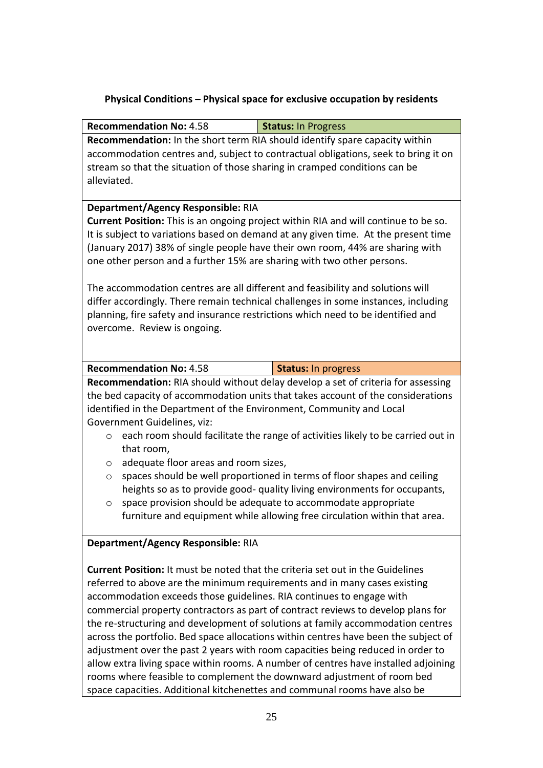**Physical Conditions – Physical space for exclusive occupation by residents**

| **Recommendation No:** 4.58 | **Status:** In Progress |
|---|---|

**Recommendation:** In the short term RIA should identify spare capacity within accommodation centres and, subject to contractual obligations, seek to bring it on stream so that the situation of those sharing in cramped conditions can be alleviated.

**Department/Agency Responsible:** RIA

**Current Position:** This is an ongoing project within RIA and will continue to be so. It is subject to variations based on demand at any given time. At the present time (January 2017) 38% of single people have their own room, 44% are sharing with one other person and a further 15% are sharing with two other persons.

The accommodation centres are all different and feasibility and solutions will differ accordingly. There remain technical challenges in some instances, including planning, fire safety and insurance restrictions which need to be identified and overcome. Review is ongoing.

| **Recommendation No:** 4.58 | **Status:** In progress |
|---|---|

**Recommendation:** RIA should without delay develop a set of criteria for assessing the bed capacity of accommodation units that takes account of the considerations identified in the Department of the Environment, Community and Local Government Guidelines, viz:

- each room should facilitate the range of activities likely to be carried out in that room,
- adequate floor areas and room sizes,
- spaces should be well proportioned in terms of floor shapes and ceiling heights so as to provide good- quality living environments for occupants,
- space provision should be adequate to accommodate appropriate furniture and equipment while allowing free circulation within that area.

**Department/Agency Responsible:** RIA

**Current Position:** It must be noted that the criteria set out in the Guidelines referred to above are the minimum requirements and in many cases existing accommodation exceeds those guidelines. RIA continues to engage with commercial property contractors as part of contract reviews to develop plans for the re-structuring and development of solutions at family accommodation centres across the portfolio. Bed space allocations within centres have been the subject of adjustment over the past 2 years with room capacities being reduced in order to allow extra living space within rooms. A number of centres have installed adjoining rooms where feasible to complement the downward adjustment of room bed space capacities. Additional kitchenettes and communal rooms have also be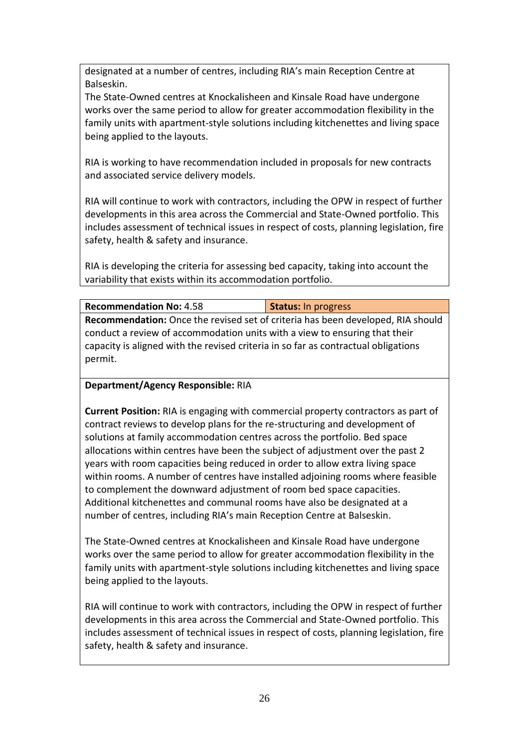designated at a number of centres, including RIA's main Reception Centre at Balseskin.

The State-Owned centres at Knockalisheen and Kinsale Road have undergone works over the same period to allow for greater accommodation flexibility in the family units with apartment-style solutions including kitchenettes and living space being applied to the layouts.

RIA is working to have recommendation included in proposals for new contracts and associated service delivery models.

RIA will continue to work with contractors, including the OPW in respect of further developments in this area across the Commercial and State-Owned portfolio. This includes assessment of technical issues in respect of costs, planning legislation, fire safety, health & safety and insurance.

RIA is developing the criteria for assessing bed capacity, taking into account the variability that exists within its accommodation portfolio.

| **Recommendation No:** 4.58 | **Status:** In progress |
|---|---|

**Recommendation:** Once the revised set of criteria has been developed, RIA should conduct a review of accommodation units with a view to ensuring that their capacity is aligned with the revised criteria in so far as contractual obligations permit.

**Department/Agency Responsible:** RIA

**Current Position:** RIA is engaging with commercial property contractors as part of contract reviews to develop plans for the re-structuring and development of solutions at family accommodation centres across the portfolio. Bed space allocations within centres have been the subject of adjustment over the past 2 years with room capacities being reduced in order to allow extra living space within rooms. A number of centres have installed adjoining rooms where feasible to complement the downward adjustment of room bed space capacities. Additional kitchenettes and communal rooms have also be designated at a number of centres, including RIA's main Reception Centre at Balseskin.

The State-Owned centres at Knockalisheen and Kinsale Road have undergone works over the same period to allow for greater accommodation flexibility in the family units with apartment-style solutions including kitchenettes and living space being applied to the layouts.

RIA will continue to work with contractors, including the OPW in respect of further developments in this area across the Commercial and State-Owned portfolio. This includes assessment of technical issues in respect of costs, planning legislation, fire safety, health & safety and insurance.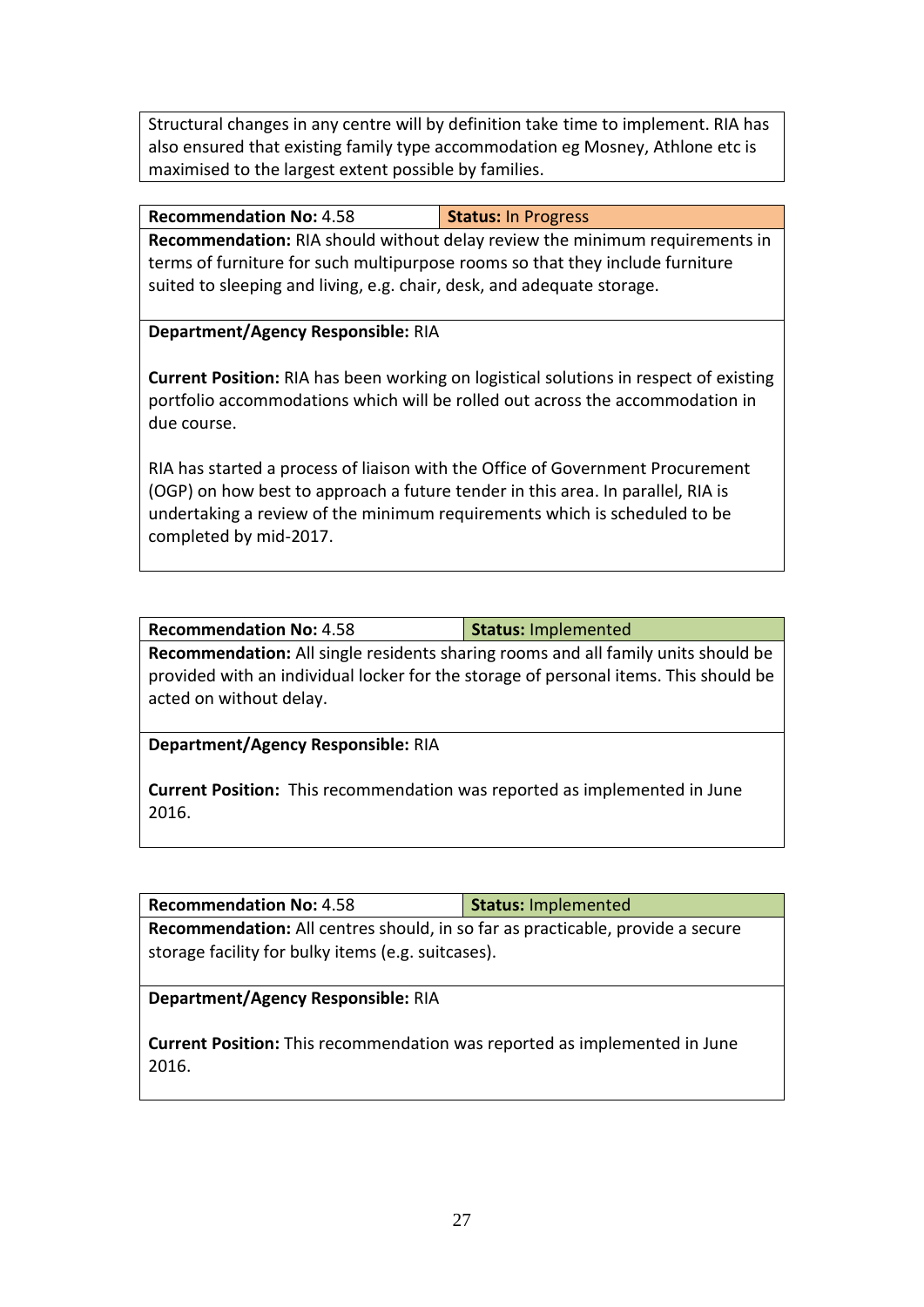Structural changes in any centre will by definition take time to implement. RIA has also ensured that existing family type accommodation eg Mosney, Athlone etc is maximised to the largest extent possible by families.

| **Recommendation No:** 4.58 | **Status:** In Progress |
|---|---|

**Recommendation:** RIA should without delay review the minimum requirements in terms of furniture for such multipurpose rooms so that they include furniture suited to sleeping and living, e.g. chair, desk, and adequate storage.

**Department/Agency Responsible:** RIA

**Current Position:** RIA has been working on logistical solutions in respect of existing portfolio accommodations which will be rolled out across the accommodation in due course.

RIA has started a process of liaison with the Office of Government Procurement (OGP) on how best to approach a future tender in this area. In parallel, RIA is undertaking a review of the minimum requirements which is scheduled to be completed by mid-2017.

| **Recommendation No:** 4.58 | **Status:** Implemented |
|---|---|

**Recommendation:** All single residents sharing rooms and all family units should be provided with an individual locker for the storage of personal items. This should be acted on without delay.

**Department/Agency Responsible:** RIA

**Current Position:** This recommendation was reported as implemented in June 2016.

| **Recommendation No:** 4.58 | **Status:** Implemented |
|---|---|

**Recommendation:** All centres should, in so far as practicable, provide a secure storage facility for bulky items (e.g. suitcases).

**Department/Agency Responsible:** RIA

**Current Position:** This recommendation was reported as implemented in June 2016.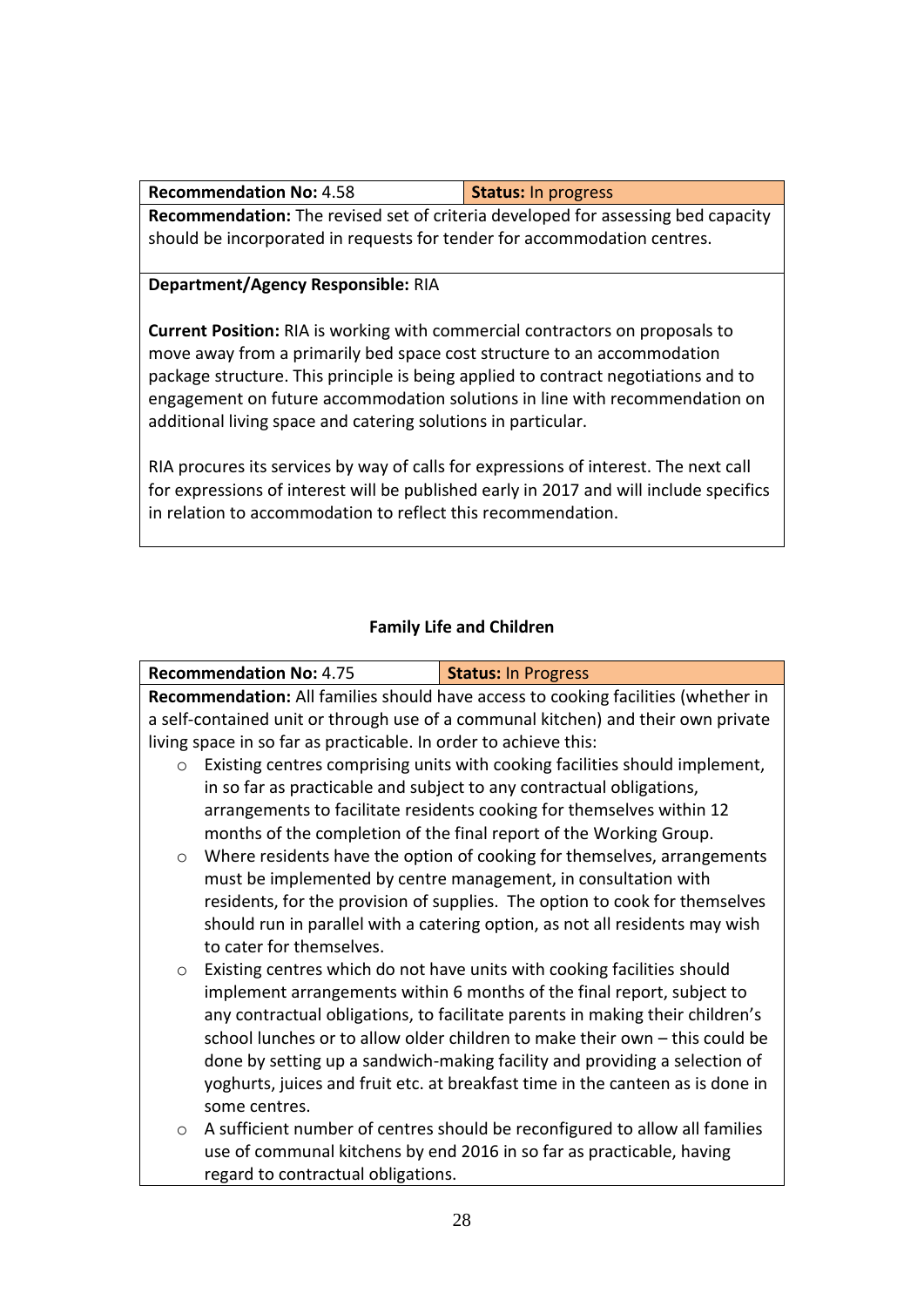| **Recommendation No:** 4.58 | **Status:** In progress |
|---|---|

**Recommendation:** The revised set of criteria developed for assessing bed capacity should be incorporated in requests for tender for accommodation centres.

**Department/Agency Responsible:** RIA

**Current Position:** RIA is working with commercial contractors on proposals to move away from a primarily bed space cost structure to an accommodation package structure. This principle is being applied to contract negotiations and to engagement on future accommodation solutions in line with recommendation on additional living space and catering solutions in particular.

RIA procures its services by way of calls for expressions of interest. The next call for expressions of interest will be published early in 2017 and will include specifics in relation to accommodation to reflect this recommendation.

## Family Life and Children

| **Recommendation No:** 4.75 | **Status:** In Progress |
|---|---|

**Recommendation:** All families should have access to cooking facilities (whether in a self-contained unit or through use of a communal kitchen) and their own private living space in so far as practicable. In order to achieve this:

- Existing centres comprising units with cooking facilities should implement, in so far as practicable and subject to any contractual obligations, arrangements to facilitate residents cooking for themselves within 12 months of the completion of the final report of the Working Group.
- Where residents have the option of cooking for themselves, arrangements must be implemented by centre management, in consultation with residents, for the provision of supplies. The option to cook for themselves should run in parallel with a catering option, as not all residents may wish to cater for themselves.
- Existing centres which do not have units with cooking facilities should implement arrangements within 6 months of the final report, subject to any contractual obligations, to facilitate parents in making their children's school lunches or to allow older children to make their own – this could be done by setting up a sandwich-making facility and providing a selection of yoghurts, juices and fruit etc. at breakfast time in the canteen as is done in some centres.
- A sufficient number of centres should be reconfigured to allow all families use of communal kitchens by end 2016 in so far as practicable, having regard to contractual obligations.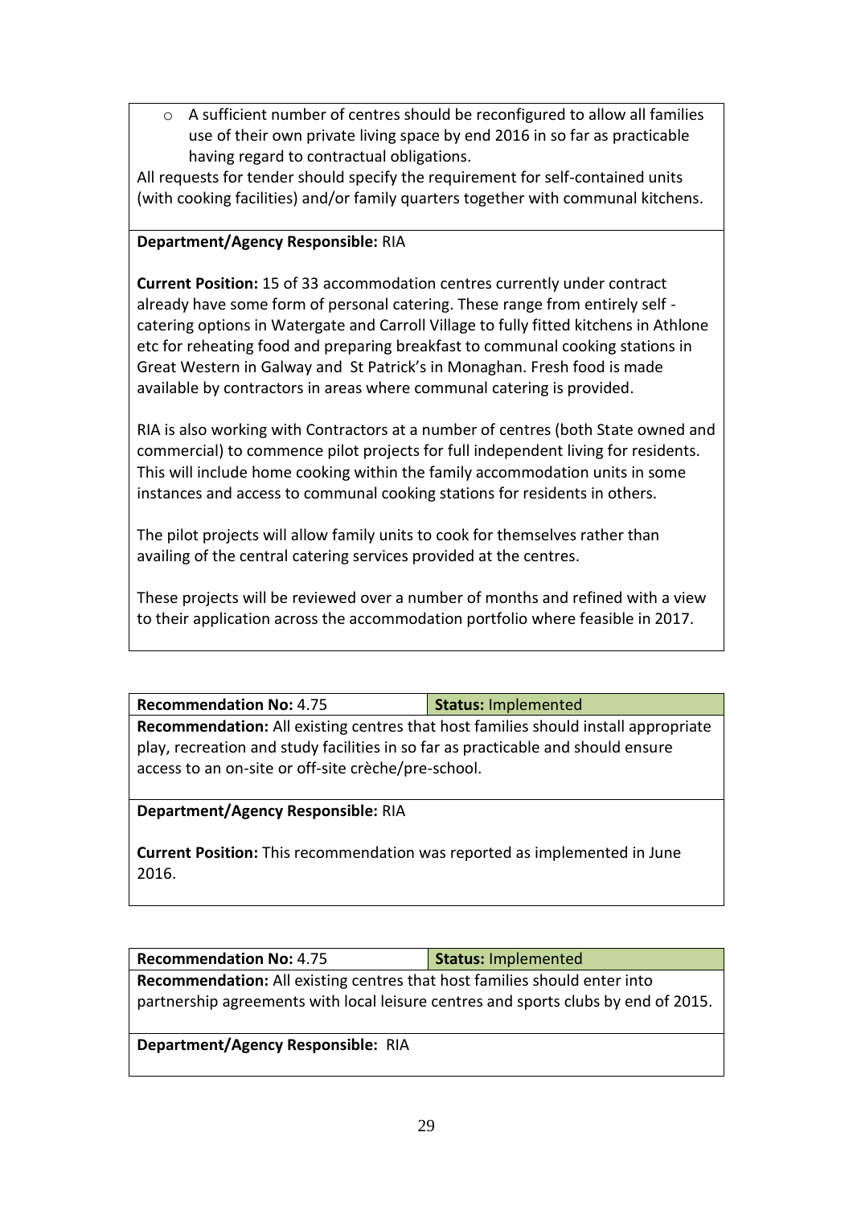- A sufficient number of centres should be reconfigured to allow all families use of their own private living space by end 2016 in so far as practicable having regard to contractual obligations.

All requests for tender should specify the requirement for self-contained units (with cooking facilities) and/or family quarters together with communal kitchens.

**Department/Agency Responsible:** RIA

**Current Position:** 15 of 33 accommodation centres currently under contract already have some form of personal catering. These range from entirely self - catering options in Watergate and Carroll Village to fully fitted kitchens in Athlone etc for reheating food and preparing breakfast to communal cooking stations in Great Western in Galway and St Patrick's in Monaghan. Fresh food is made available by contractors in areas where communal catering is provided.

RIA is also working with Contractors at a number of centres (both State owned and commercial) to commence pilot projects for full independent living for residents. This will include home cooking within the family accommodation units in some instances and access to communal cooking stations for residents in others.

The pilot projects will allow family units to cook for themselves rather than availing of the central catering services provided at the centres.

These projects will be reviewed over a number of months and refined with a view to their application across the accommodation portfolio where feasible in 2017.

| **Recommendation No:** 4.75 | **Status:** Implemented |
|---|---|

**Recommendation:** All existing centres that host families should install appropriate play, recreation and study facilities in so far as practicable and should ensure access to an on-site or off-site crèche/pre-school.

**Department/Agency Responsible:** RIA

**Current Position:** This recommendation was reported as implemented in June 2016.

| **Recommendation No:** 4.75 | **Status:** Implemented |
|---|---|

**Recommendation:** All existing centres that host families should enter into partnership agreements with local leisure centres and sports clubs by end of 2015.

**Department/Agency Responsible:** RIA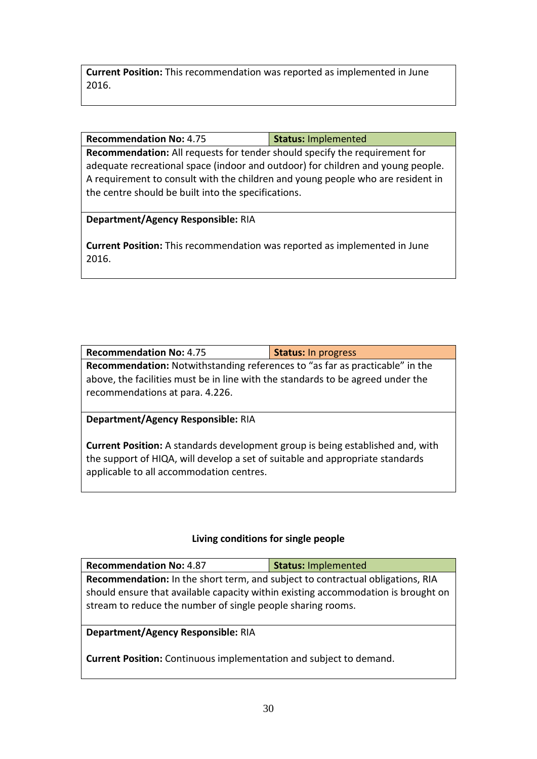**Current Position:** This recommendation was reported as implemented in June 2016.

| **Recommendation No:** 4.75 | **Status:** Implemented |
|---|---|
| **Recommendation:** All requests for tender should specify the requirement for adequate recreational space (indoor and outdoor) for children and young people. A requirement to consult with the children and young people who are resident in the centre should be built into the specifications. | |
| **Department/Agency Responsible:** RIA<br><br>**Current Position:** This recommendation was reported as implemented in June 2016. | |

| **Recommendation No:** 4.75 | **Status:** In progress |
|---|---|
| **Recommendation:** Notwithstanding references to "as far as practicable" in the above, the facilities must be in line with the standards to be agreed under the recommendations at para. 4.226. | |
| **Department/Agency Responsible:** RIA<br><br>**Current Position:** A standards development group is being established and, with the support of HIQA, will develop a set of suitable and appropriate standards applicable to all accommodation centres. | |

### Living conditions for single people

| **Recommendation No:** 4.87 | **Status:** Implemented |
|---|---|
| **Recommendation:** In the short term, and subject to contractual obligations, RIA should ensure that available capacity within existing accommodation is brought on stream to reduce the number of single people sharing rooms. | |
| **Department/Agency Responsible:** RIA<br><br>**Current Position:** Continuous implementation and subject to demand. | |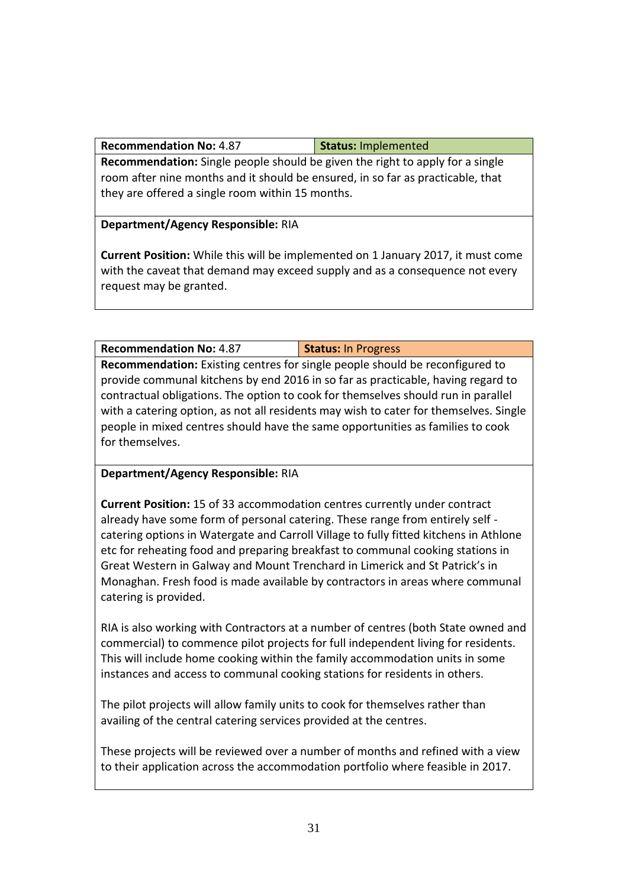| **Recommendation No:** 4.87 | **Status:** Implemented |
|---|---|

**Recommendation:** Single people should be given the right to apply for a single room after nine months and it should be ensured, in so far as practicable, that they are offered a single room within 15 months.

**Department/Agency Responsible:** RIA

**Current Position:** While this will be implemented on 1 January 2017, it must come with the caveat that demand may exceed supply and as a consequence not every request may be granted.

| **Recommendation No:** 4.87 | **Status:** In Progress |
|---|---|

**Recommendation:** Existing centres for single people should be reconfigured to provide communal kitchens by end 2016 in so far as practicable, having regard to contractual obligations. The option to cook for themselves should run in parallel with a catering option, as not all residents may wish to cater for themselves. Single people in mixed centres should have the same opportunities as families to cook for themselves.

**Department/Agency Responsible:** RIA

**Current Position:** 15 of 33 accommodation centres currently under contract already have some form of personal catering. These range from entirely self - catering options in Watergate and Carroll Village to fully fitted kitchens in Athlone etc for reheating food and preparing breakfast to communal cooking stations in Great Western in Galway and Mount Trenchard in Limerick and St Patrick's in Monaghan. Fresh food is made available by contractors in areas where communal catering is provided.

RIA is also working with Contractors at a number of centres (both State owned and commercial) to commence pilot projects for full independent living for residents. This will include home cooking within the family accommodation units in some instances and access to communal cooking stations for residents in others.

The pilot projects will allow family units to cook for themselves rather than availing of the central catering services provided at the centres.

These projects will be reviewed over a number of months and refined with a view to their application across the accommodation portfolio where feasible in 2017.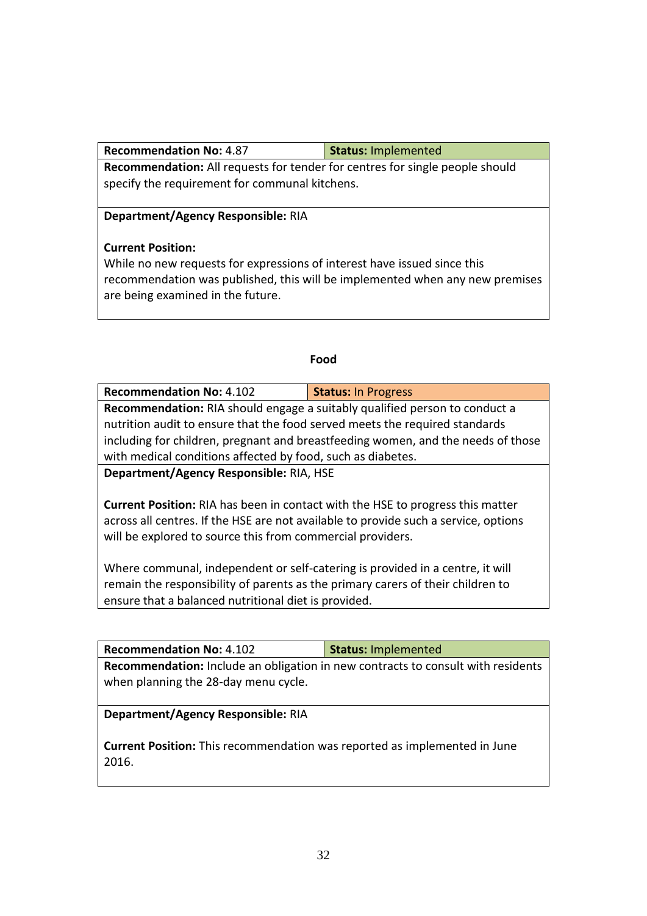| **Recommendation No:** 4.87 | **Status:** Implemented |
|---|---|
| **Recommendation:** All requests for tender for centres for single people should specify the requirement for communal kitchens. | |
| **Department/Agency Responsible:** RIA<br><br>**Current Position:**<br>While no new requests for expressions of interest have issued since this recommendation was published, this will be implemented when any new premises are being examined in the future. | |

**Food**

| **Recommendation No:** 4.102 | **Status:** In Progress |
|---|---|
| **Recommendation:** RIA should engage a suitably qualified person to conduct a nutrition audit to ensure that the food served meets the required standards including for children, pregnant and breastfeeding women, and the needs of those with medical conditions affected by food, such as diabetes. | |
| **Department/Agency Responsible:** RIA, HSE<br><br>**Current Position:** RIA has been in contact with the HSE to progress this matter across all centres. If the HSE are not available to provide such a service, options will be explored to source this from commercial providers.<br><br>Where communal, independent or self-catering is provided in a centre, it will remain the responsibility of parents as the primary carers of their children to ensure that a balanced nutritional diet is provided. | |

| **Recommendation No:** 4.102 | **Status:** Implemented |
|---|---|
| **Recommendation:** Include an obligation in new contracts to consult with residents when planning the 28-day menu cycle. | |
| **Department/Agency Responsible:** RIA<br><br>**Current Position:** This recommendation was reported as implemented in June 2016. | |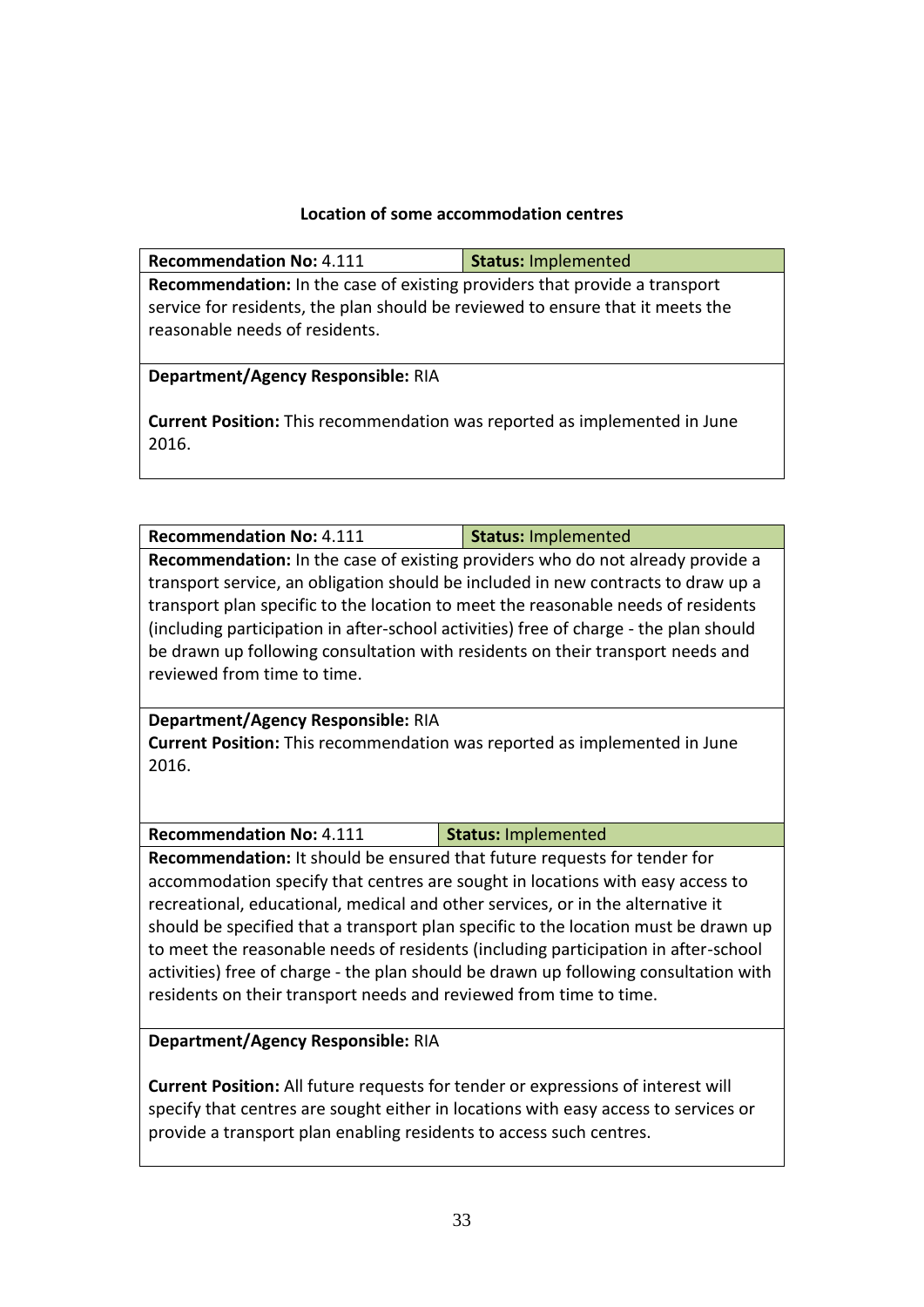## Location of some accommodation centres

| **Recommendation No:** 4.111 | **Status:** Implemented |
|---|---|
| **Recommendation:** In the case of existing providers that provide a transport service for residents, the plan should be reviewed to ensure that it meets the reasonable needs of residents. | |
| **Department/Agency Responsible:** RIA<br><br>**Current Position:** This recommendation was reported as implemented in June 2016. | |

| **Recommendation No:** 4.111 | **Status:** Implemented |
|---|---|
| **Recommendation:** In the case of existing providers who do not already provide a transport service, an obligation should be included in new contracts to draw up a transport plan specific to the location to meet the reasonable needs of residents (including participation in after-school activities) free of charge - the plan should be drawn up following consultation with residents on their transport needs and reviewed from time to time. | |
| **Department/Agency Responsible:** RIA<br>**Current Position:** This recommendation was reported as implemented in June 2016. | |

| **Recommendation No:** 4.111 | **Status:** Implemented |
|---|---|
| **Recommendation:** It should be ensured that future requests for tender for accommodation specify that centres are sought in locations with easy access to recreational, educational, medical and other services, or in the alternative it should be specified that a transport plan specific to the location must be drawn up to meet the reasonable needs of residents (including participation in after-school activities) free of charge - the plan should be drawn up following consultation with residents on their transport needs and reviewed from time to time. | |
| **Department/Agency Responsible:** RIA<br><br>**Current Position:** All future requests for tender or expressions of interest will specify that centres are sought either in locations with easy access to services or provide a transport plan enabling residents to access such centres. | |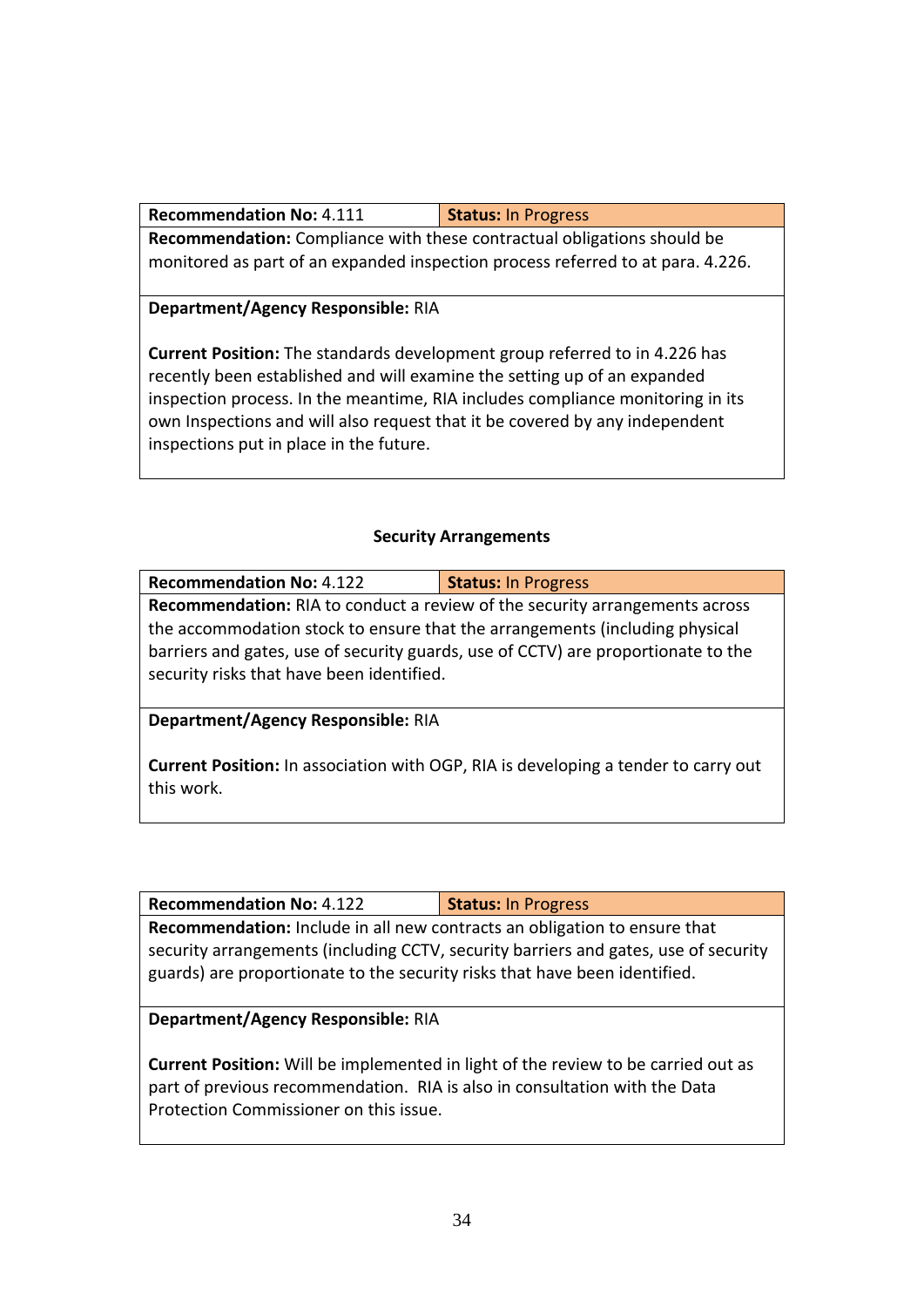| **Recommendation No:** 4.111 | **Status:** In Progress |
| --- | --- |
| **Recommendation:** Compliance with these contractual obligations should be monitored as part of an expanded inspection process referred to at para. 4.226. | |
| **Department/Agency Responsible:** RIA<br><br>**Current Position:** The standards development group referred to in 4.226 has recently been established and will examine the setting up of an expanded inspection process. In the meantime, RIA includes compliance monitoring in its own Inspections and will also request that it be covered by any independent inspections put in place in the future. | |

### Security Arrangements

| **Recommendation No:** 4.122 | **Status:** In Progress |
| --- | --- |
| **Recommendation:** RIA to conduct a review of the security arrangements across the accommodation stock to ensure that the arrangements (including physical barriers and gates, use of security guards, use of CCTV) are proportionate to the security risks that have been identified. | |
| **Department/Agency Responsible:** RIA<br><br>**Current Position:** In association with OGP, RIA is developing a tender to carry out this work. | |

| **Recommendation No:** 4.122 | **Status:** In Progress |
| --- | --- |
| **Recommendation:** Include in all new contracts an obligation to ensure that security arrangements (including CCTV, security barriers and gates, use of security guards) are proportionate to the security risks that have been identified. | |
| **Department/Agency Responsible:** RIA<br><br>**Current Position:** Will be implemented in light of the review to be carried out as part of previous recommendation. RIA is also in consultation with the Data Protection Commissioner on this issue. | |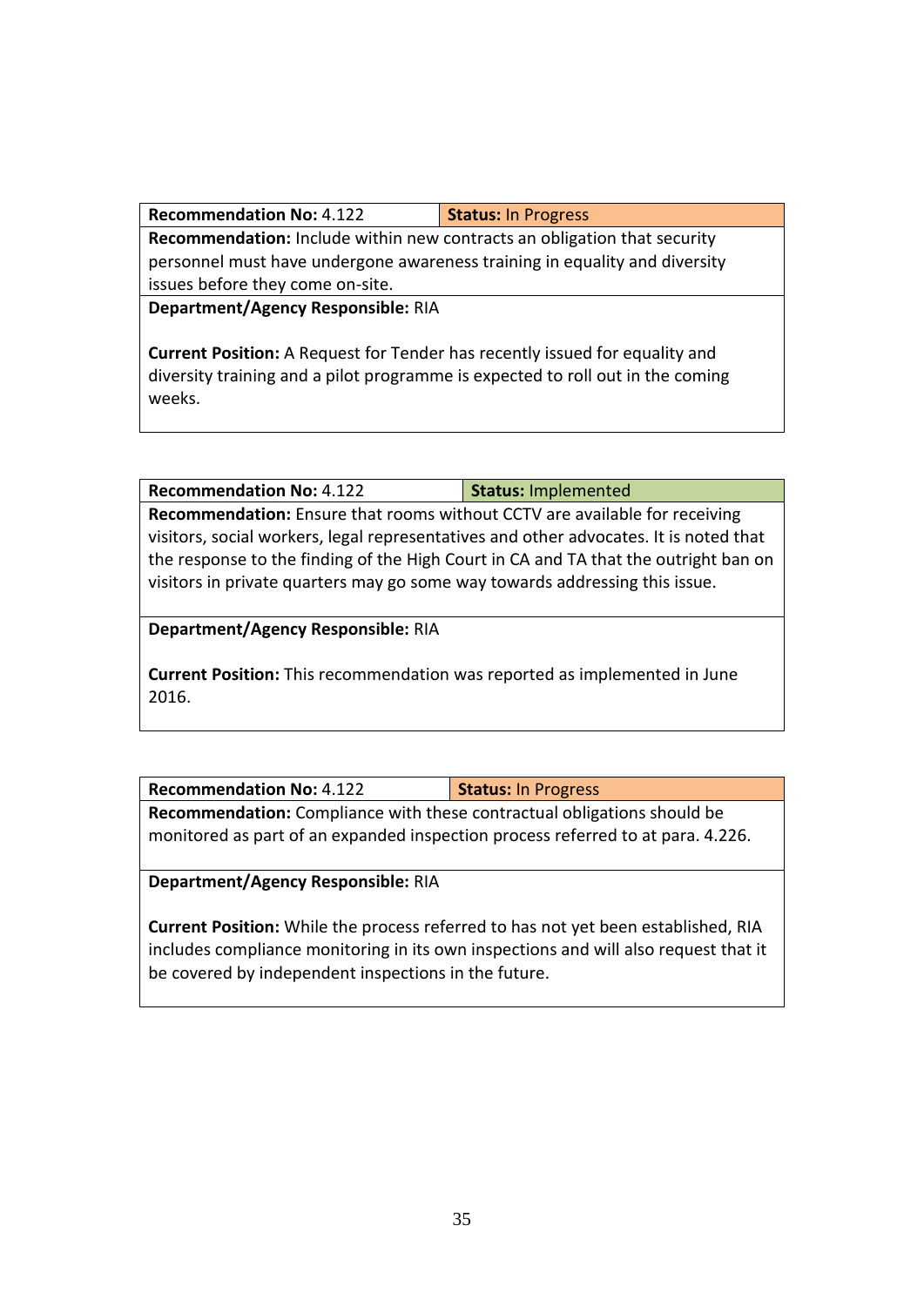| **Recommendation No:** 4.122 | **Status:** In Progress |
| --- | --- |
| **Recommendation:** Include within new contracts an obligation that security personnel must have undergone awareness training in equality and diversity issues before they come on-site. | |
| **Department/Agency Responsible:** RIA<br><br>**Current Position:** A Request for Tender has recently issued for equality and diversity training and a pilot programme is expected to roll out in the coming weeks. | |

| **Recommendation No:** 4.122 | **Status:** Implemented |
| --- | --- |
| **Recommendation:** Ensure that rooms without CCTV are available for receiving visitors, social workers, legal representatives and other advocates. It is noted that the response to the finding of the High Court in CA and TA that the outright ban on visitors in private quarters may go some way towards addressing this issue. | |
| **Department/Agency Responsible:** RIA<br><br>**Current Position:** This recommendation was reported as implemented in June 2016. | |

| **Recommendation No:** 4.122 | **Status:** In Progress |
| --- | --- |
| **Recommendation:** Compliance with these contractual obligations should be monitored as part of an expanded inspection process referred to at para. 4.226. | |
| **Department/Agency Responsible:** RIA<br><br>**Current Position:** While the process referred to has not yet been established, RIA includes compliance monitoring in its own inspections and will also request that it be covered by independent inspections in the future. | |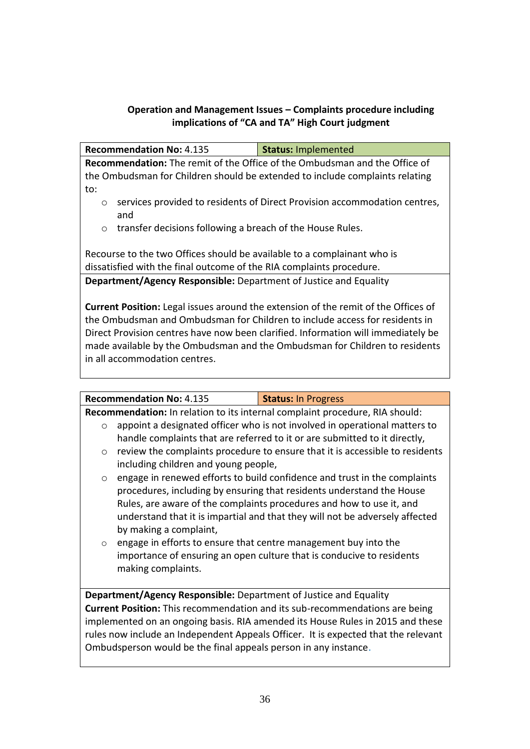### Operation and Management Issues – Complaints procedure including implications of "CA and TA" High Court judgment

**Recommendation No:** 4.135 | **Status:** Implemented

**Recommendation:** The remit of the Office of the Ombudsman and the Office of the Ombudsman for Children should be extended to include complaints relating to:

- services provided to residents of Direct Provision accommodation centres, and
- transfer decisions following a breach of the House Rules.

Recourse to the two Offices should be available to a complainant who is dissatisfied with the final outcome of the RIA complaints procedure.

**Department/Agency Responsible:** Department of Justice and Equality

**Current Position:** Legal issues around the extension of the remit of the Offices of the Ombudsman and Ombudsman for Children to include access for residents in Direct Provision centres have now been clarified. Information will immediately be made available by the Ombudsman and the Ombudsman for Children to residents in all accommodation centres.

---

**Recommendation No:** 4.135 | **Status:** In Progress

**Recommendation:** In relation to its internal complaint procedure, RIA should:

- appoint a designated officer who is not involved in operational matters to handle complaints that are referred to it or are submitted to it directly,
- review the complaints procedure to ensure that it is accessible to residents including children and young people,
- engage in renewed efforts to build confidence and trust in the complaints procedures, including by ensuring that residents understand the House Rules, are aware of the complaints procedures and how to use it, and understand that it is impartial and that they will not be adversely affected by making a complaint,
- engage in efforts to ensure that centre management buy into the importance of ensuring an open culture that is conducive to residents making complaints.

**Department/Agency Responsible:** Department of Justice and Equality

**Current Position:** This recommendation and its sub-recommendations are being implemented on an ongoing basis. RIA amended its House Rules in 2015 and these rules now include an Independent Appeals Officer. It is expected that the relevant Ombudsperson would be the final appeals person in any instance.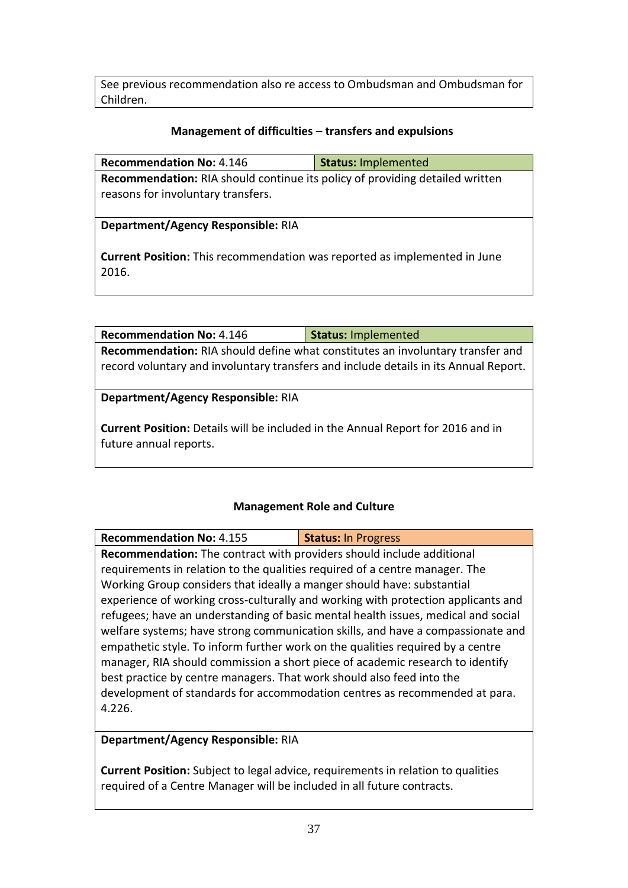| See previous recommendation also re access to Ombudsman and Ombudsman for Children. |
|---|

### Management of difficulties – transfers and expulsions

| **Recommendation No:** 4.146 | **Status:** Implemented |
|---|---|
| **Recommendation:** RIA should continue its policy of providing detailed written reasons for involuntary transfers. | |
| **Department/Agency Responsible:** RIA<br><br>**Current Position:** This recommendation was reported as implemented in June 2016. | |

| **Recommendation No:** 4.146 | **Status:** Implemented |
|---|---|
| **Recommendation:** RIA should define what constitutes an involuntary transfer and record voluntary and involuntary transfers and include details in its Annual Report. | |
| **Department/Agency Responsible:** RIA<br><br>**Current Position:** Details will be included in the Annual Report for 2016 and in future annual reports. | |

### Management Role and Culture

| **Recommendation No:** 4.155 | **Status:** In Progress |
|---|---|
| **Recommendation:** The contract with providers should include additional requirements in relation to the qualities required of a centre manager. The Working Group considers that ideally a manger should have: substantial experience of working cross-culturally and working with protection applicants and refugees; have an understanding of basic mental health issues, medical and social welfare systems; have strong communication skills, and have a compassionate and empathetic style. To inform further work on the qualities required by a centre manager, RIA should commission a short piece of academic research to identify best practice by centre managers. That work should also feed into the development of standards for accommodation centres as recommended at para. 4.226. | |
| **Department/Agency Responsible:** RIA<br><br>**Current Position:** Subject to legal advice, requirements in relation to qualities required of a Centre Manager will be included in all future contracts. | |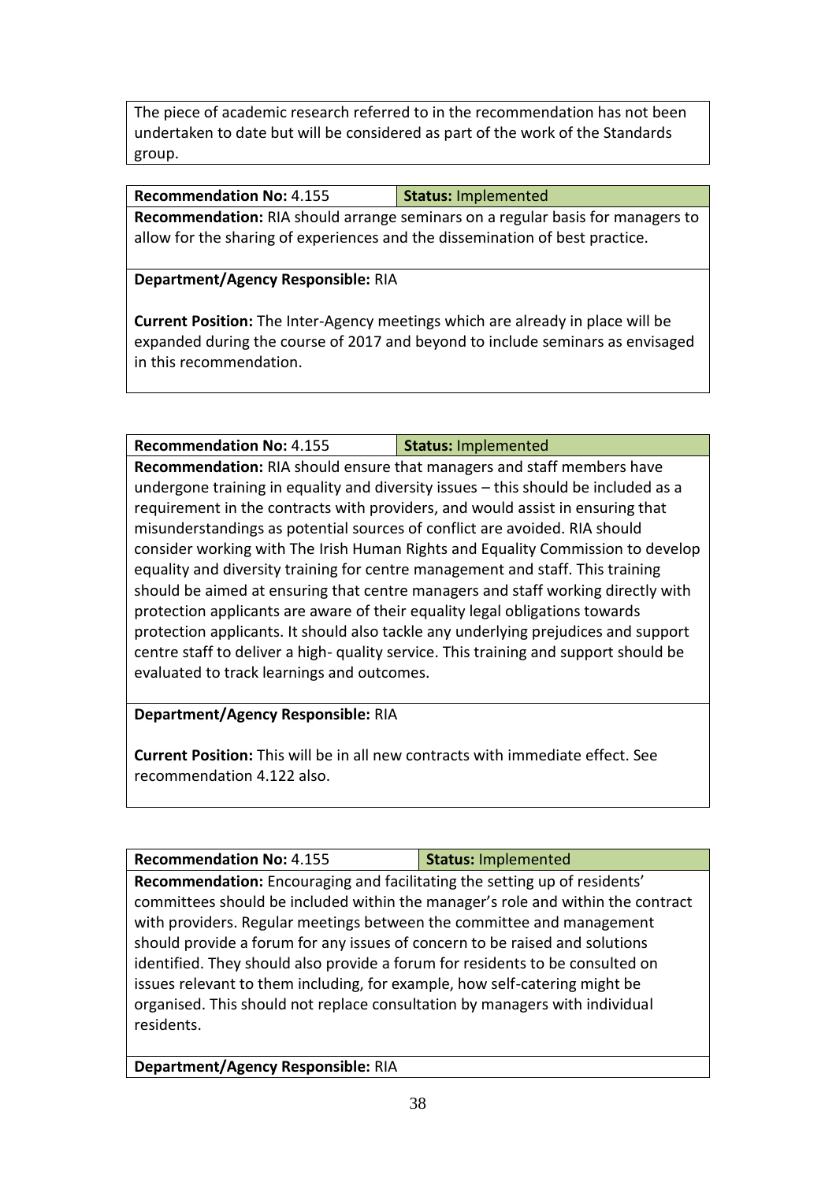The piece of academic research referred to in the recommendation has not been undertaken to date but will be considered as part of the work of the Standards group.

| **Recommendation No:** 4.155 | **Status:** Implemented |
|---|---|
| **Recommendation:** RIA should arrange seminars on a regular basis for managers to allow for the sharing of experiences and the dissemination of best practice. | |
| **Department/Agency Responsible:** RIA<br><br>**Current Position:** The Inter-Agency meetings which are already in place will be expanded during the course of 2017 and beyond to include seminars as envisaged in this recommendation. | |

| **Recommendation No:** 4.155 | **Status:** Implemented |
|---|---|
| **Recommendation:** RIA should ensure that managers and staff members have undergone training in equality and diversity issues – this should be included as a requirement in the contracts with providers, and would assist in ensuring that misunderstandings as potential sources of conflict are avoided. RIA should consider working with The Irish Human Rights and Equality Commission to develop equality and diversity training for centre management and staff. This training should be aimed at ensuring that centre managers and staff working directly with protection applicants are aware of their equality legal obligations towards protection applicants. It should also tackle any underlying prejudices and support centre staff to deliver a high- quality service. This training and support should be evaluated to track learnings and outcomes. | |
| **Department/Agency Responsible:** RIA<br><br>**Current Position:** This will be in all new contracts with immediate effect. See recommendation 4.122 also. | |

| **Recommendation No:** 4.155 | **Status:** Implemented |
|---|---|
| **Recommendation:** Encouraging and facilitating the setting up of residents' committees should be included within the manager's role and within the contract with providers. Regular meetings between the committee and management should provide a forum for any issues of concern to be raised and solutions identified. They should also provide a forum for residents to be consulted on issues relevant to them including, for example, how self-catering might be organised. This should not replace consultation by managers with individual residents. | |
| **Department/Agency Responsible:** RIA | |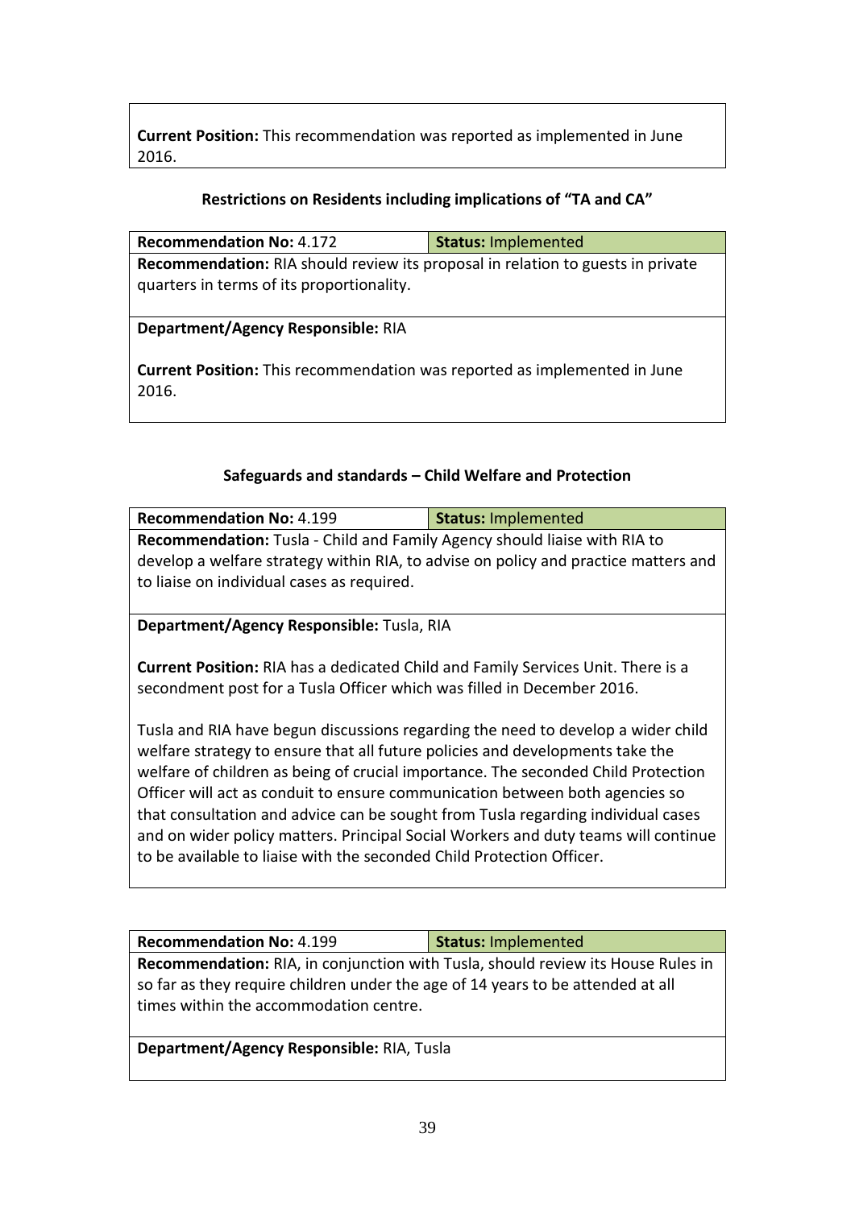**Current Position:** This recommendation was reported as implemented in June 2016.

### Restrictions on Residents including implications of "TA and CA"

| **Recommendation No:** 4.172 | **Status:** Implemented |
|---|---|
| **Recommendation:** RIA should review its proposal in relation to guests in private quarters in terms of its proportionality. | |
| **Department/Agency Responsible:** RIA<br><br>**Current Position:** This recommendation was reported as implemented in June 2016. | |

### Safeguards and standards – Child Welfare and Protection

| **Recommendation No:** 4.199 | **Status:** Implemented |
|---|---|
| **Recommendation:** Tusla - Child and Family Agency should liaise with RIA to develop a welfare strategy within RIA, to advise on policy and practice matters and to liaise on individual cases as required. | |
| **Department/Agency Responsible:** Tusla, RIA<br><br>**Current Position:** RIA has a dedicated Child and Family Services Unit. There is a secondment post for a Tusla Officer which was filled in December 2016.<br><br>Tusla and RIA have begun discussions regarding the need to develop a wider child welfare strategy to ensure that all future policies and developments take the welfare of children as being of crucial importance. The seconded Child Protection Officer will act as conduit to ensure communication between both agencies so that consultation and advice can be sought from Tusla regarding individual cases and on wider policy matters. Principal Social Workers and duty teams will continue to be available to liaise with the seconded Child Protection Officer. | |

| **Recommendation No:** 4.199 | **Status:** Implemented |
|---|---|
| **Recommendation:** RIA, in conjunction with Tusla, should review its House Rules in so far as they require children under the age of 14 years to be attended at all times within the accommodation centre. | |
| **Department/Agency Responsible:** RIA, Tusla | |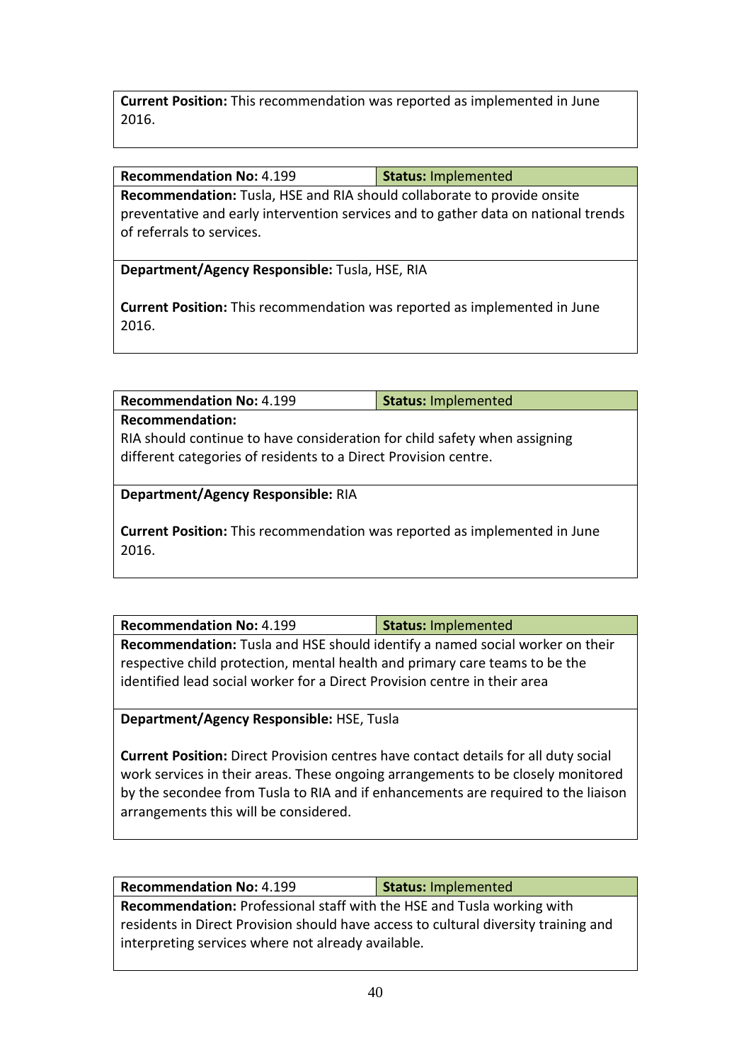**Current Position:** This recommendation was reported as implemented in June 2016.

| **Recommendation No:** 4.199 | **Status:** Implemented |
|---|---|
| **Recommendation:** Tusla, HSE and RIA should collaborate to provide onsite preventative and early intervention services and to gather data on national trends of referrals to services. | |
| **Department/Agency Responsible:** Tusla, HSE, RIA<br><br>**Current Position:** This recommendation was reported as implemented in June 2016. | |

| **Recommendation No:** 4.199 | **Status:** Implemented |
|---|---|
| **Recommendation:**<br>RIA should continue to have consideration for child safety when assigning different categories of residents to a Direct Provision centre. | |
| **Department/Agency Responsible:** RIA<br><br>**Current Position:** This recommendation was reported as implemented in June 2016. | |

| **Recommendation No:** 4.199 | **Status:** Implemented |
|---|---|
| **Recommendation:** Tusla and HSE should identify a named social worker on their respective child protection, mental health and primary care teams to be the identified lead social worker for a Direct Provision centre in their area | |
| **Department/Agency Responsible:** HSE, Tusla<br><br>**Current Position:** Direct Provision centres have contact details for all duty social work services in their areas. These ongoing arrangements to be closely monitored by the secondee from Tusla to RIA and if enhancements are required to the liaison arrangements this will be considered. | |

| **Recommendation No:** 4.199 | **Status:** Implemented |
|---|---|
| **Recommendation:** Professional staff with the HSE and Tusla working with residents in Direct Provision should have access to cultural diversity training and interpreting services where not already available. | |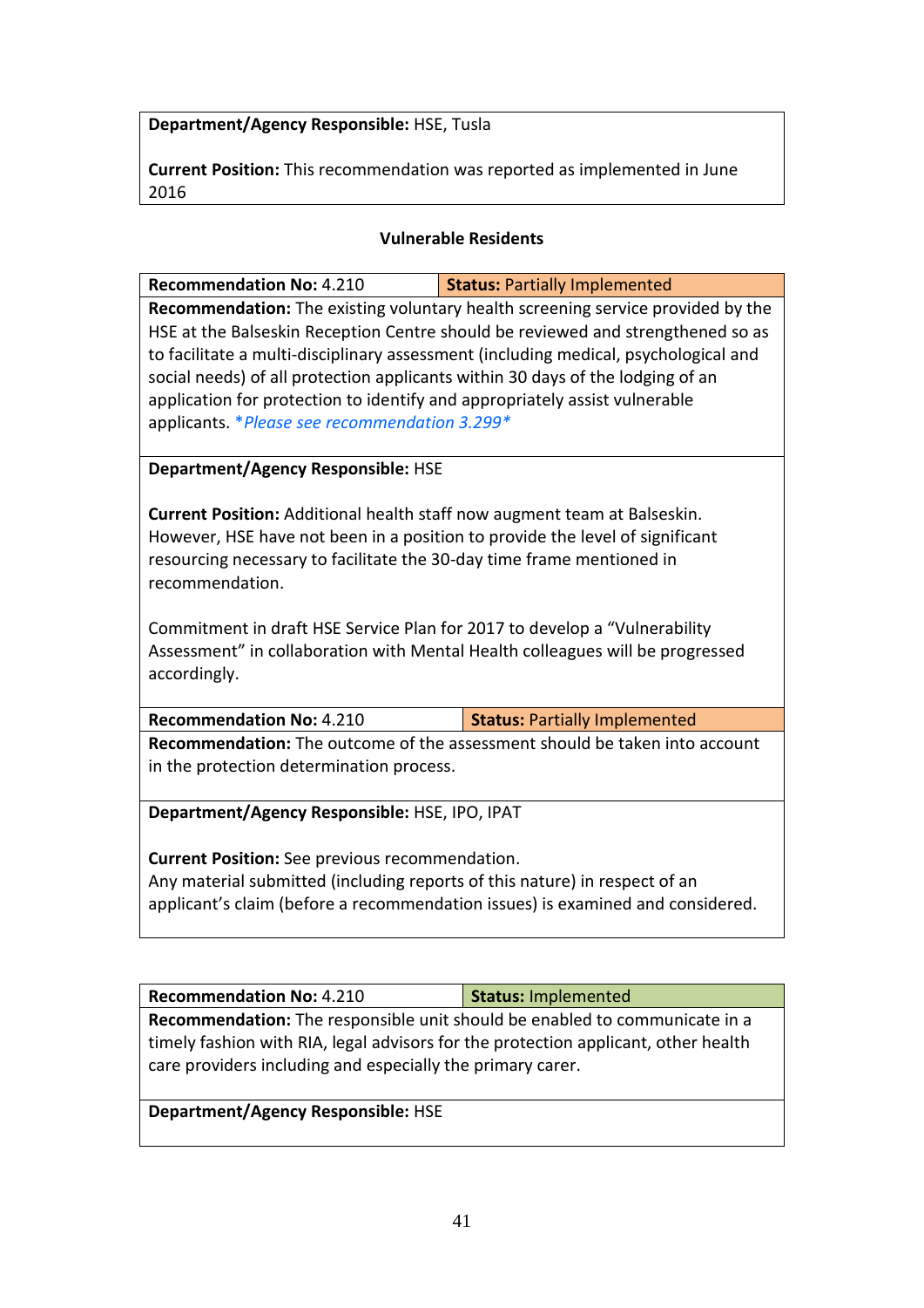| **Department/Agency Responsible:** HSE, Tusla |
|---|
| **Current Position:** This recommendation was reported as implemented in June 2016 |

### Vulnerable Residents

| **Recommendation No:** 4.210 | **Status:** Partially Implemented |
|---|---|
| **Recommendation:** The existing voluntary health screening service provided by the HSE at the Balseskin Reception Centre should be reviewed and strengthened so as to facilitate a multi-disciplinary assessment (including medical, psychological and social needs) of all protection applicants within 30 days of the lodging of an application for protection to identify and appropriately assist vulnerable applicants. **Please see recommendation 3.299** | |
| **Department/Agency Responsible:** HSE<br><br>**Current Position:** Additional health staff now augment team at Balseskin. However, HSE have not been in a position to provide the level of significant resourcing necessary to facilitate the 30-day time frame mentioned in recommendation.<br><br>Commitment in draft HSE Service Plan for 2017 to develop a "Vulnerability Assessment" in collaboration with Mental Health colleagues will be progressed accordingly. | |
| **Recommendation No:** 4.210 | **Status:** Partially Implemented |
| **Recommendation:** The outcome of the assessment should be taken into account in the protection determination process. | |
| **Department/Agency Responsible:** HSE, IPO, IPAT<br><br>**Current Position:** See previous recommendation.<br>Any material submitted (including reports of this nature) in respect of an applicant's claim (before a recommendation issues) is examined and considered. | |

| **Recommendation No:** 4.210 | **Status:** Implemented |
|---|---|
| **Recommendation:** The responsible unit should be enabled to communicate in a timely fashion with RIA, legal advisors for the protection applicant, other health care providers including and especially the primary carer. | |
| **Department/Agency Responsible:** HSE | |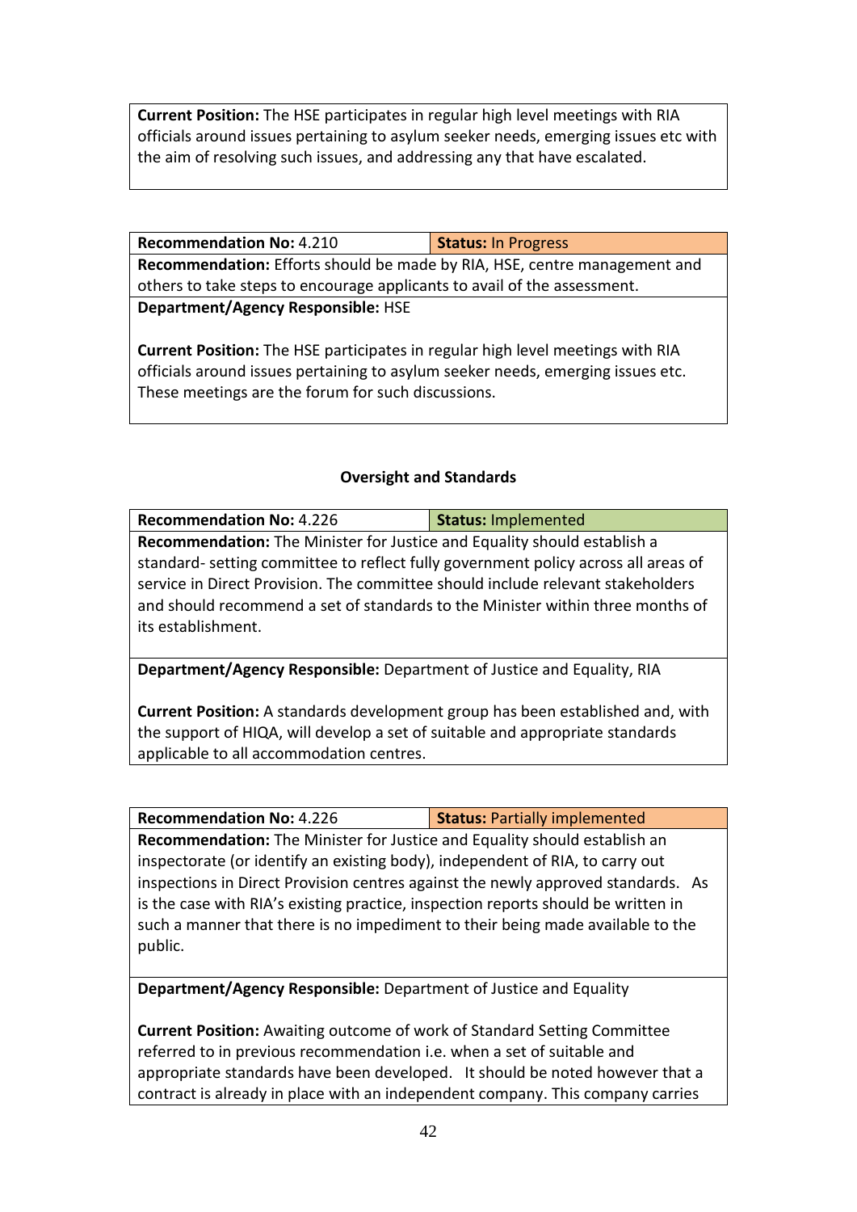**Current Position:** The HSE participates in regular high level meetings with RIA officials around issues pertaining to asylum seeker needs, emerging issues etc with the aim of resolving such issues, and addressing any that have escalated.

| **Recommendation No:** 4.210 | **Status:** In Progress |
|---|---|
| **Recommendation:** Efforts should be made by RIA, HSE, centre management and others to take steps to encourage applicants to avail of the assessment. | |
| **Department/Agency Responsible:** HSE<br><br>**Current Position:** The HSE participates in regular high level meetings with RIA officials around issues pertaining to asylum seeker needs, emerging issues etc. These meetings are the forum for such discussions. | |

### Oversight and Standards

| **Recommendation No:** 4.226 | **Status:** Implemented |
|---|---|
| **Recommendation:** The Minister for Justice and Equality should establish a standard- setting committee to reflect fully government policy across all areas of service in Direct Provision. The committee should include relevant stakeholders and should recommend a set of standards to the Minister within three months of its establishment. | |
| **Department/Agency Responsible:** Department of Justice and Equality, RIA<br><br>**Current Position:** A standards development group has been established and, with the support of HIQA, will develop a set of suitable and appropriate standards applicable to all accommodation centres. | |

| **Recommendation No:** 4.226 | **Status:** Partially implemented |
|---|---|
| **Recommendation:** The Minister for Justice and Equality should establish an inspectorate (or identify an existing body), independent of RIA, to carry out inspections in Direct Provision centres against the newly approved standards. As is the case with RIA's existing practice, inspection reports should be written in such a manner that there is no impediment to their being made available to the public. | |
| **Department/Agency Responsible:** Department of Justice and Equality<br><br>**Current Position:** Awaiting outcome of work of Standard Setting Committee referred to in previous recommendation i.e. when a set of suitable and appropriate standards have been developed. It should be noted however that a contract is already in place with an independent company. This company carries | |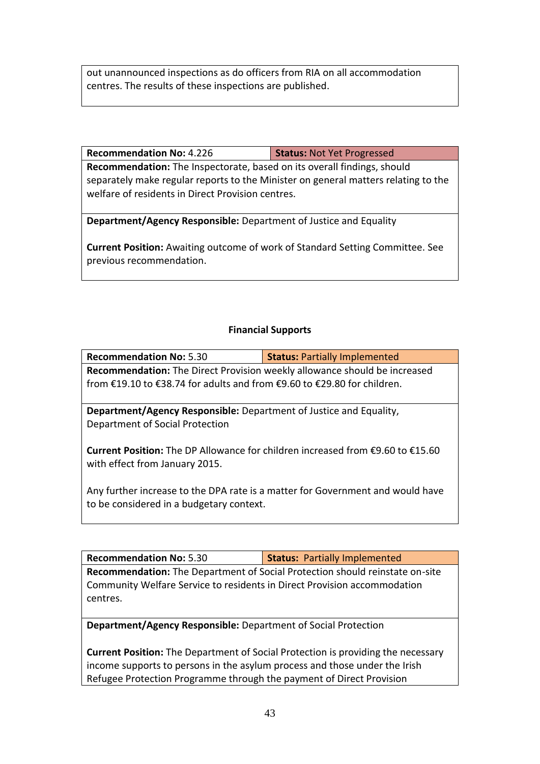out unannounced inspections as do officers from RIA on all accommodation centres. The results of these inspections are published.

| **Recommendation No:** 4.226 | **Status:** Not Yet Progressed |
|---|---|
| **Recommendation:** The Inspectorate, based on its overall findings, should separately make regular reports to the Minister on general matters relating to the welfare of residents in Direct Provision centres. | |
| **Department/Agency Responsible:** Department of Justice and Equality<br><br>**Current Position:** Awaiting outcome of work of Standard Setting Committee. See previous recommendation. | |

**Financial Supports**

| **Recommendation No:** 5.30 | **Status:** Partially Implemented |
|---|---|
| **Recommendation:** The Direct Provision weekly allowance should be increased from €19.10 to €38.74 for adults and from €9.60 to €29.80 for children. | |
| **Department/Agency Responsible:** Department of Justice and Equality, Department of Social Protection<br><br>**Current Position:** The DP Allowance for children increased from €9.60 to €15.60 with effect from January 2015.<br><br>Any further increase to the DPA rate is a matter for Government and would have to be considered in a budgetary context. | |

| **Recommendation No:** 5.30 | **Status:** Partially Implemented |
|---|---|
| **Recommendation:** The Department of Social Protection should reinstate on-site Community Welfare Service to residents in Direct Provision accommodation centres. | |
| **Department/Agency Responsible:** Department of Social Protection<br><br>**Current Position:** The Department of Social Protection is providing the necessary income supports to persons in the asylum process and those under the Irish Refugee Protection Programme through the payment of Direct Provision | |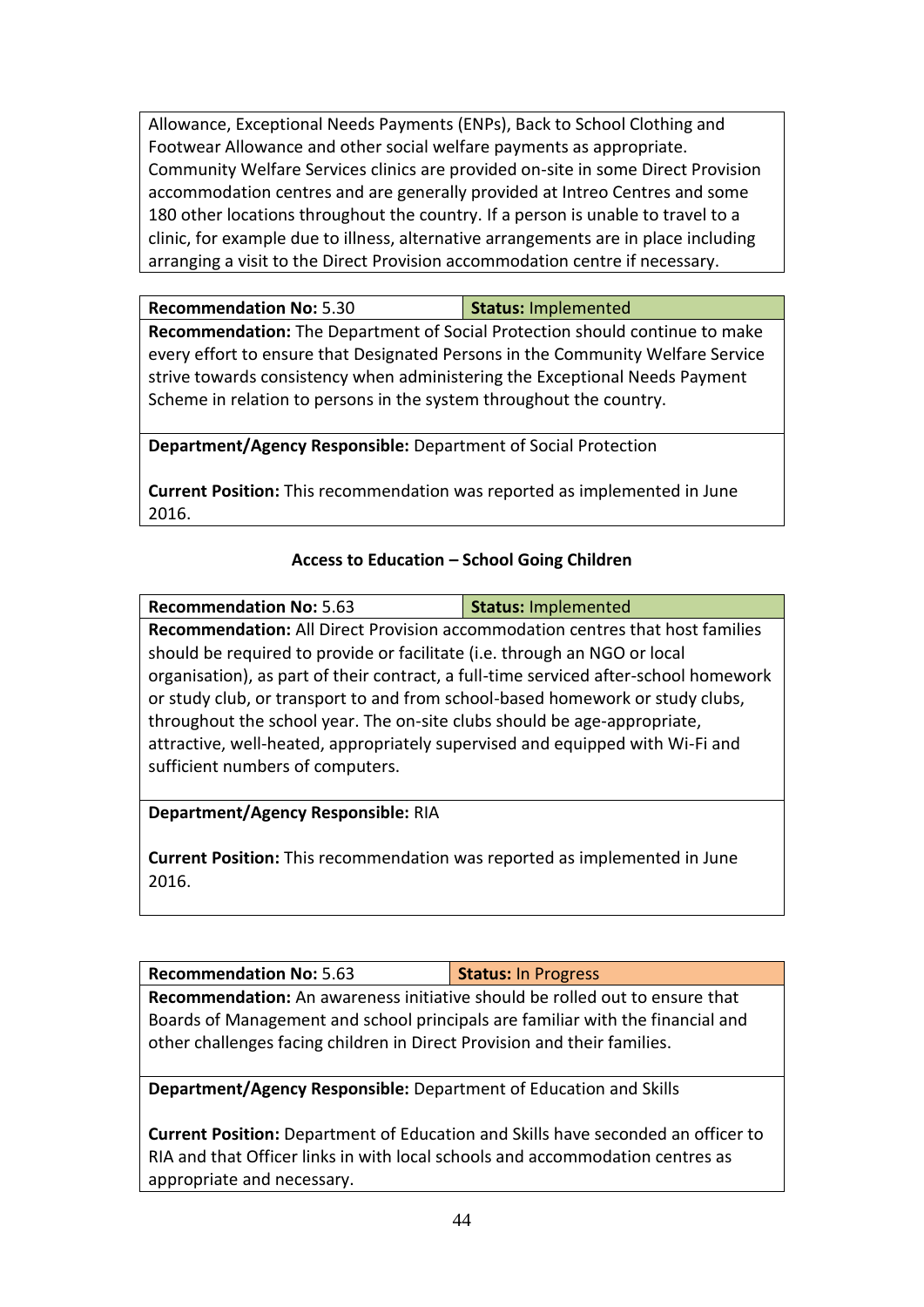Allowance, Exceptional Needs Payments (ENPs), Back to School Clothing and Footwear Allowance and other social welfare payments as appropriate. Community Welfare Services clinics are provided on-site in some Direct Provision accommodation centres and are generally provided at Intreo Centres and some 180 other locations throughout the country. If a person is unable to travel to a clinic, for example due to illness, alternative arrangements are in place including arranging a visit to the Direct Provision accommodation centre if necessary.

| **Recommendation No:** 5.30 | **Status:** Implemented |
|---|---|
| **Recommendation:** The Department of Social Protection should continue to make every effort to ensure that Designated Persons in the Community Welfare Service strive towards consistency when administering the Exceptional Needs Payment Scheme in relation to persons in the system throughout the country. | |
| **Department/Agency Responsible:** Department of Social Protection<br><br>**Current Position:** This recommendation was reported as implemented in June 2016. | |

**Access to Education – School Going Children**

| **Recommendation No:** 5.63 | **Status:** Implemented |
|---|---|
| **Recommendation:** All Direct Provision accommodation centres that host families should be required to provide or facilitate (i.e. through an NGO or local organisation), as part of their contract, a full-time serviced after-school homework or study club, or transport to and from school-based homework or study clubs, throughout the school year. The on-site clubs should be age-appropriate, attractive, well-heated, appropriately supervised and equipped with Wi-Fi and sufficient numbers of computers. | |
| **Department/Agency Responsible:** RIA<br><br>**Current Position:** This recommendation was reported as implemented in June 2016. | |

| **Recommendation No:** 5.63 | **Status:** In Progress |
|---|---|
| **Recommendation:** An awareness initiative should be rolled out to ensure that Boards of Management and school principals are familiar with the financial and other challenges facing children in Direct Provision and their families. | |
| **Department/Agency Responsible:** Department of Education and Skills<br><br>**Current Position:** Department of Education and Skills have seconded an officer to RIA and that Officer links in with local schools and accommodation centres as appropriate and necessary. | |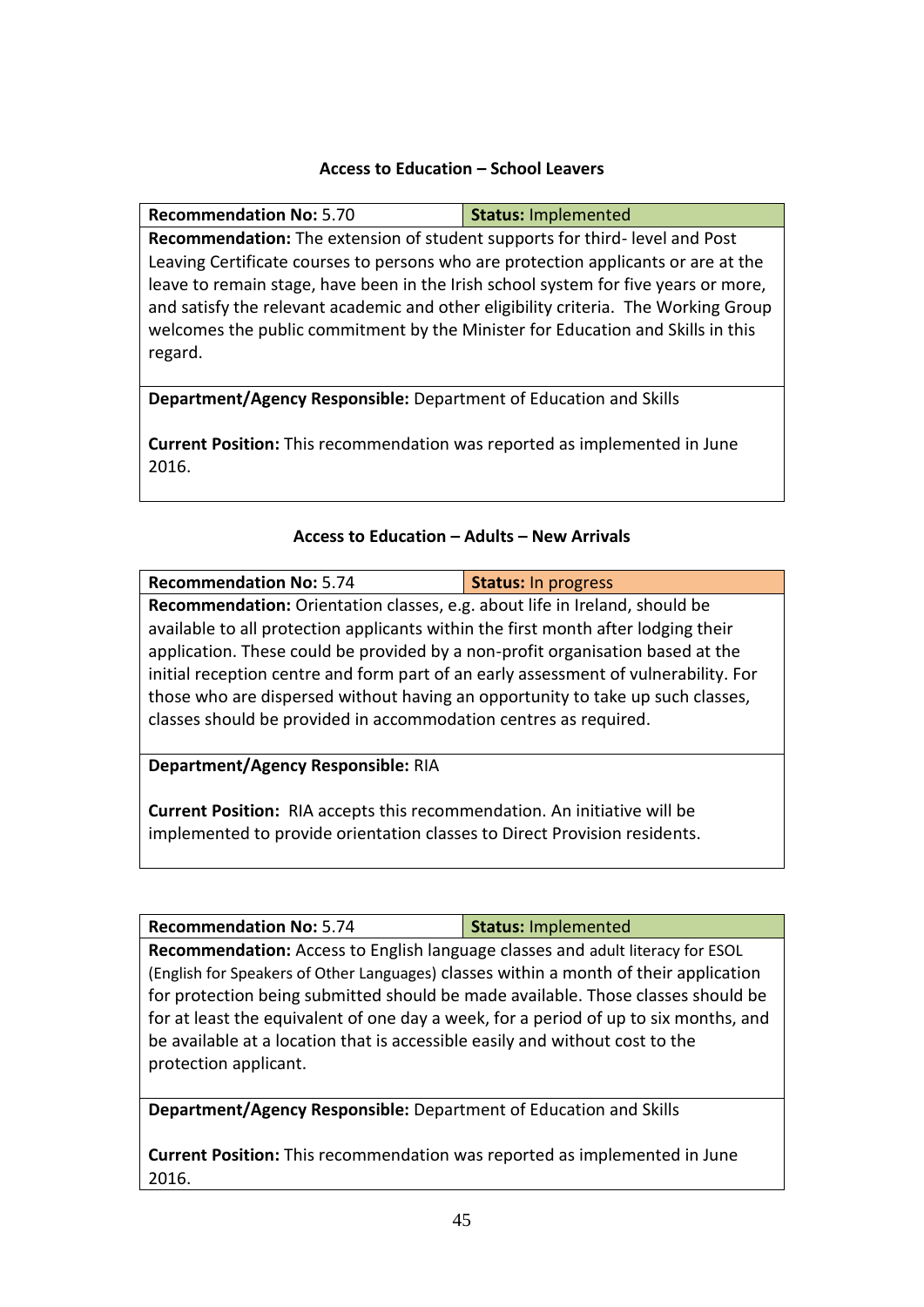### Access to Education – School Leavers

| **Recommendation No:** 5.70 | **Status:** Implemented |
|---|---|
| **Recommendation:** The extension of student supports for third- level and Post Leaving Certificate courses to persons who are protection applicants or are at the leave to remain stage, have been in the Irish school system for five years or more, and satisfy the relevant academic and other eligibility criteria. The Working Group welcomes the public commitment by the Minister for Education and Skills in this regard. | |
| **Department/Agency Responsible:** Department of Education and Skills<br><br>**Current Position:** This recommendation was reported as implemented in June 2016. | |

### Access to Education – Adults – New Arrivals

| **Recommendation No:** 5.74 | **Status:** In progress |
|---|---|
| **Recommendation:** Orientation classes, e.g. about life in Ireland, should be available to all protection applicants within the first month after lodging their application. These could be provided by a non-profit organisation based at the initial reception centre and form part of an early assessment of vulnerability. For those who are dispersed without having an opportunity to take up such classes, classes should be provided in accommodation centres as required. | |
| **Department/Agency Responsible:** RIA<br><br>**Current Position:** RIA accepts this recommendation. An initiative will be implemented to provide orientation classes to Direct Provision residents. | |

| **Recommendation No:** 5.74 | **Status:** Implemented |
|---|---|
| **Recommendation:** Access to English language classes and adult literacy for ESOL (English for Speakers of Other Languages) classes within a month of their application for protection being submitted should be made available. Those classes should be for at least the equivalent of one day a week, for a period of up to six months, and be available at a location that is accessible easily and without cost to the protection applicant. | |
| **Department/Agency Responsible:** Department of Education and Skills<br><br>**Current Position:** This recommendation was reported as implemented in June 2016. | |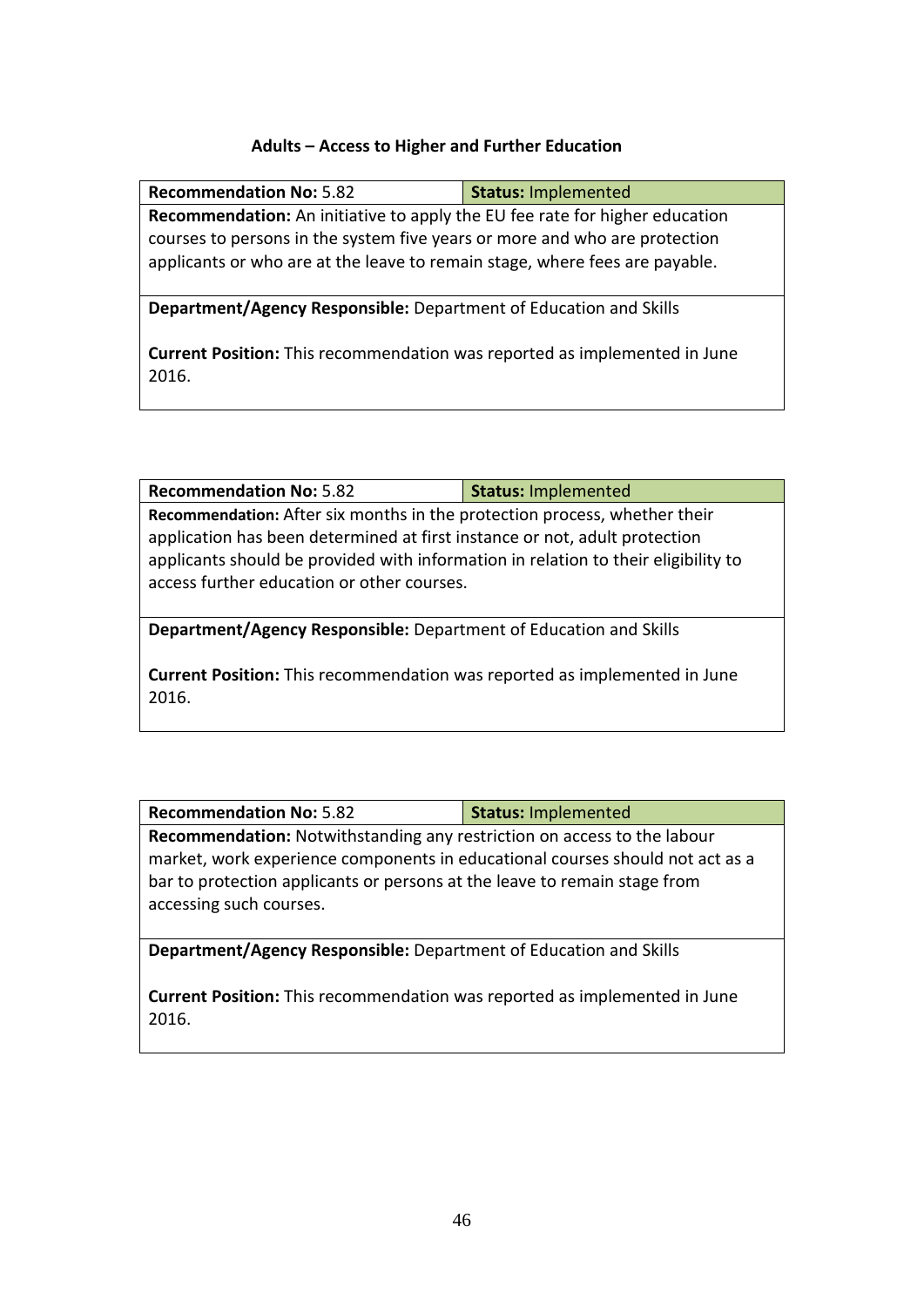**Adults – Access to Higher and Further Education**

| **Recommendation No:** 5.82 | **Status:** Implemented |
|---|---|
| **Recommendation:** An initiative to apply the EU fee rate for higher education courses to persons in the system five years or more and who are protection applicants or who are at the leave to remain stage, where fees are payable. | |
| **Department/Agency Responsible:** Department of Education and Skills<br><br>**Current Position:** This recommendation was reported as implemented in June 2016. | |

| **Recommendation No:** 5.82 | **Status:** Implemented |
|---|---|
| **Recommendation:** After six months in the protection process, whether their application has been determined at first instance or not, adult protection applicants should be provided with information in relation to their eligibility to access further education or other courses. | |
| **Department/Agency Responsible:** Department of Education and Skills<br><br>**Current Position:** This recommendation was reported as implemented in June 2016. | |

| **Recommendation No:** 5.82 | **Status:** Implemented |
|---|---|
| **Recommendation:** Notwithstanding any restriction on access to the labour market, work experience components in educational courses should not act as a bar to protection applicants or persons at the leave to remain stage from accessing such courses. | |
| **Department/Agency Responsible:** Department of Education and Skills<br><br>**Current Position:** This recommendation was reported as implemented in June 2016. | |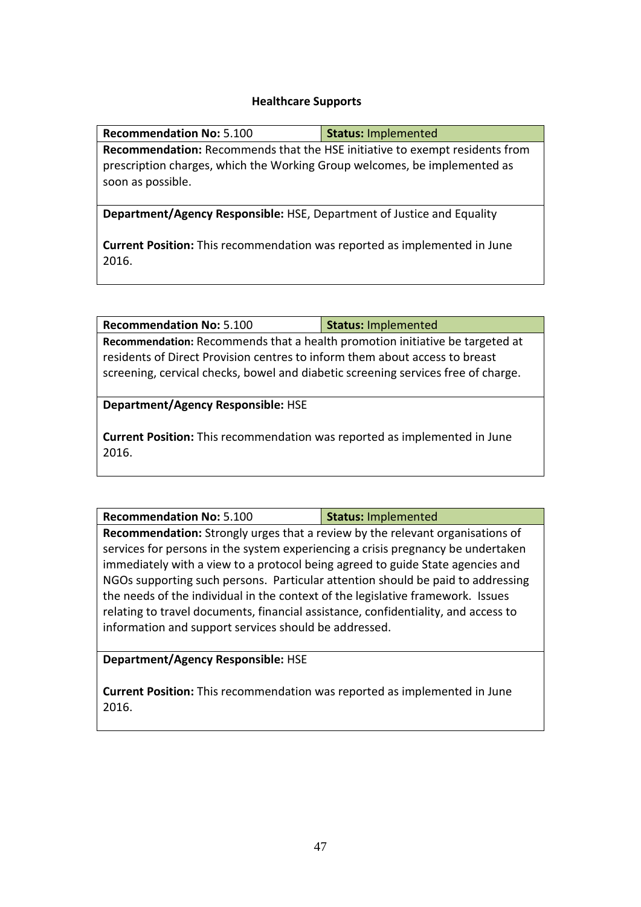**Healthcare Supports**

| **Recommendation No:** 5.100 | **Status:** Implemented |
|---|---|
| **Recommendation:** Recommends that the HSE initiative to exempt residents from prescription charges, which the Working Group welcomes, be implemented as soon as possible. | |
| **Department/Agency Responsible:** HSE, Department of Justice and Equality<br><br>**Current Position:** This recommendation was reported as implemented in June 2016. | |

| **Recommendation No:** 5.100 | **Status:** Implemented |
|---|---|
| **Recommendation:** Recommends that a health promotion initiative be targeted at residents of Direct Provision centres to inform them about access to breast screening, cervical checks, bowel and diabetic screening services free of charge. | |
| **Department/Agency Responsible:** HSE<br><br>**Current Position:** This recommendation was reported as implemented in June 2016. | |

| **Recommendation No:** 5.100 | **Status:** Implemented |
|---|---|
| **Recommendation:** Strongly urges that a review by the relevant organisations of services for persons in the system experiencing a crisis pregnancy be undertaken immediately with a view to a protocol being agreed to guide State agencies and NGOs supporting such persons. Particular attention should be paid to addressing the needs of the individual in the context of the legislative framework. Issues relating to travel documents, financial assistance, confidentiality, and access to information and support services should be addressed. | |
| **Department/Agency Responsible:** HSE<br><br>**Current Position:** This recommendation was reported as implemented in June 2016. | |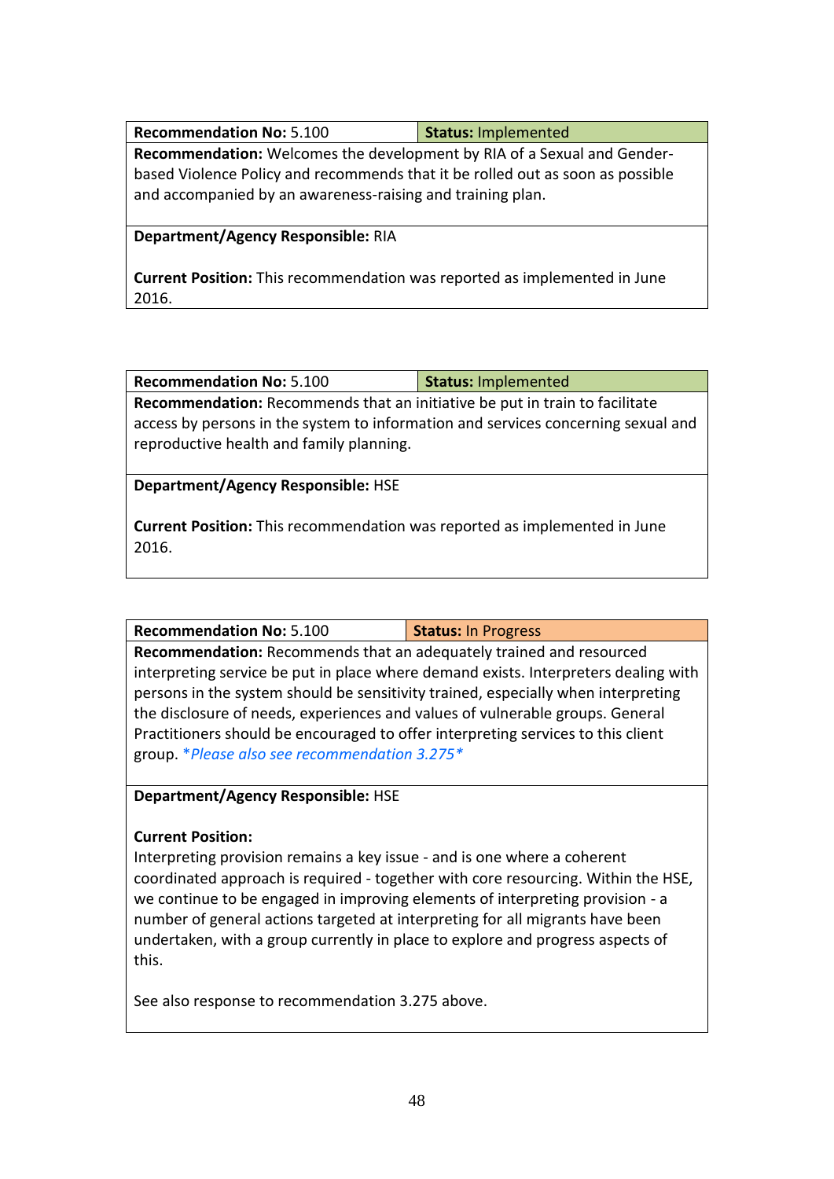| **Recommendation No:** 5.100 | **Status:** Implemented |
|---|---|
| **Recommendation:** Welcomes the development by RIA of a Sexual and Gender-based Violence Policy and recommends that it be rolled out as soon as possible and accompanied by an awareness-raising and training plan. | |
| **Department/Agency Responsible:** RIA<br><br>**Current Position:** This recommendation was reported as implemented in June 2016. | |

| **Recommendation No:** 5.100 | **Status:** Implemented |
|---|---|
| **Recommendation:** Recommends that an initiative be put in train to facilitate access by persons in the system to information and services concerning sexual and reproductive health and family planning. | |
| **Department/Agency Responsible:** HSE<br><br>**Current Position:** This recommendation was reported as implemented in June 2016. | |

| **Recommendation No:** 5.100 | **Status:** In Progress |
|---|---|
| **Recommendation:** Recommends that an adequately trained and resourced interpreting service be put in place where demand exists. Interpreters dealing with persons in the system should be sensitivity trained, especially when interpreting the disclosure of needs, experiences and values of vulnerable groups. General Practitioners should be encouraged to offer interpreting services to this client group. *\*Please also see recommendation 3.275\** | |
| **Department/Agency Responsible:** HSE<br><br>**Current Position:**<br>Interpreting provision remains a key issue - and is one where a coherent coordinated approach is required - together with core resourcing. Within the HSE, we continue to be engaged in improving elements of interpreting provision - a number of general actions targeted at interpreting for all migrants have been undertaken, with a group currently in place to explore and progress aspects of this.<br><br>See also response to recommendation 3.275 above. | |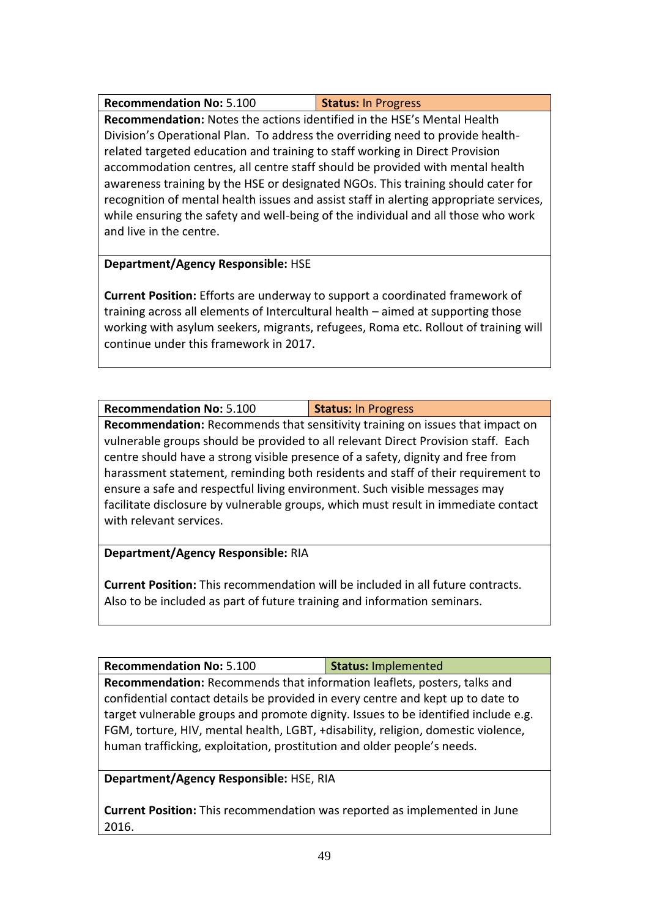| **Recommendation No:** 5.100 | **Status:** In Progress |
|---|---|

**Recommendation:** Notes the actions identified in the HSE's Mental Health Division's Operational Plan. To address the overriding need to provide health-related targeted education and training to staff working in Direct Provision accommodation centres, all centre staff should be provided with mental health awareness training by the HSE or designated NGOs. This training should cater for recognition of mental health issues and assist staff in alerting appropriate services, while ensuring the safety and well-being of the individual and all those who work and live in the centre.

**Department/Agency Responsible:** HSE

**Current Position:** Efforts are underway to support a coordinated framework of training across all elements of Intercultural health – aimed at supporting those working with asylum seekers, migrants, refugees, Roma etc. Rollout of training will continue under this framework in 2017.

| **Recommendation No:** 5.100 | **Status:** In Progress |
|---|---|

**Recommendation:** Recommends that sensitivity training on issues that impact on vulnerable groups should be provided to all relevant Direct Provision staff. Each centre should have a strong visible presence of a safety, dignity and free from harassment statement, reminding both residents and staff of their requirement to ensure a safe and respectful living environment. Such visible messages may facilitate disclosure by vulnerable groups, which must result in immediate contact with relevant services.

**Department/Agency Responsible:** RIA

**Current Position:** This recommendation will be included in all future contracts. Also to be included as part of future training and information seminars.

| **Recommendation No:** 5.100 | **Status:** Implemented |
|---|---|

**Recommendation:** Recommends that information leaflets, posters, talks and confidential contact details be provided in every centre and kept up to date to target vulnerable groups and promote dignity. Issues to be identified include e.g. FGM, torture, HIV, mental health, LGBT, +disability, religion, domestic violence, human trafficking, exploitation, prostitution and older people's needs.

**Department/Agency Responsible:** HSE, RIA

**Current Position:** This recommendation was reported as implemented in June 2016.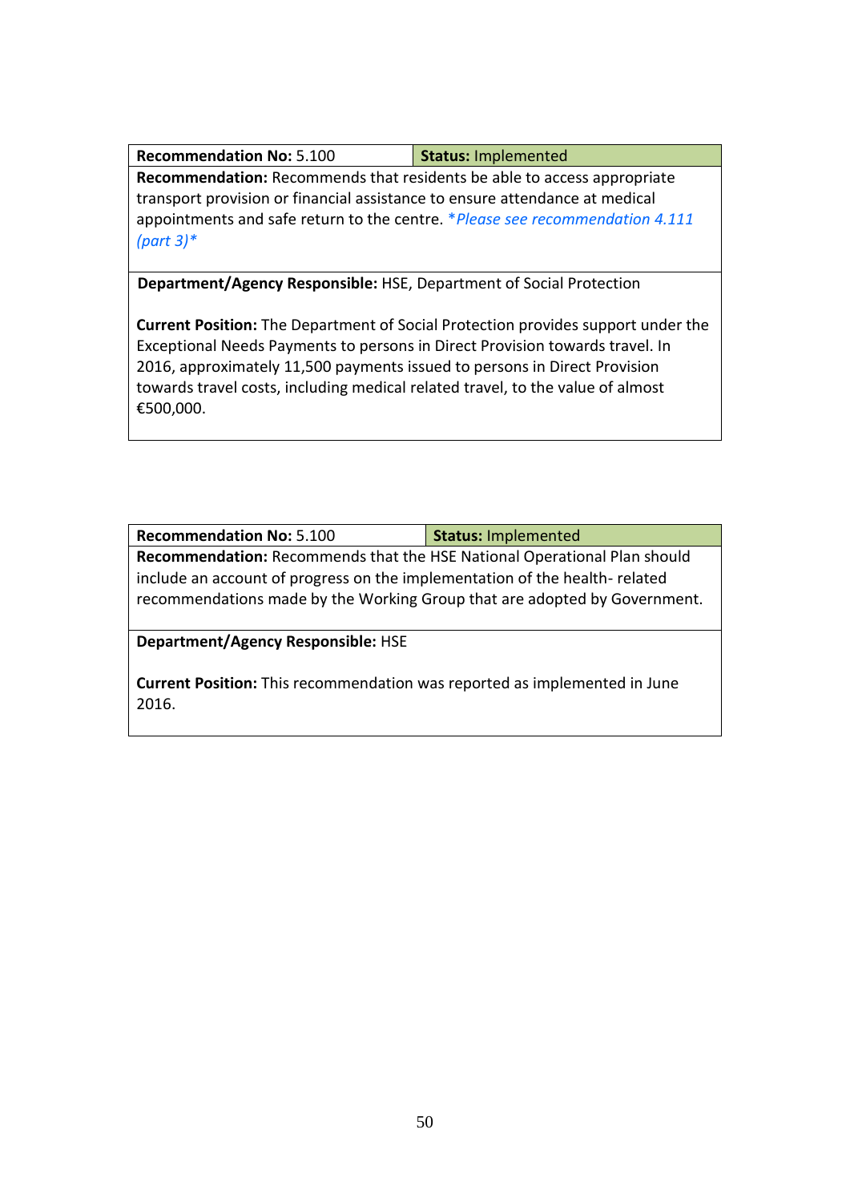| **Recommendation No:** 5.100 | **Status:** Implemented |
|---|---|
| **Recommendation:** Recommends that residents be able to access appropriate transport provision or financial assistance to ensure attendance at medical appointments and safe return to the centre. **Please see recommendation 4.111 (part 3)** | |
| **Department/Agency Responsible:** HSE, Department of Social Protection<br><br>**Current Position:** The Department of Social Protection provides support under the Exceptional Needs Payments to persons in Direct Provision towards travel. In 2016, approximately 11,500 payments issued to persons in Direct Provision towards travel costs, including medical related travel, to the value of almost €500,000. | |

| **Recommendation No:** 5.100 | **Status:** Implemented |
|---|---|
| **Recommendation:** Recommends that the HSE National Operational Plan should include an account of progress on the implementation of the health- related recommendations made by the Working Group that are adopted by Government. | |
| **Department/Agency Responsible:** HSE<br><br>**Current Position:** This recommendation was reported as implemented in June 2016. | |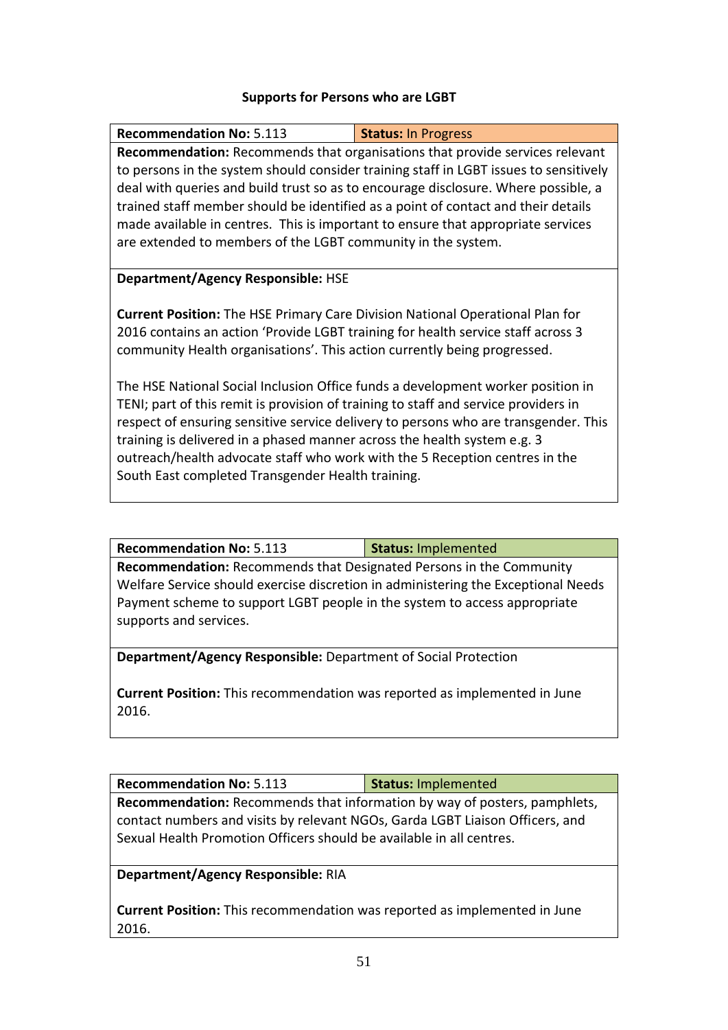**Supports for Persons who are LGBT**

| **Recommendation No:** 5.113 | **Status:** In Progress |
|---|---|
| **Recommendation:** Recommends that organisations that provide services relevant to persons in the system should consider training staff in LGBT issues to sensitively deal with queries and build trust so as to encourage disclosure. Where possible, a trained staff member should be identified as a point of contact and their details made available in centres. This is important to ensure that appropriate services are extended to members of the LGBT community in the system. | |
| **Department/Agency Responsible:** HSE<br><br>**Current Position:** The HSE Primary Care Division National Operational Plan for 2016 contains an action 'Provide LGBT training for health service staff across 3 community Health organisations'. This action currently being progressed.<br><br>The HSE National Social Inclusion Office funds a development worker position in TENI; part of this remit is provision of training to staff and service providers in respect of ensuring sensitive service delivery to persons who are transgender. This training is delivered in a phased manner across the health system e.g. 3 outreach/health advocate staff who work with the 5 Reception centres in the South East completed Transgender Health training. | |

| **Recommendation No:** 5.113 | **Status:** Implemented |
|---|---|
| **Recommendation:** Recommends that Designated Persons in the Community Welfare Service should exercise discretion in administering the Exceptional Needs Payment scheme to support LGBT people in the system to access appropriate supports and services. | |
| **Department/Agency Responsible:** Department of Social Protection<br><br>**Current Position:** This recommendation was reported as implemented in June 2016. | |

| **Recommendation No:** 5.113 | **Status:** Implemented |
|---|---|
| **Recommendation:** Recommends that information by way of posters, pamphlets, contact numbers and visits by relevant NGOs, Garda LGBT Liaison Officers, and Sexual Health Promotion Officers should be available in all centres. | |
| **Department/Agency Responsible:** RIA<br><br>**Current Position:** This recommendation was reported as implemented in June 2016. | |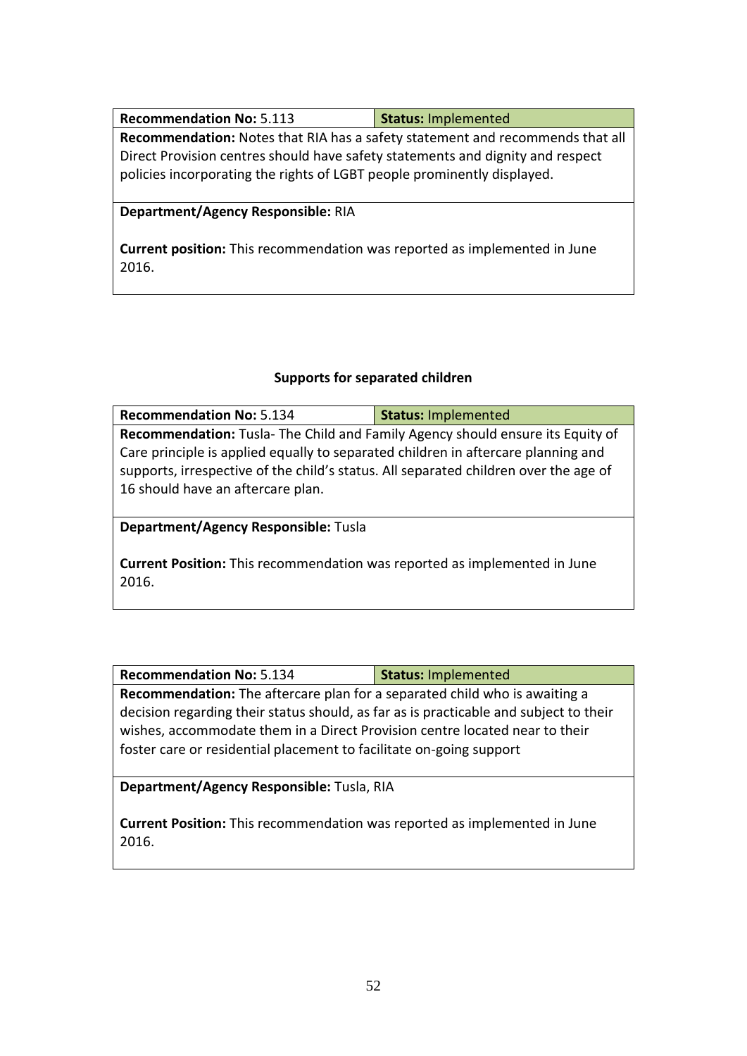| **Recommendation No:** 5.113 | **Status:** Implemented |
|---|---|
| **Recommendation:** Notes that RIA has a safety statement and recommends that all Direct Provision centres should have safety statements and dignity and respect policies incorporating the rights of LGBT people prominently displayed. | |
| **Department/Agency Responsible:** RIA<br><br>**Current position:** This recommendation was reported as implemented in June 2016. | |

### Supports for separated children

| **Recommendation No:** 5.134 | **Status:** Implemented |
|---|---|
| **Recommendation:** Tusla- The Child and Family Agency should ensure its Equity of Care principle is applied equally to separated children in aftercare planning and supports, irrespective of the child's status. All separated children over the age of 16 should have an aftercare plan. | |
| **Department/Agency Responsible:** Tusla<br><br>**Current Position:** This recommendation was reported as implemented in June 2016. | |

| **Recommendation No:** 5.134 | **Status:** Implemented |
|---|---|
| **Recommendation:** The aftercare plan for a separated child who is awaiting a decision regarding their status should, as far as is practicable and subject to their wishes, accommodate them in a Direct Provision centre located near to their foster care or residential placement to facilitate on-going support | |
| **Department/Agency Responsible:** Tusla, RIA<br><br>**Current Position:** This recommendation was reported as implemented in June 2016. | |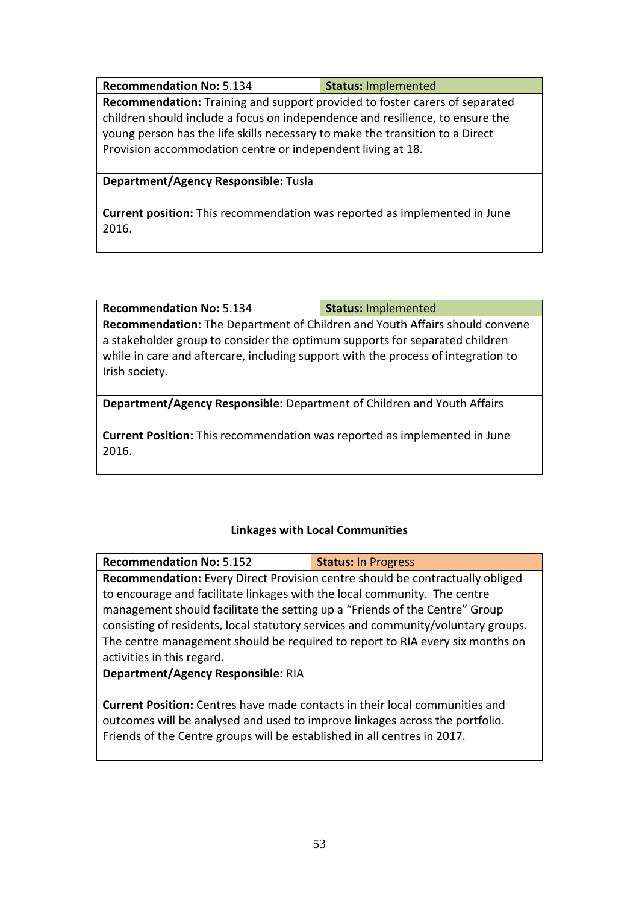| **Recommendation No:** 5.134 | **Status:** Implemented |
|---|---|
| **Recommendation:** Training and support provided to foster carers of separated children should include a focus on independence and resilience, to ensure the young person has the life skills necessary to make the transition to a Direct Provision accommodation centre or independent living at 18. | |
| **Department/Agency Responsible:** Tusla<br><br>**Current position:** This recommendation was reported as implemented in June 2016. | |

| **Recommendation No:** 5.134 | **Status:** Implemented |
|---|---|
| **Recommendation:** The Department of Children and Youth Affairs should convene a stakeholder group to consider the optimum supports for separated children while in care and aftercare, including support with the process of integration to Irish society. | |
| **Department/Agency Responsible:** Department of Children and Youth Affairs<br><br>**Current Position:** This recommendation was reported as implemented in June 2016. | |

### Linkages with Local Communities

| **Recommendation No:** 5.152 | **Status:** In Progress |
|---|---|
| **Recommendation:** Every Direct Provision centre should be contractually obliged to encourage and facilitate linkages with the local community. The centre management should facilitate the setting up a "Friends of the Centre" Group consisting of residents, local statutory services and community/voluntary groups. The centre management should be required to report to RIA every six months on activities in this regard. | |
| **Department/Agency Responsible:** RIA<br><br>**Current Position:** Centres have made contacts in their local communities and outcomes will be analysed and used to improve linkages across the portfolio. Friends of the Centre groups will be established in all centres in 2017. | |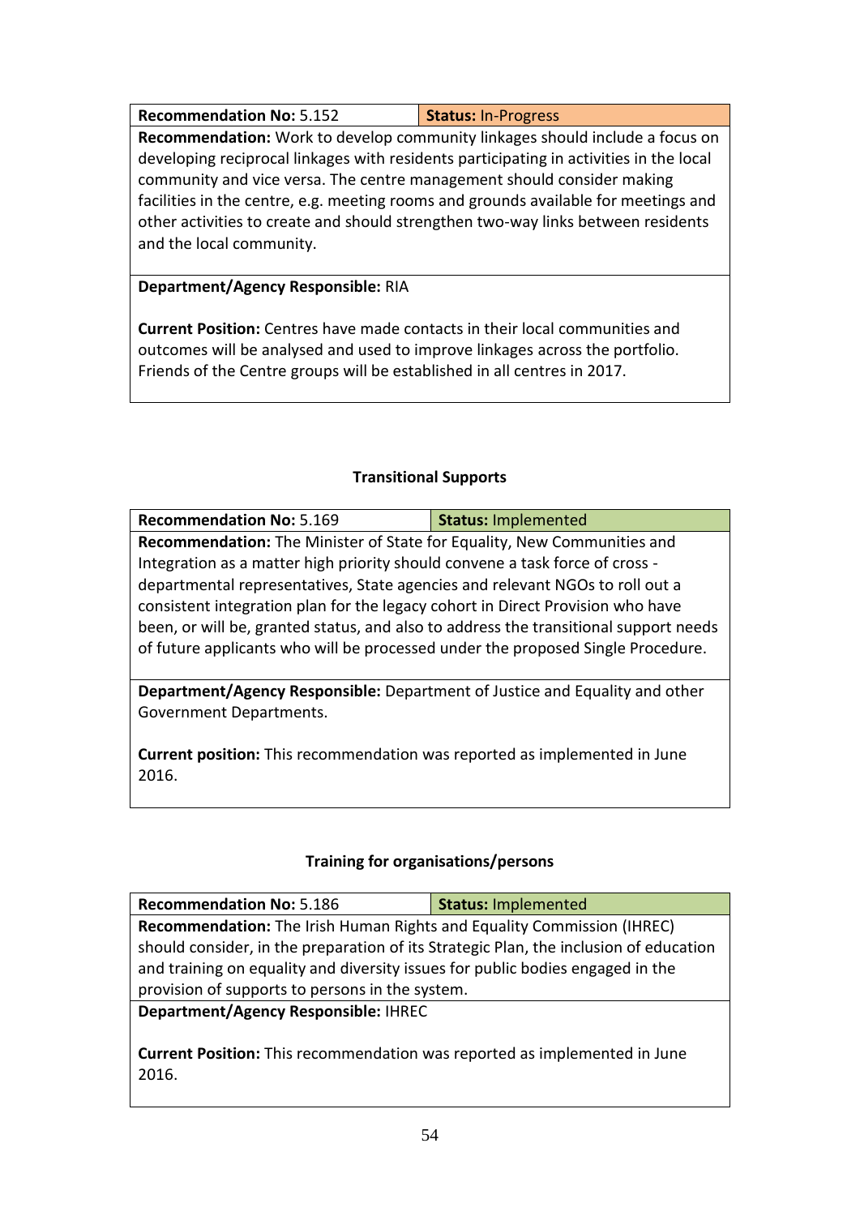| **Recommendation No:** 5.152 | **Status:** In-Progress |
|---|---|
| **Recommendation:** Work to develop community linkages should include a focus on developing reciprocal linkages with residents participating in activities in the local community and vice versa. The centre management should consider making facilities in the centre, e.g. meeting rooms and grounds available for meetings and other activities to create and should strengthen two-way links between residents and the local community. | |
| **Department/Agency Responsible:** RIA<br><br>**Current Position:** Centres have made contacts in their local communities and outcomes will be analysed and used to improve linkages across the portfolio. Friends of the Centre groups will be established in all centres in 2017. | |

### Transitional Supports

| **Recommendation No:** 5.169 | **Status:** Implemented |
|---|---|
| **Recommendation:** The Minister of State for Equality, New Communities and Integration as a matter high priority should convene a task force of cross - departmental representatives, State agencies and relevant NGOs to roll out a consistent integration plan for the legacy cohort in Direct Provision who have been, or will be, granted status, and also to address the transitional support needs of future applicants who will be processed under the proposed Single Procedure. | |
| **Department/Agency Responsible:** Department of Justice and Equality and other Government Departments.<br><br>**Current position:** This recommendation was reported as implemented in June 2016. | |

### Training for organisations/persons

| **Recommendation No:** 5.186 | **Status:** Implemented |
|---|---|
| **Recommendation:** The Irish Human Rights and Equality Commission (IHREC) should consider, in the preparation of its Strategic Plan, the inclusion of education and training on equality and diversity issues for public bodies engaged in the provision of supports to persons in the system. | |
| **Department/Agency Responsible:** IHREC<br><br>**Current Position:** This recommendation was reported as implemented in June 2016. | |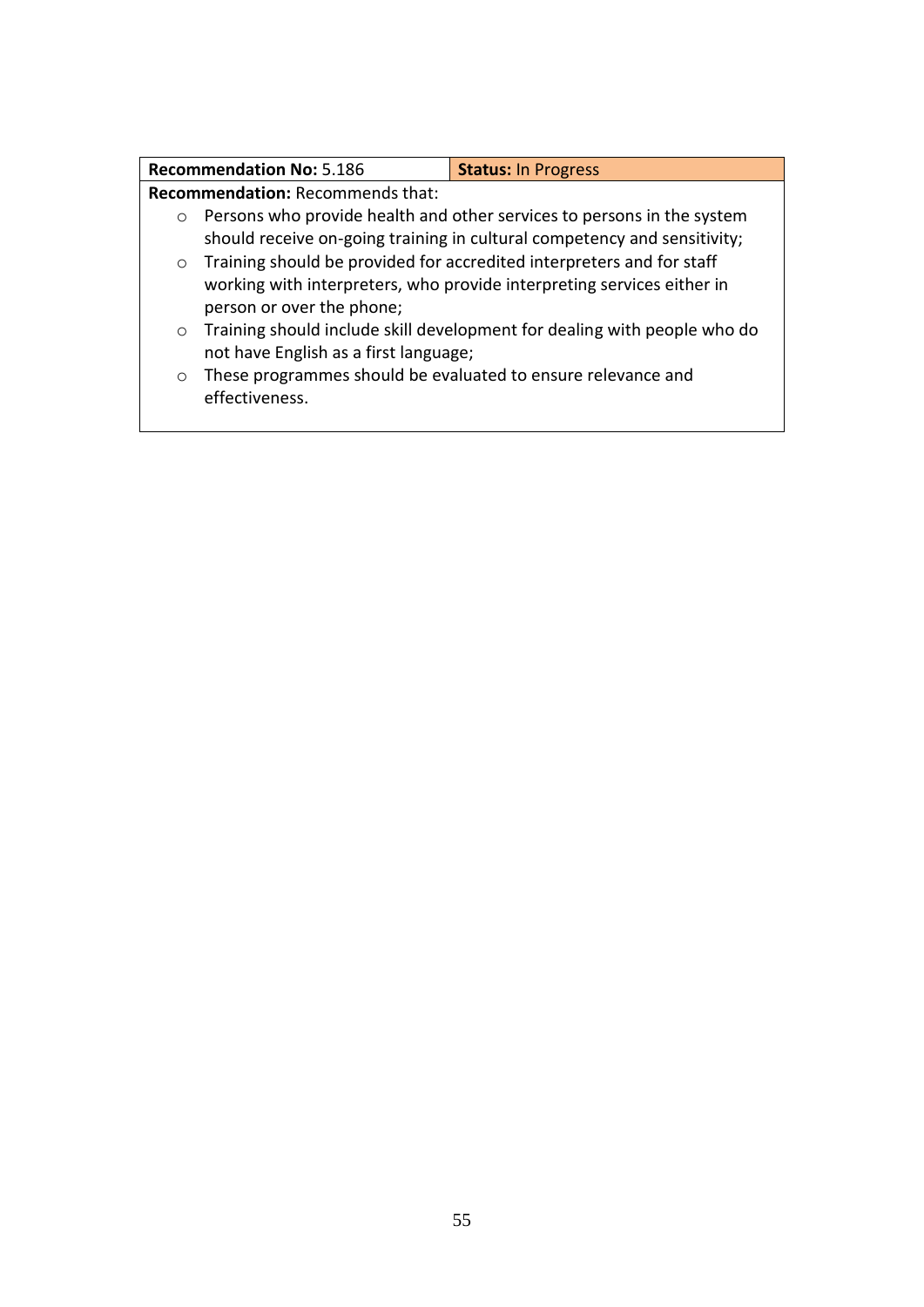| **Recommendation No:** 5.186 | **Status:** In Progress |
|---|---|

**Recommendation:** Recommends that:

- Persons who provide health and other services to persons in the system should receive on-going training in cultural competency and sensitivity;
- Training should be provided for accredited interpreters and for staff working with interpreters, who provide interpreting services either in person or over the phone;
- Training should include skill development for dealing with people who do not have English as a first language;
- These programmes should be evaluated to ensure relevance and effectiveness.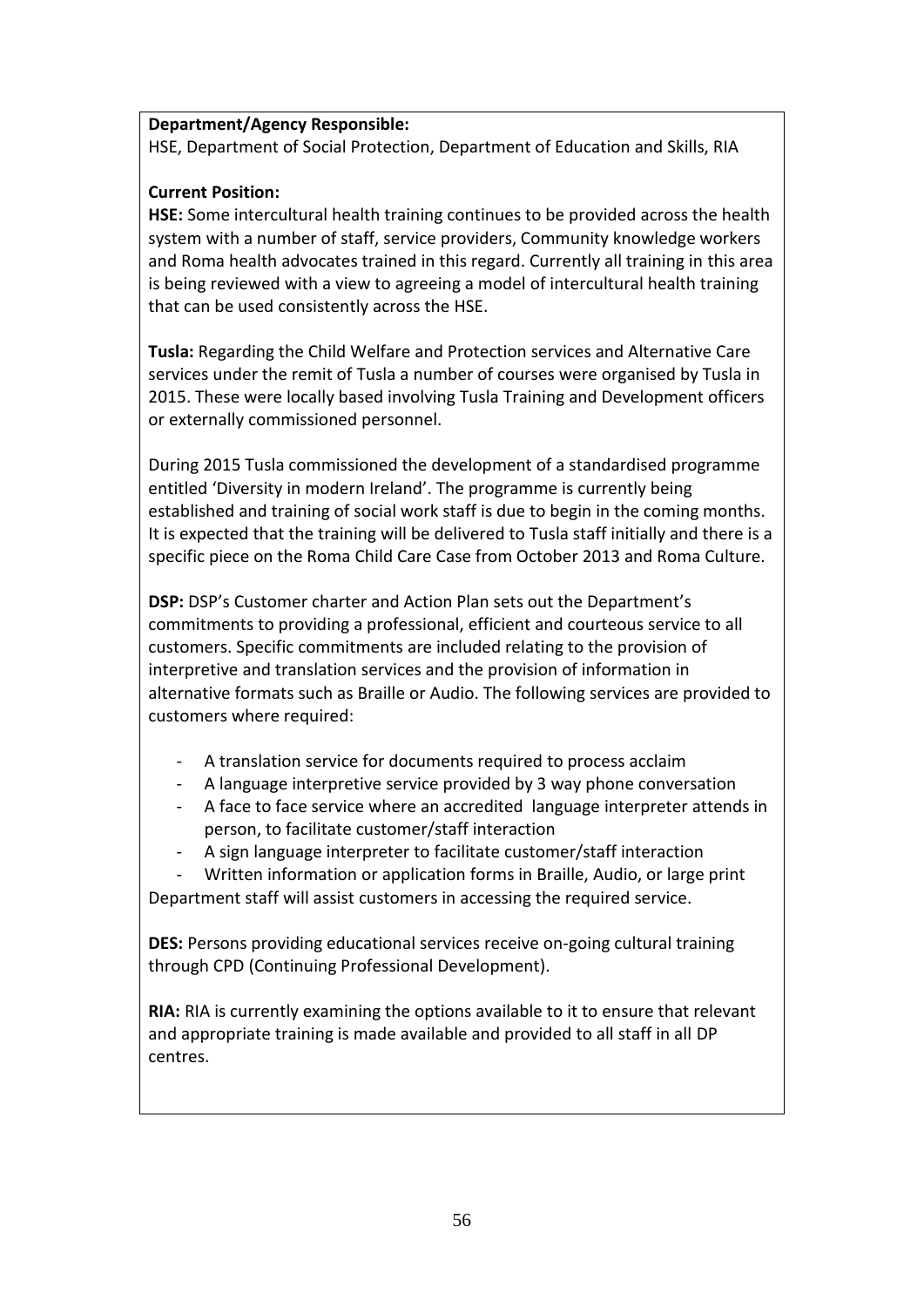**Department/Agency Responsible:**
HSE, Department of Social Protection, Department of Education and Skills, RIA

**Current Position:**
**HSE:** Some intercultural health training continues to be provided across the health system with a number of staff, service providers, Community knowledge workers and Roma health advocates trained in this regard. Currently all training in this area is being reviewed with a view to agreeing a model of intercultural health training that can be used consistently across the HSE.

**Tusla:** Regarding the Child Welfare and Protection services and Alternative Care services under the remit of Tusla a number of courses were organised by Tusla in 2015. These were locally based involving Tusla Training and Development officers or externally commissioned personnel.

During 2015 Tusla commissioned the development of a standardised programme entitled 'Diversity in modern Ireland'. The programme is currently being established and training of social work staff is due to begin in the coming months. It is expected that the training will be delivered to Tusla staff initially and there is a specific piece on the Roma Child Care Case from October 2013 and Roma Culture.

**DSP:** DSP's Customer charter and Action Plan sets out the Department's commitments to providing a professional, efficient and courteous service to all customers. Specific commitments are included relating to the provision of interpretive and translation services and the provision of information in alternative formats such as Braille or Audio. The following services are provided to customers where required:

- A translation service for documents required to process acclaim
- A language interpretive service provided by 3 way phone conversation
- A face to face service where an accredited language interpreter attends in person, to facilitate customer/staff interaction
- A sign language interpreter to facilitate customer/staff interaction
- Written information or application forms in Braille, Audio, or large print

Department staff will assist customers in accessing the required service.

**DES:** Persons providing educational services receive on-going cultural training through CPD (Continuing Professional Development).

**RIA:** RIA is currently examining the options available to it to ensure that relevant and appropriate training is made available and provided to all staff in all DP centres.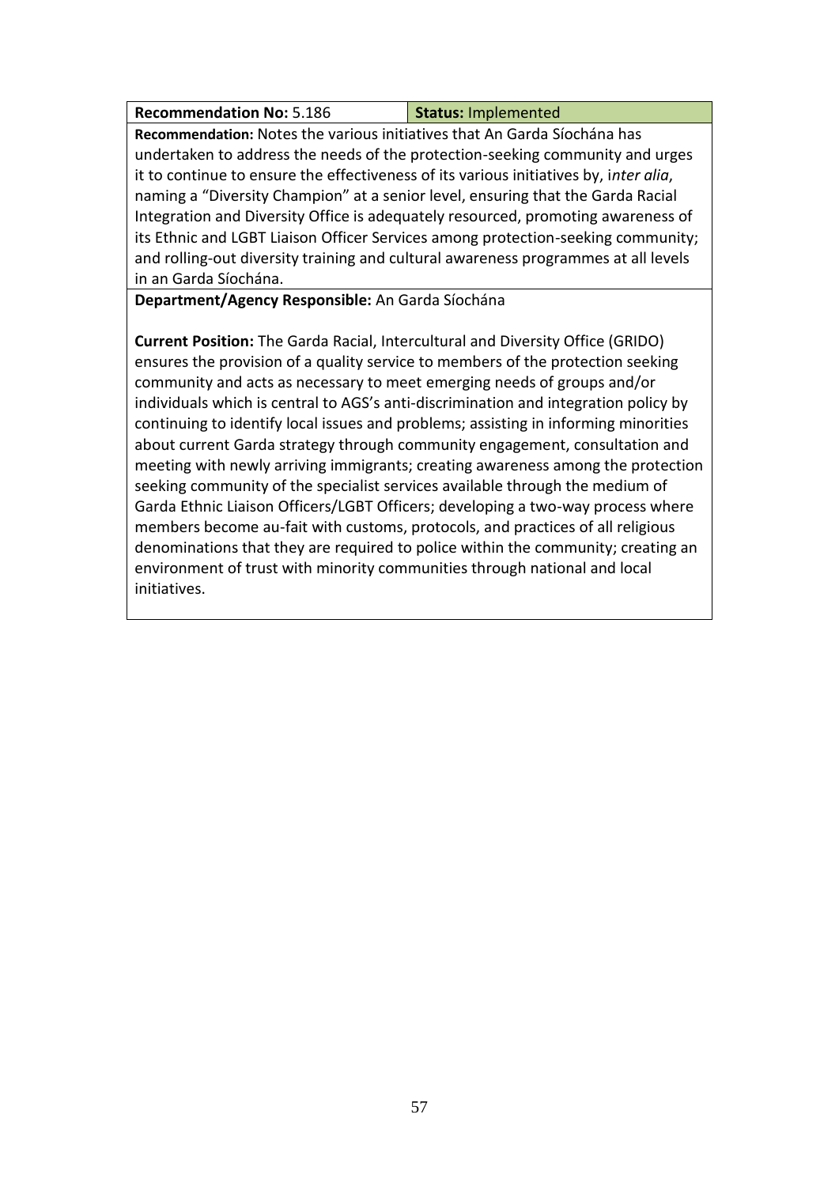| **Recommendation No:** 5.186 | **Status:** Implemented |
|---|---|

**Recommendation:** Notes the various initiatives that An Garda Síochána has undertaken to address the needs of the protection-seeking community and urges it to continue to ensure the effectiveness of its various initiatives by, i*nter alia*, naming a "Diversity Champion" at a senior level, ensuring that the Garda Racial Integration and Diversity Office is adequately resourced, promoting awareness of its Ethnic and LGBT Liaison Officer Services among protection-seeking community; and rolling-out diversity training and cultural awareness programmes at all levels in an Garda Síochána.

**Department/Agency Responsible:** An Garda Síochána

**Current Position:** The Garda Racial, Intercultural and Diversity Office (GRIDO) ensures the provision of a quality service to members of the protection seeking community and acts as necessary to meet emerging needs of groups and/or individuals which is central to AGS's anti-discrimination and integration policy by continuing to identify local issues and problems; assisting in informing minorities about current Garda strategy through community engagement, consultation and meeting with newly arriving immigrants; creating awareness among the protection seeking community of the specialist services available through the medium of Garda Ethnic Liaison Officers/LGBT Officers; developing a two-way process where members become au-fait with customs, protocols, and practices of all religious denominations that they are required to police within the community; creating an environment of trust with minority communities through national and local initiatives.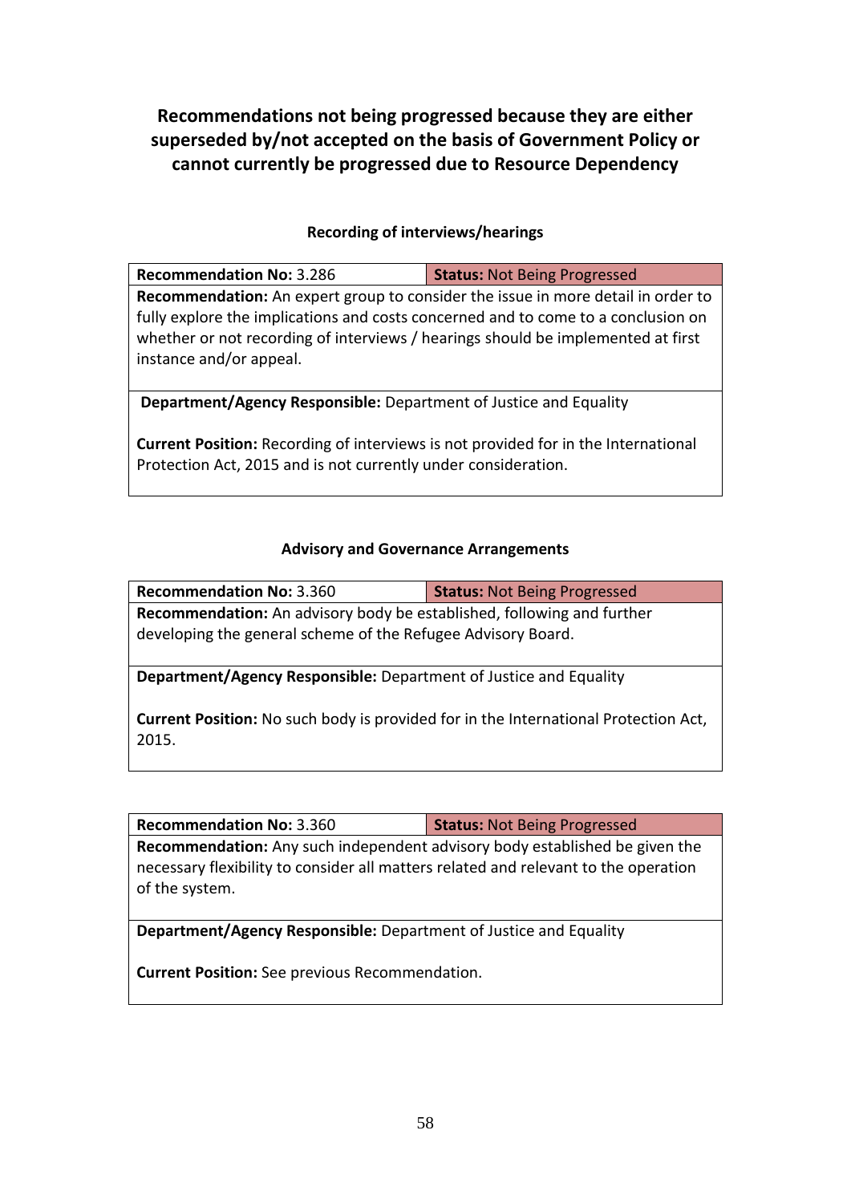## Recommendations not being progressed because they are either superseded by/not accepted on the basis of Government Policy or cannot currently be progressed due to Resource Dependency

### Recording of interviews/hearings

| **Recommendation No:** 3.286 | **Status:** Not Being Progressed |
|---|---|
| **Recommendation:** An expert group to consider the issue in more detail in order to fully explore the implications and costs concerned and to come to a conclusion on whether or not recording of interviews / hearings should be implemented at first instance and/or appeal. | |
| **Department/Agency Responsible:** Department of Justice and Equality<br><br>**Current Position:** Recording of interviews is not provided for in the International Protection Act, 2015 and is not currently under consideration. | |

### Advisory and Governance Arrangements

| **Recommendation No:** 3.360 | **Status:** Not Being Progressed |
|---|---|
| **Recommendation:** An advisory body be established, following and further developing the general scheme of the Refugee Advisory Board. | |
| **Department/Agency Responsible:** Department of Justice and Equality<br><br>**Current Position:** No such body is provided for in the International Protection Act, 2015. | |

| **Recommendation No:** 3.360 | **Status:** Not Being Progressed |
|---|---|
| **Recommendation:** Any such independent advisory body established be given the necessary flexibility to consider all matters related and relevant to the operation of the system. | |
| **Department/Agency Responsible:** Department of Justice and Equality<br><br>**Current Position:** See previous Recommendation. | |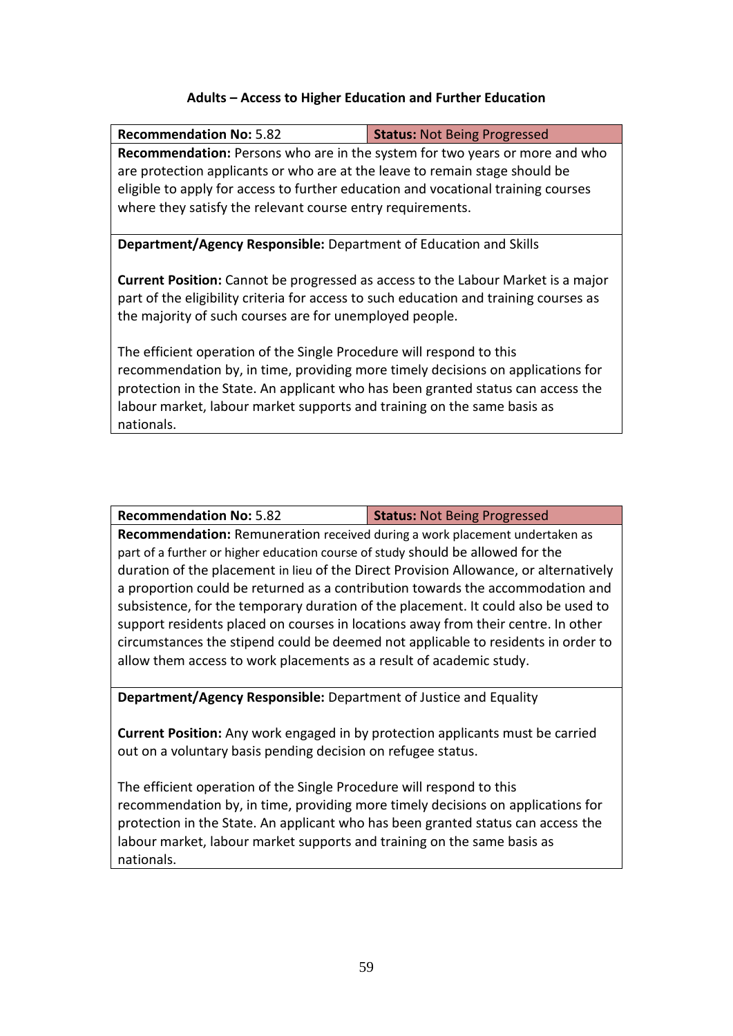**Adults – Access to Higher Education and Further Education**

| **Recommendation No:** 5.82 | **Status:** Not Being Progressed |
|---|---|
| **Recommendation:** Persons who are in the system for two years or more and who are protection applicants or who are at the leave to remain stage should be eligible to apply for access to further education and vocational training courses where they satisfy the relevant course entry requirements. | |
| **Department/Agency Responsible:** Department of Education and Skills<br><br>**Current Position:** Cannot be progressed as access to the Labour Market is a major part of the eligibility criteria for access to such education and training courses as the majority of such courses are for unemployed people.<br><br>The efficient operation of the Single Procedure will respond to this recommendation by, in time, providing more timely decisions on applications for protection in the State. An applicant who has been granted status can access the labour market, labour market supports and training on the same basis as nationals. | |

| **Recommendation No:** 5.82 | **Status:** Not Being Progressed |
|---|---|
| **Recommendation:** Remuneration received during a work placement undertaken as part of a further or higher education course of study should be allowed for the duration of the placement in lieu of the Direct Provision Allowance, or alternatively a proportion could be returned as a contribution towards the accommodation and subsistence, for the temporary duration of the placement. It could also be used to support residents placed on courses in locations away from their centre. In other circumstances the stipend could be deemed not applicable to residents in order to allow them access to work placements as a result of academic study. | |
| **Department/Agency Responsible:** Department of Justice and Equality<br><br>**Current Position:** Any work engaged in by protection applicants must be carried out on a voluntary basis pending decision on refugee status.<br><br>The efficient operation of the Single Procedure will respond to this recommendation by, in time, providing more timely decisions on applications for protection in the State. An applicant who has been granted status can access the labour market, labour market supports and training on the same basis as nationals. | |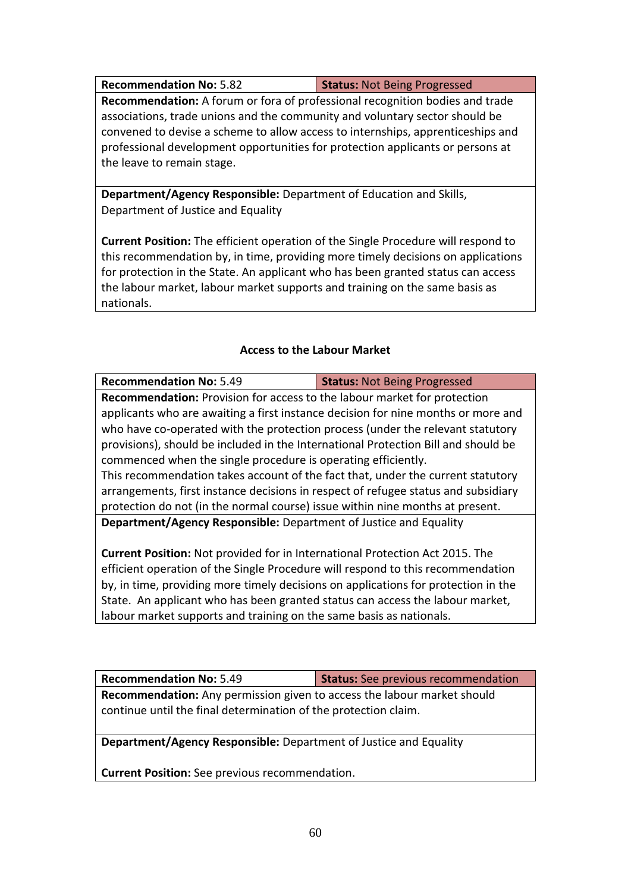| **Recommendation No:** 5.82 | **Status:** Not Being Progressed |
|---|---|
| **Recommendation:** A forum or fora of professional recognition bodies and trade associations, trade unions and the community and voluntary sector should be convened to devise a scheme to allow access to internships, apprenticeships and professional development opportunities for protection applicants or persons at the leave to remain stage. | |
| **Department/Agency Responsible:** Department of Education and Skills, Department of Justice and Equality<br><br>**Current Position:** The efficient operation of the Single Procedure will respond to this recommendation by, in time, providing more timely decisions on applications for protection in the State. An applicant who has been granted status can access the labour market, labour market supports and training on the same basis as nationals. | |

### Access to the Labour Market

| **Recommendation No:** 5.49 | **Status:** Not Being Progressed |
|---|---|
| **Recommendation:** Provision for access to the labour market for protection applicants who are awaiting a first instance decision for nine months or more and who have co-operated with the protection process (under the relevant statutory provisions), should be included in the International Protection Bill and should be commenced when the single procedure is operating efficiently.<br>This recommendation takes account of the fact that, under the current statutory arrangements, first instance decisions in respect of refugee status and subsidiary protection do not (in the normal course) issue within nine months at present. | |
| **Department/Agency Responsible:** Department of Justice and Equality<br><br>**Current Position:** Not provided for in International Protection Act 2015. The efficient operation of the Single Procedure will respond to this recommendation by, in time, providing more timely decisions on applications for protection in the State. An applicant who has been granted status can access the labour market, labour market supports and training on the same basis as nationals. | |

| **Recommendation No:** 5.49 | **Status:** See previous recommendation |
|---|---|
| **Recommendation:** Any permission given to access the labour market should continue until the final determination of the protection claim. | |
| **Department/Agency Responsible:** Department of Justice and Equality<br><br>**Current Position:** See previous recommendation. | |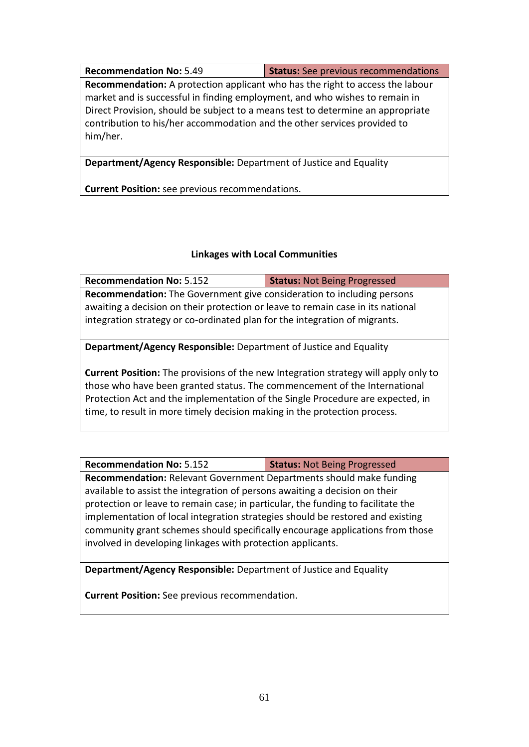| **Recommendation No:** 5.49 | **Status:** See previous recommendations |
|---|---|
| **Recommendation:** A protection applicant who has the right to access the labour market and is successful in finding employment, and who wishes to remain in Direct Provision, should be subject to a means test to determine an appropriate contribution to his/her accommodation and the other services provided to him/her. | |
| **Department/Agency Responsible:** Department of Justice and Equality<br><br>**Current Position:** see previous recommendations. | |

### Linkages with Local Communities

| **Recommendation No:** 5.152 | **Status:** Not Being Progressed |
|---|---|
| **Recommendation:** The Government give consideration to including persons awaiting a decision on their protection or leave to remain case in its national integration strategy or co-ordinated plan for the integration of migrants. | |
| **Department/Agency Responsible:** Department of Justice and Equality<br><br>**Current Position:** The provisions of the new Integration strategy will apply only to those who have been granted status. The commencement of the International Protection Act and the implementation of the Single Procedure are expected, in time, to result in more timely decision making in the protection process. | |

| **Recommendation No:** 5.152 | **Status:** Not Being Progressed |
|---|---|
| **Recommendation:** Relevant Government Departments should make funding available to assist the integration of persons awaiting a decision on their protection or leave to remain case; in particular, the funding to facilitate the implementation of local integration strategies should be restored and existing community grant schemes should specifically encourage applications from those involved in developing linkages with protection applicants. | |
| **Department/Agency Responsible:** Department of Justice and Equality<br><br>**Current Position:** See previous recommendation. | |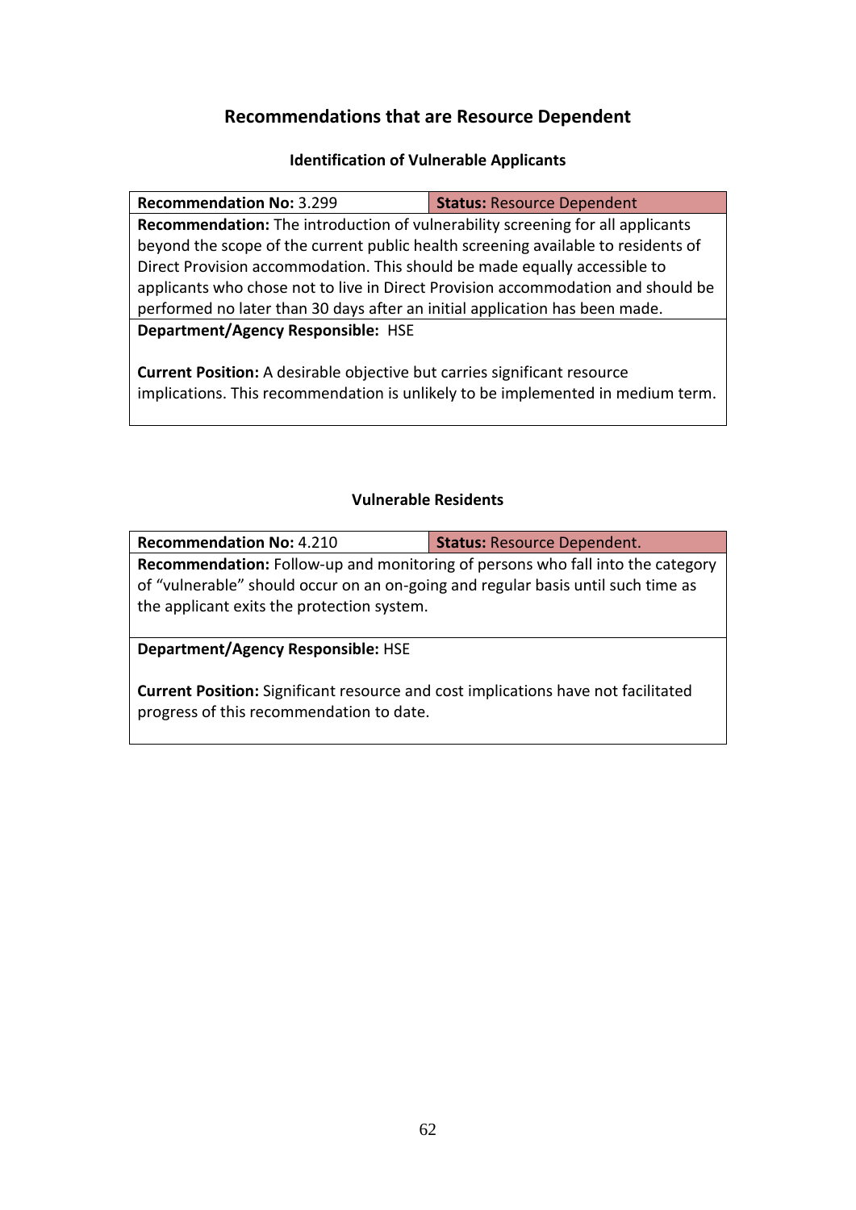## Recommendations that are Resource Dependent

### Identification of Vulnerable Applicants

| | |
|---|---|
| **Recommendation No:** 3.299 | **Status:** Resource Dependent |
| **Recommendation:** The introduction of vulnerability screening for all applicants beyond the scope of the current public health screening available to residents of Direct Provision accommodation. This should be made equally accessible to applicants who chose not to live in Direct Provision accommodation and should be performed no later than 30 days after an initial application has been made. | |
| **Department/Agency Responsible:** HSE<br><br>**Current Position:** A desirable objective but carries significant resource implications. This recommendation is unlikely to be implemented in medium term. | |

### Vulnerable Residents

| | |
|---|---|
| **Recommendation No:** 4.210 | **Status:** Resource Dependent. |
| **Recommendation:** Follow-up and monitoring of persons who fall into the category of "vulnerable" should occur on an on-going and regular basis until such time as the applicant exits the protection system. | |
| **Department/Agency Responsible:** HSE<br><br>**Current Position:** Significant resource and cost implications have not facilitated progress of this recommendation to date. | |